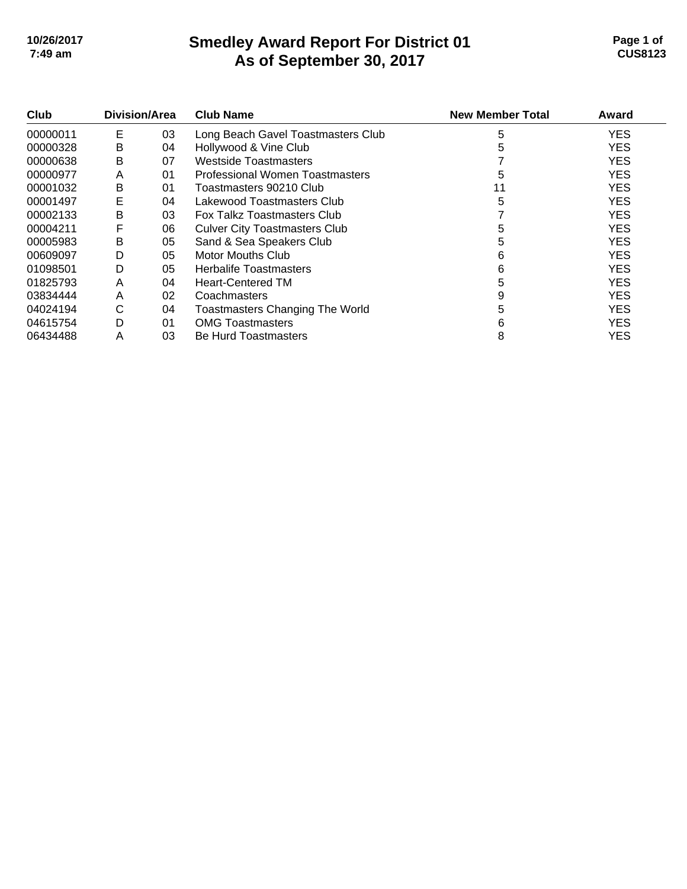# Smedley Award Report For District 01
## As of September 30, 2017

| Club | Division | Area | Club Name | New Member Total | Award |
|---|---|---|---|---|---|
| 00000011 | E | 03 | Long Beach Gavel Toastmasters Club | 5 | YES |
| 00000328 | B | 04 | Hollywood & Vine Club | 5 | YES |
| 00000638 | B | 07 | Westside Toastmasters | 7 | YES |
| 00000977 | A | 01 | Professional Women Toastmasters | 5 | YES |
| 00001032 | B | 01 | Toastmasters 90210 Club | 11 | YES |
| 00001497 | E | 04 | Lakewood Toastmasters Club | 5 | YES |
| 00002133 | B | 03 | Fox Talkz Toastmasters Club | 7 | YES |
| 00004211 | F | 06 | Culver City Toastmasters Club | 5 | YES |
| 00005983 | B | 05 | Sand & Sea Speakers Club | 5 | YES |
| 00609097 | D | 05 | Motor Mouths Club | 6 | YES |
| 01098501 | D | 05 | Herbalife Toastmasters | 6 | YES |
| 01825793 | A | 04 | Heart-Centered TM | 5 | YES |
| 03834444 | A | 02 | Coachmasters | 9 | YES |
| 04024194 | C | 04 | Toastmasters Changing The World | 5 | YES |
| 04615754 | D | 01 | OMG Toastmasters | 6 | YES |
| 06434488 | A | 03 | Be Hurd Toastmasters | 8 | YES |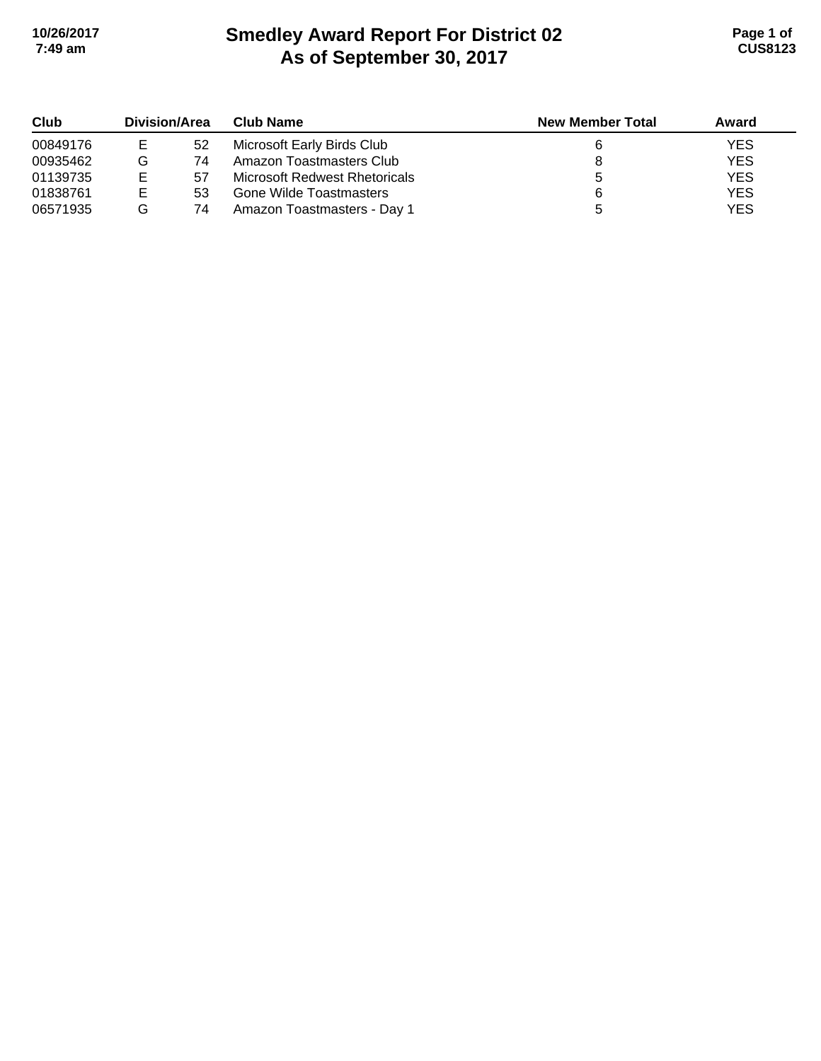# Smedley Award Report For District 02
## As of September 30, 2017

| Club | Division/Area | | Club Name | New Member Total | Award |
|---|---|---|---|---|---|
| 00849176 | E | 52 | Microsoft Early Birds Club | 6 | YES |
| 00935462 | G | 74 | Amazon Toastmasters Club | 8 | YES |
| 01139735 | E | 57 | Microsoft Redwest Rhetoricals | 5 | YES |
| 01838761 | E | 53 | Gone Wilde Toastmasters | 6 | YES |
| 06571935 | G | 74 | Amazon Toastmasters - Day 1 | 5 | YES |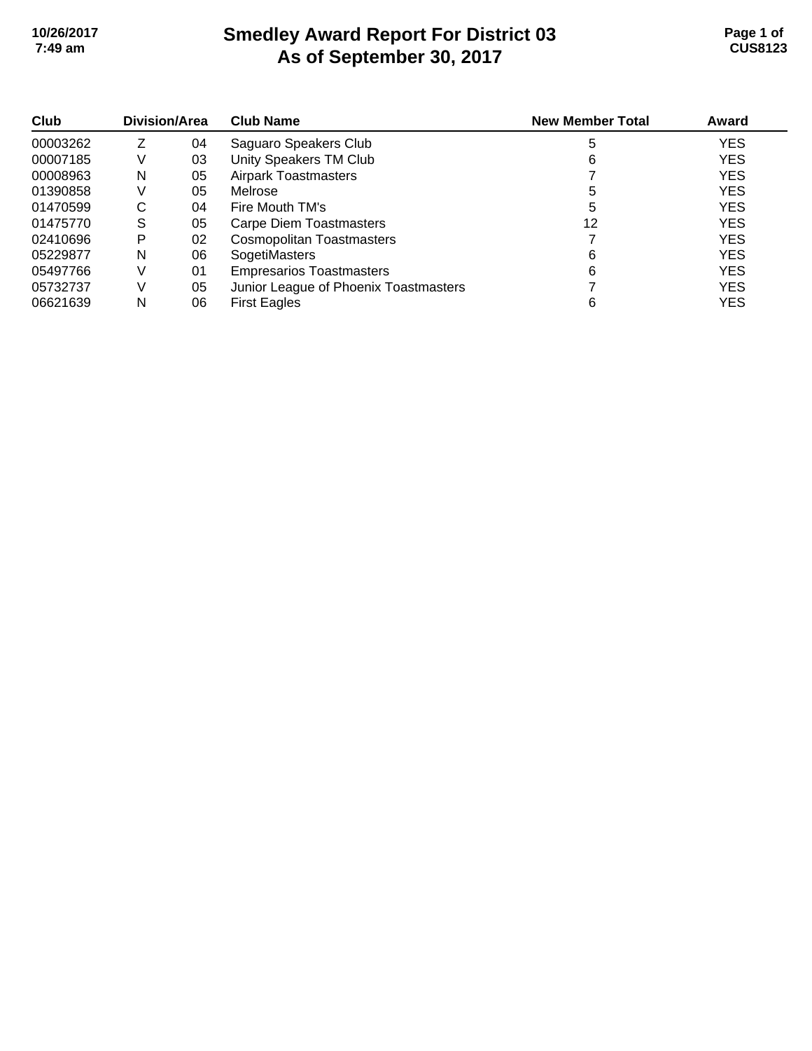# Smedley Award Report For District 03
## As of September 30, 2017

| Club | Division/Area | | Club Name | New Member Total | Award |
|---|---|---|---|---|---|
| 00003262 | Z | 04 | Saguaro Speakers Club | 5 | YES |
| 00007185 | V | 03 | Unity Speakers TM Club | 6 | YES |
| 00008963 | N | 05 | Airpark Toastmasters | 7 | YES |
| 01390858 | V | 05 | Melrose | 5 | YES |
| 01470599 | C | 04 | Fire Mouth TM's | 5 | YES |
| 01475770 | S | 05 | Carpe Diem Toastmasters | 12 | YES |
| 02410696 | P | 02 | Cosmopolitan Toastmasters | 7 | YES |
| 05229877 | N | 06 | SogetiMasters | 6 | YES |
| 05497766 | V | 01 | Empresarios Toastmasters | 6 | YES |
| 05732737 | V | 05 | Junior League of Phoenix Toastmasters | 7 | YES |
| 06621639 | N | 06 | First Eagles | 6 | YES |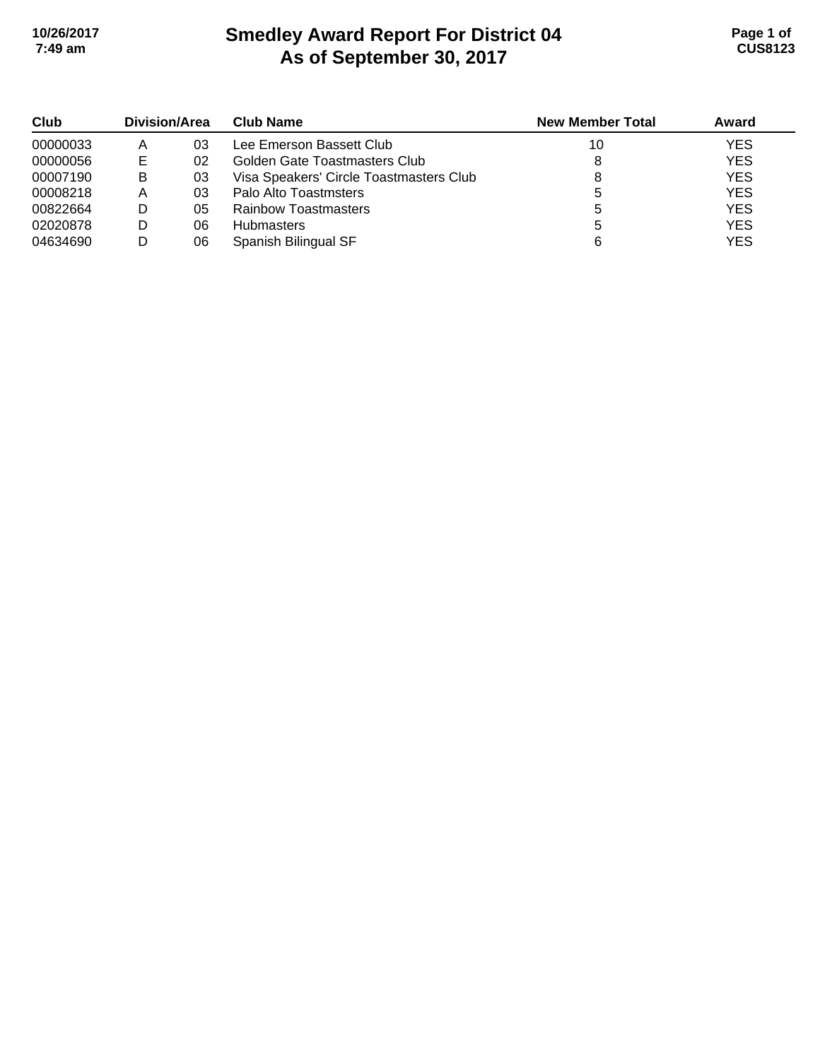# Smedley Award Report For District 04
## As of September 30, 2017

| Club | Division/Area | | Club Name | New Member Total | Award |
|---|---|---|---|---|---|
| 00000033 | A | 03 | Lee Emerson Bassett Club | 10 | YES |
| 00000056 | E | 02 | Golden Gate Toastmasters Club | 8 | YES |
| 00007190 | B | 03 | Visa Speakers' Circle Toastmasters Club | 8 | YES |
| 00008218 | A | 03 | Palo Alto Toastmsters | 5 | YES |
| 00822664 | D | 05 | Rainbow Toastmasters | 5 | YES |
| 02020878 | D | 06 | Hubmasters | 5 | YES |
| 04634690 | D | 06 | Spanish Bilingual SF | 6 | YES |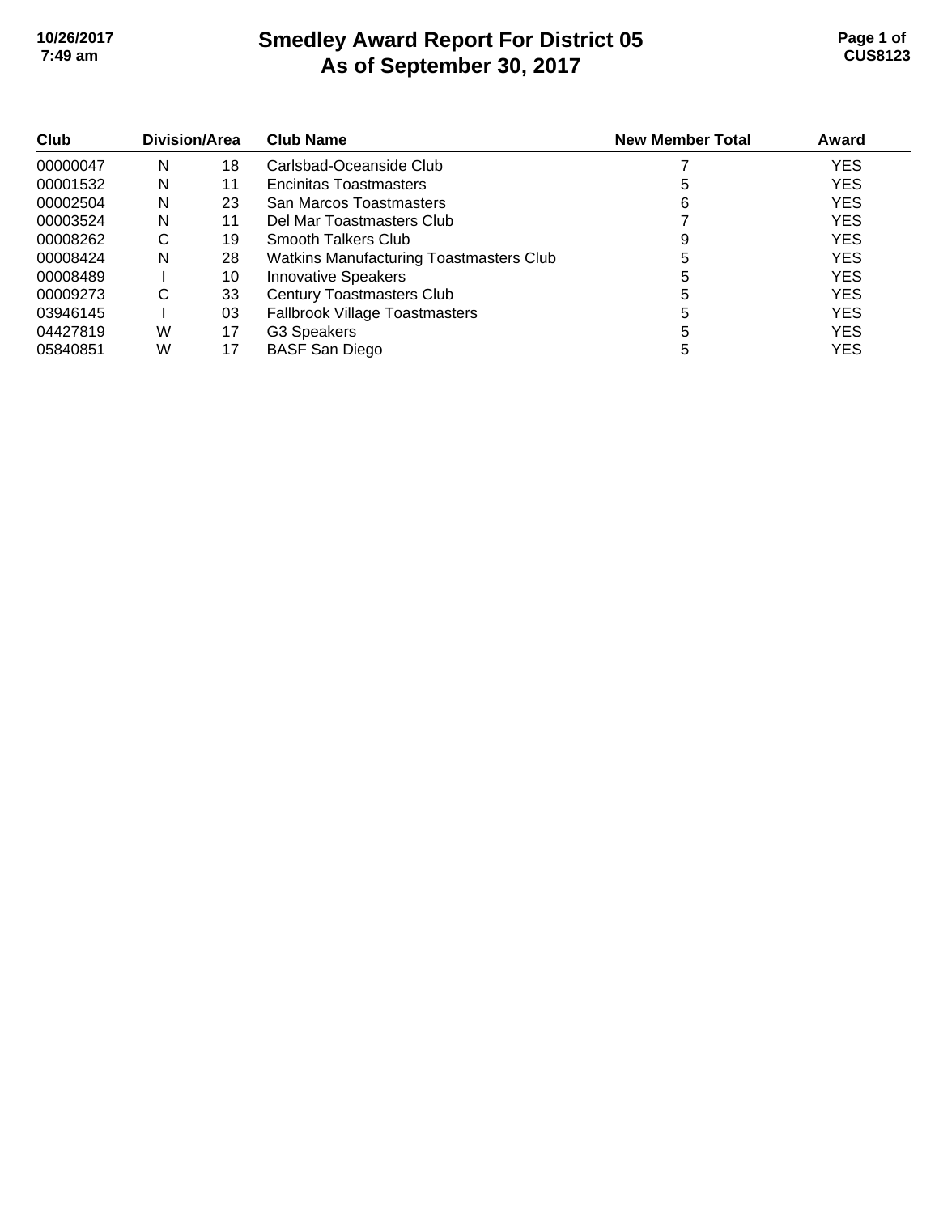# Smedley Award Report For District 05
## As of September 30, 2017

| Club | Division/Area | | Club Name | New Member Total | Award |
|---|---|---|---|---|---|
| 00000047 | N | 18 | Carlsbad-Oceanside Club | 7 | YES |
| 00001532 | N | 11 | Encinitas Toastmasters | 5 | YES |
| 00002504 | N | 23 | San Marcos Toastmasters | 6 | YES |
| 00003524 | N | 11 | Del Mar Toastmasters Club | 7 | YES |
| 00008262 | C | 19 | Smooth Talkers Club | 9 | YES |
| 00008424 | N | 28 | Watkins Manufacturing Toastmasters Club | 5 | YES |
| 00008489 | I | 10 | Innovative Speakers | 5 | YES |
| 00009273 | C | 33 | Century Toastmasters Club | 5 | YES |
| 03946145 | I | 03 | Fallbrook Village Toastmasters | 5 | YES |
| 04427819 | W | 17 | G3 Speakers | 5 | YES |
| 05840851 | W | 17 | BASF San Diego | 5 | YES |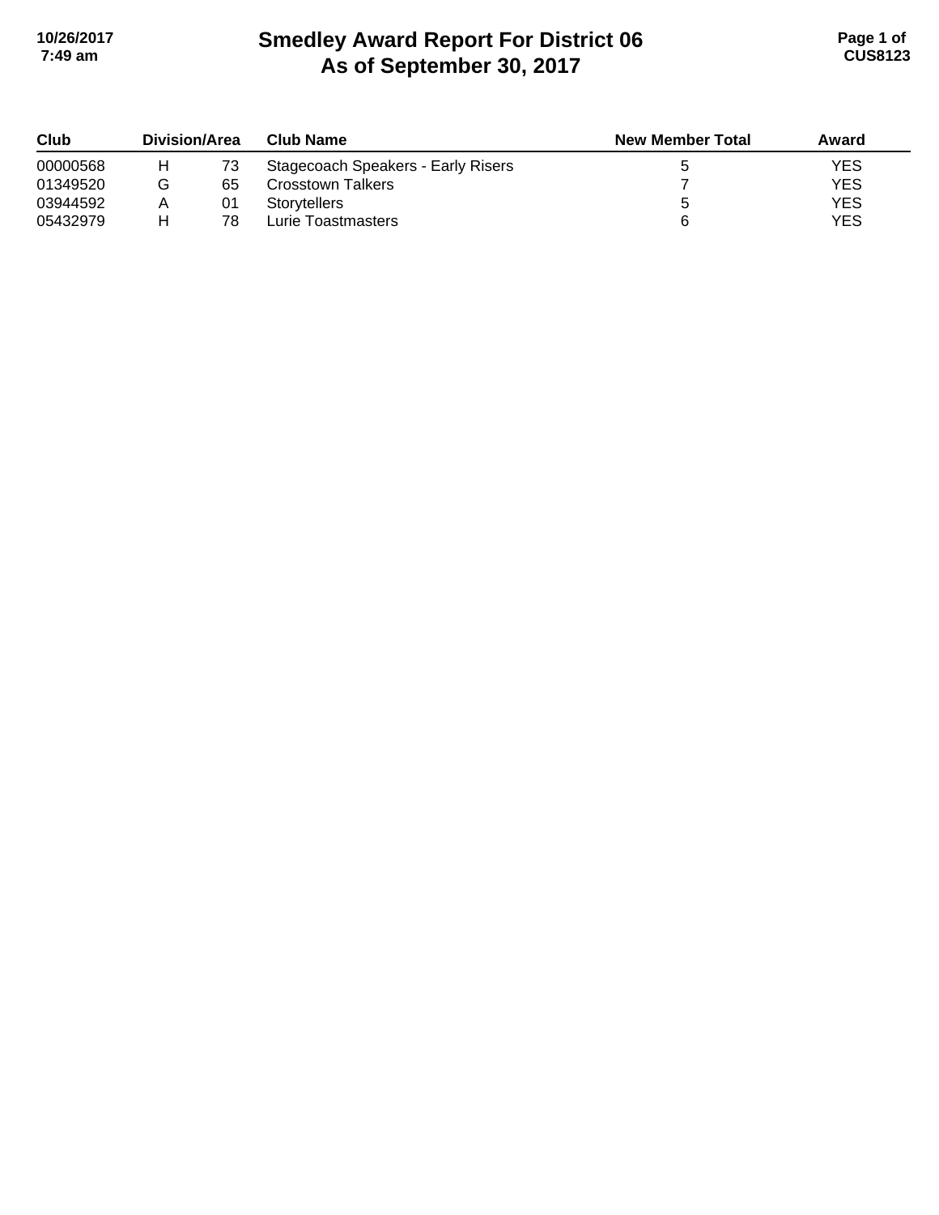# Smedley Award Report For District 06
## As of September 30, 2017

| Club | Division/Area | | Club Name | New Member Total | Award |
|---|---|---|---|---|---|
| 00000568 | H | 73 | Stagecoach Speakers - Early Risers | 5 | YES |
| 01349520 | G | 65 | Crosstown Talkers | 7 | YES |
| 03944592 | A | 01 | Storytellers | 5 | YES |
| 05432979 | H | 78 | Lurie Toastmasters | 6 | YES |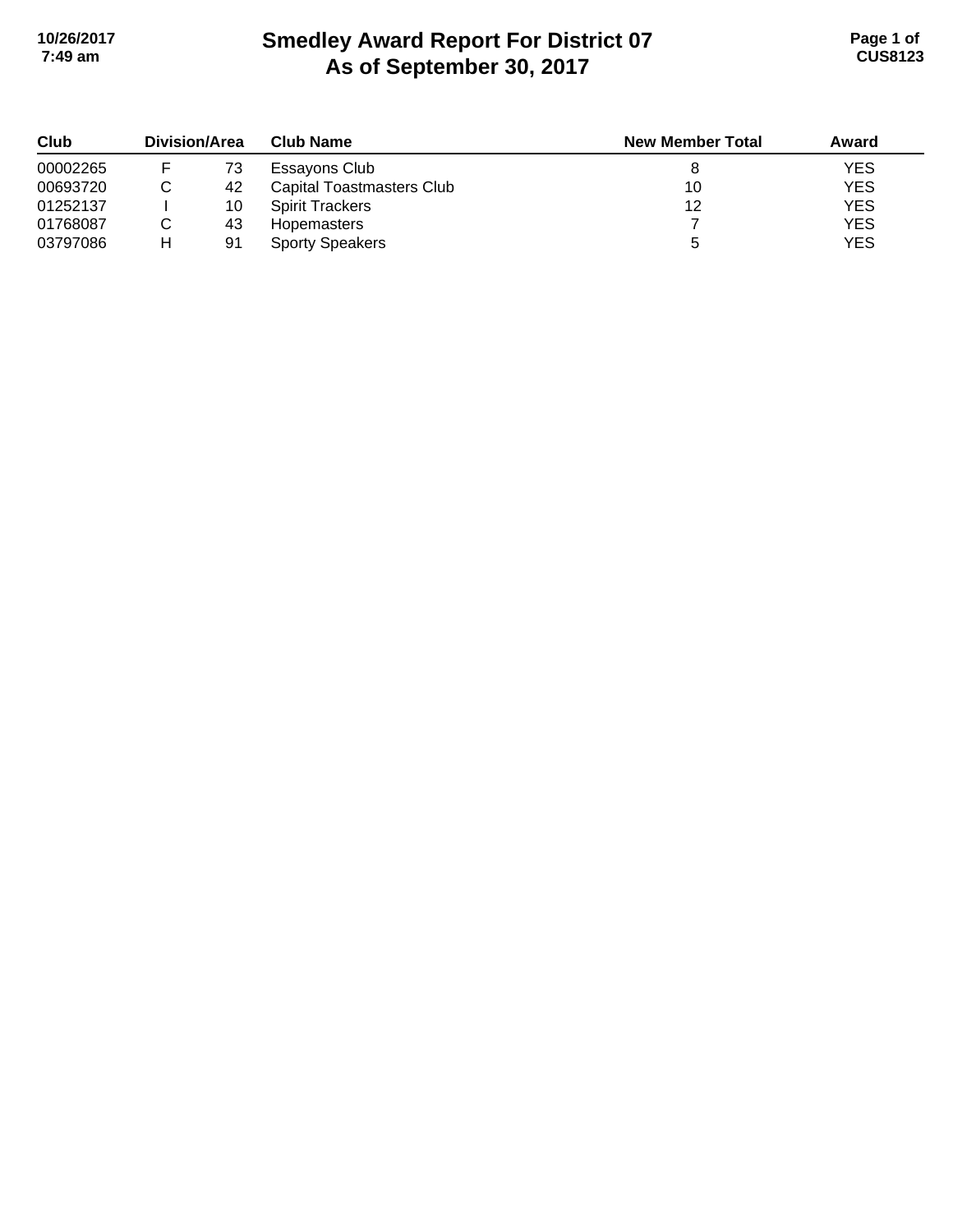# Smedley Award Report For District 07
# As of September 30, 2017

| Club | Division/Area | | Club Name | New Member Total | Award |
|---|---|---|---|---|---|
| 00002265 | F | 73 | Essayons Club | 8 | YES |
| 00693720 | C | 42 | Capital Toastmasters Club | 10 | YES |
| 01252137 | I | 10 | Spirit Trackers | 12 | YES |
| 01768087 | C | 43 | Hopemasters | 7 | YES |
| 03797086 | H | 91 | Sporty Speakers | 5 | YES |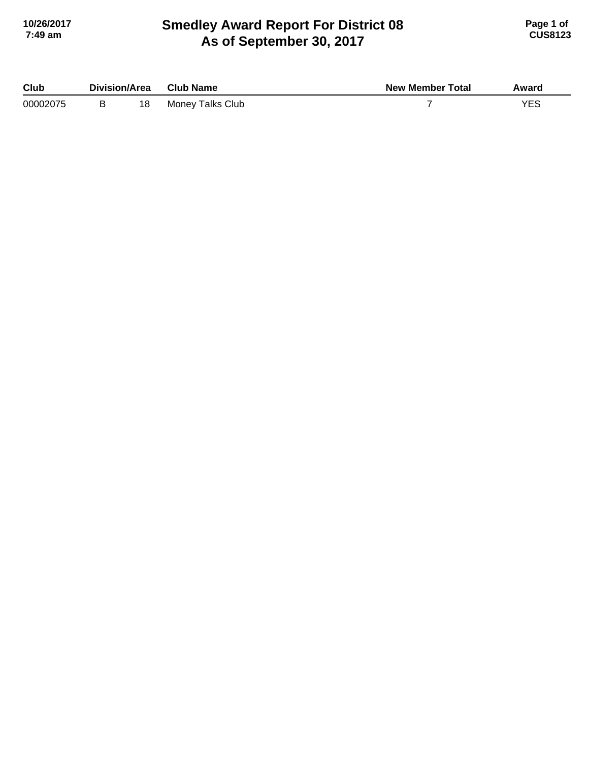# Smedley Award Report For District 08
## As of September 30, 2017

| Club | Division/Area | | Club Name | New Member Total | Award |
|---|---|---|---|---|---|
| 00002075 | B | 18 | Money Talks Club | 7 | YES |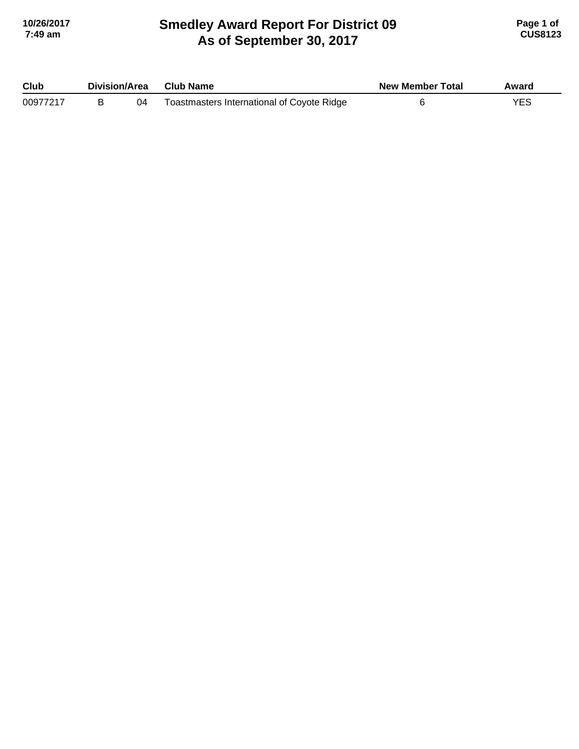# Smedley Award Report For District 09
## As of September 30, 2017

| Club | Division/Area | | Club Name | New Member Total | Award |
|---|---|---|---|---|---|
| 00977217 | B | 04 | Toastmasters International of Coyote Ridge | 6 | YES |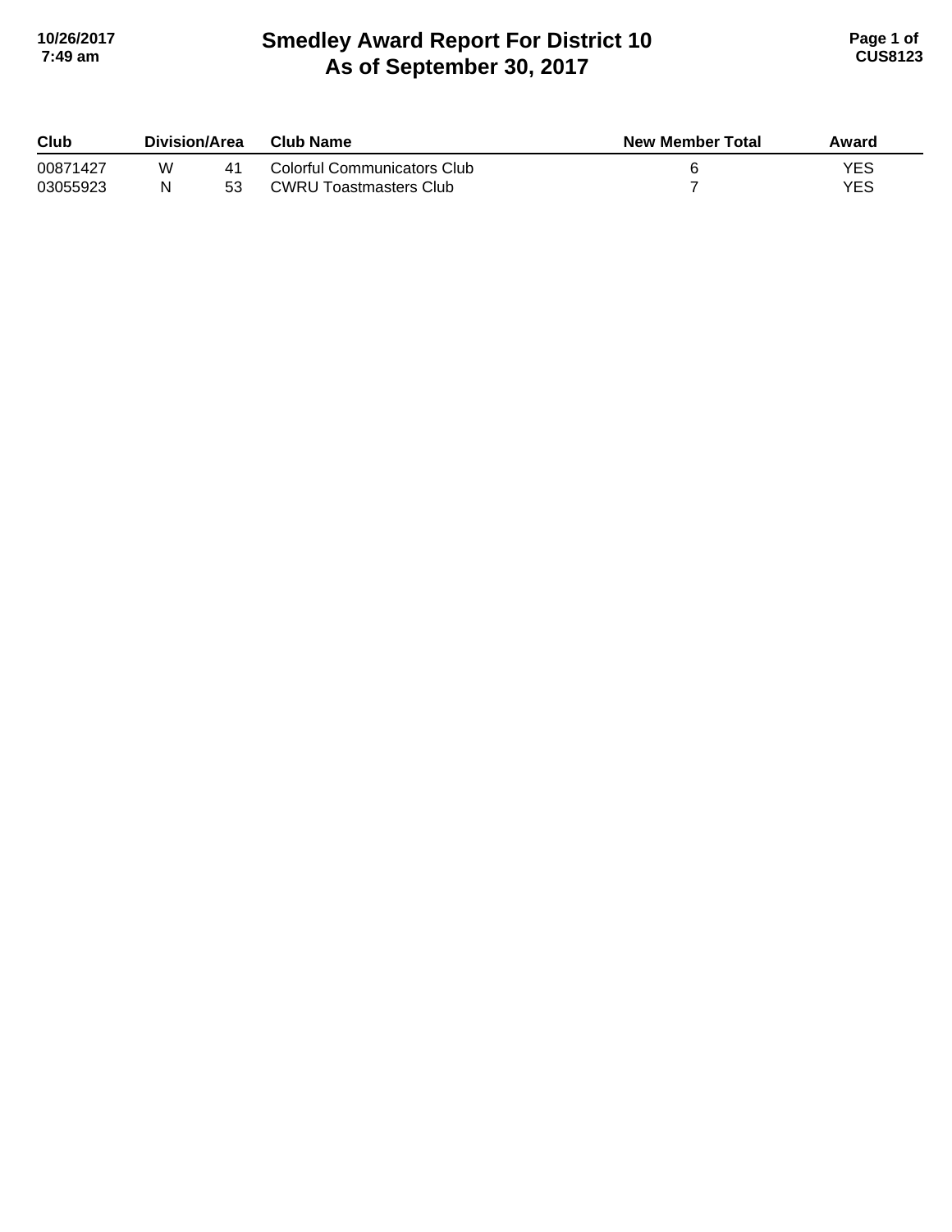# Smedley Award Report For District 10
# As of September 30, 2017

| Club | Division/Area | | Club Name | New Member Total | Award |
|---|---|---|---|---|---|
| 00871427 | W | 41 | Colorful Communicators Club | 6 | YES |
| 03055923 | N | 53 | CWRU Toastmasters Club | 7 | YES |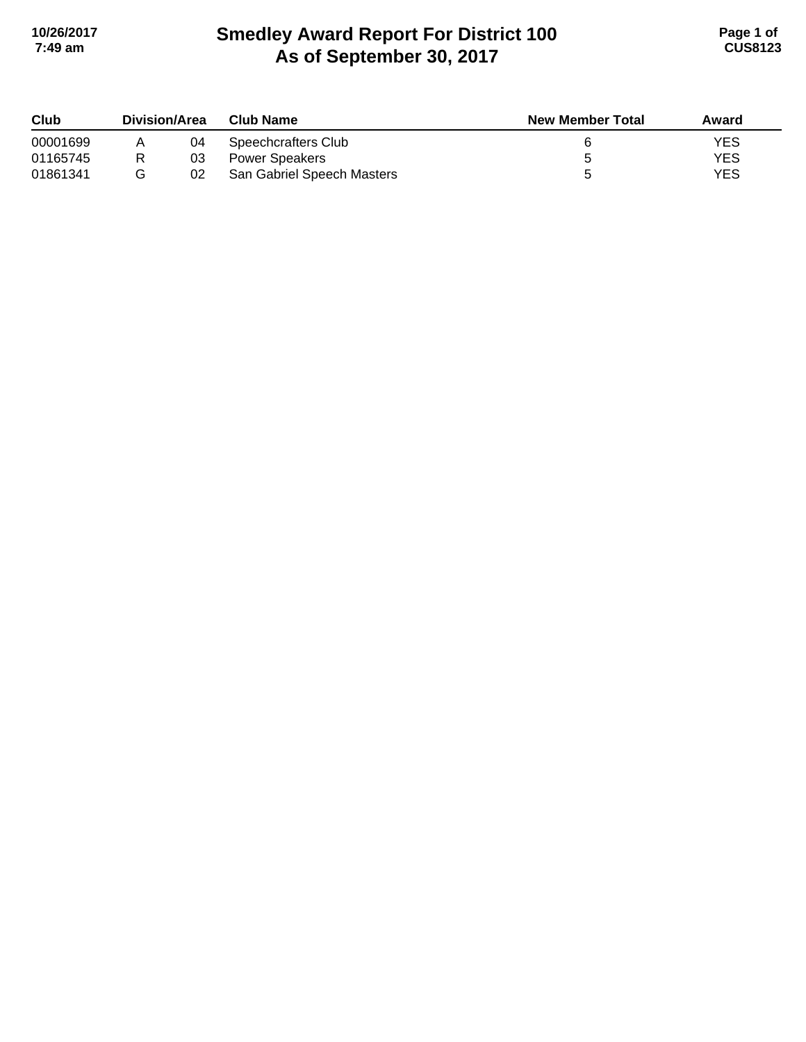# Smedley Award Report For District 100
## As of September 30, 2017

| Club | Division/Area | | Club Name | New Member Total | Award |
|---|---|---|---|---|---|
| 00001699 | A | 04 | Speechcrafters Club | 6 | YES |
| 01165745 | R | 03 | Power Speakers | 5 | YES |
| 01861341 | G | 02 | San Gabriel Speech Masters | 5 | YES |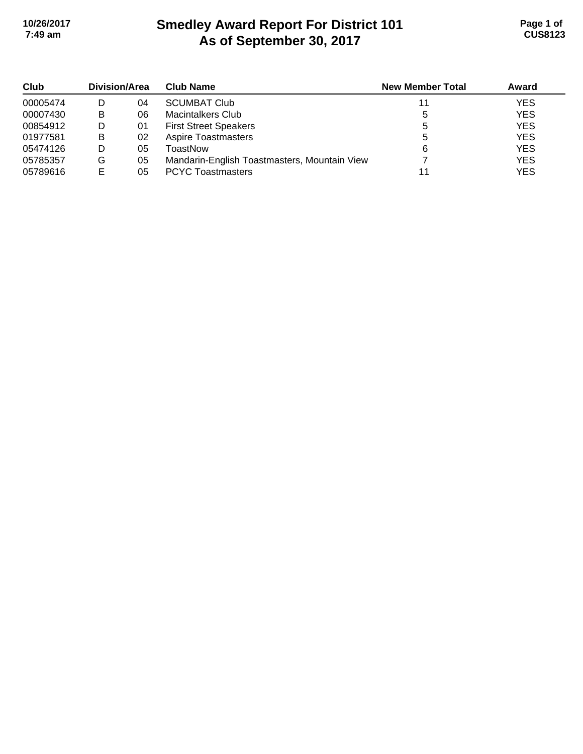# Smedley Award Report For District 101
## As of September 30, 2017

| Club | Division | Area | Club Name | New Member Total | Award |
|---|---|---|---|---|---|
| 00005474 | D | 04 | SCUMBAT Club | 11 | YES |
| 00007430 | B | 06 | Macintalkers Club | 5 | YES |
| 00854912 | D | 01 | First Street Speakers | 5 | YES |
| 01977581 | B | 02 | Aspire Toastmasters | 5 | YES |
| 05474126 | D | 05 | ToastNow | 6 | YES |
| 05785357 | G | 05 | Mandarin-English Toastmasters, Mountain View | 7 | YES |
| 05789616 | E | 05 | PCYC Toastmasters | 11 | YES |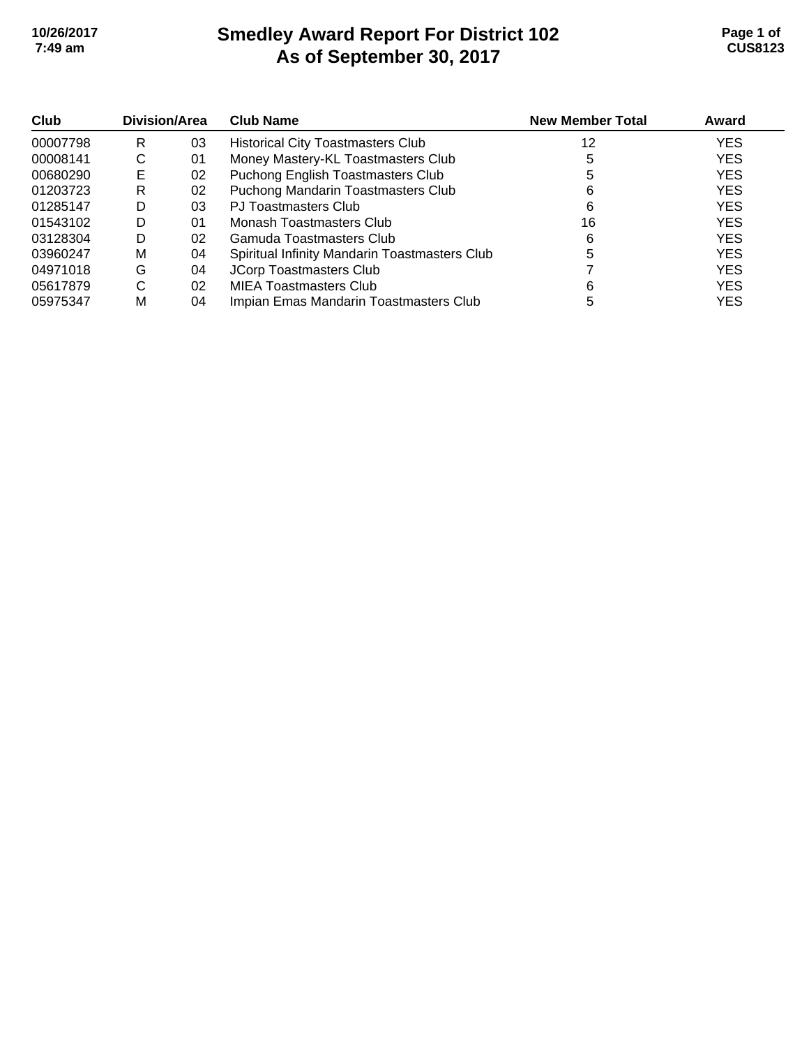# Smedley Award Report For District 102
## As of September 30, 2017

| Club | Division/Area | | Club Name | New Member Total | Award |
|---|---|---|---|---|---|
| 00007798 | R | 03 | Historical City Toastmasters Club | 12 | YES |
| 00008141 | C | 01 | Money Mastery-KL Toastmasters Club | 5 | YES |
| 00680290 | E | 02 | Puchong English Toastmasters Club | 5 | YES |
| 01203723 | R | 02 | Puchong Mandarin Toastmasters Club | 6 | YES |
| 01285147 | D | 03 | PJ Toastmasters Club | 6 | YES |
| 01543102 | D | 01 | Monash Toastmasters Club | 16 | YES |
| 03128304 | D | 02 | Gamuda Toastmasters Club | 6 | YES |
| 03960247 | M | 04 | Spiritual Infinity Mandarin Toastmasters Club | 5 | YES |
| 04971018 | G | 04 | JCorp Toastmasters Club | 7 | YES |
| 05617879 | C | 02 | MIEA Toastmasters Club | 6 | YES |
| 05975347 | M | 04 | Impian Emas Mandarin Toastmasters Club | 5 | YES |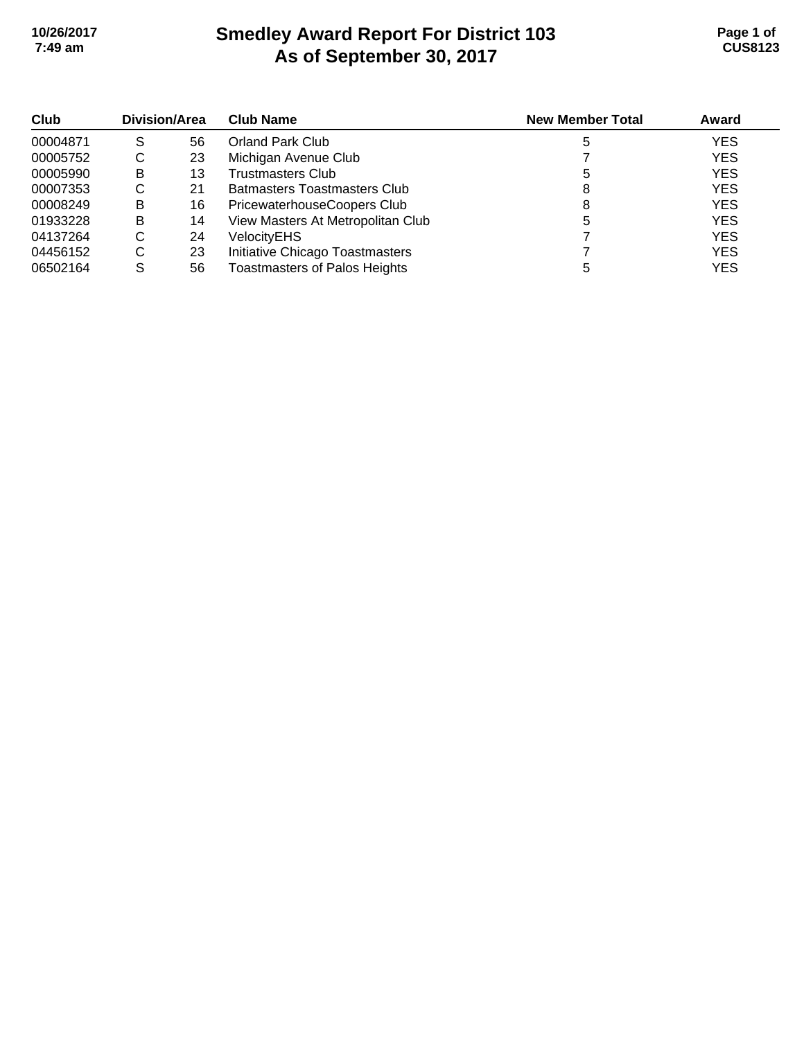# Smedley Award Report For District 103
# As of September 30, 2017

| Club | Division/Area | | Club Name | New Member Total | Award |
|---|---|---|---|---|---|
| 00004871 | S | 56 | Orland Park Club | 5 | YES |
| 00005752 | C | 23 | Michigan Avenue Club | 7 | YES |
| 00005990 | B | 13 | Trustmasters Club | 5 | YES |
| 00007353 | C | 21 | Batmasters Toastmasters Club | 8 | YES |
| 00008249 | B | 16 | PricewaterhouseCoopers Club | 8 | YES |
| 01933228 | B | 14 | View Masters At Metropolitan Club | 5 | YES |
| 04137264 | C | 24 | VelocityEHS | 7 | YES |
| 04456152 | C | 23 | Initiative Chicago Toastmasters | 7 | YES |
| 06502164 | S | 56 | Toastmasters of Palos Heights | 5 | YES |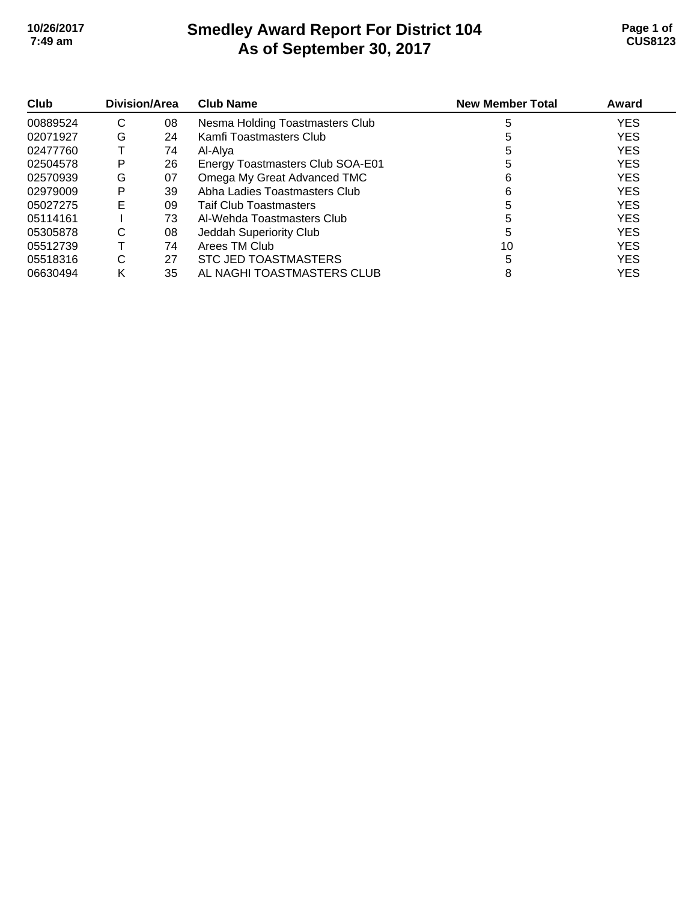# Smedley Award Report For District 104
# As of September 30, 2017

| Club | Division | Area | Club Name | New Member Total | Award |
|---|---|---|---|---|---|
| 00889524 | C | 08 | Nesma Holding Toastmasters Club | 5 | YES |
| 02071927 | G | 24 | Kamfi Toastmasters Club | 5 | YES |
| 02477760 | T | 74 | Al-Alya | 5 | YES |
| 02504578 | P | 26 | Energy Toastmasters Club SOA-E01 | 5 | YES |
| 02570939 | G | 07 | Omega My Great Advanced TMC | 6 | YES |
| 02979009 | P | 39 | Abha Ladies Toastmasters Club | 6 | YES |
| 05027275 | E | 09 | Taif Club Toastmasters | 5 | YES |
| 05114161 | I | 73 | Al-Wehda Toastmasters Club | 5 | YES |
| 05305878 | C | 08 | Jeddah Superiority Club | 5 | YES |
| 05512739 | T | 74 | Arees TM Club | 10 | YES |
| 05518316 | C | 27 | STC JED TOASTMASTERS | 5 | YES |
| 06630494 | K | 35 | AL NAGHI TOASTMASTERS CLUB | 8 | YES |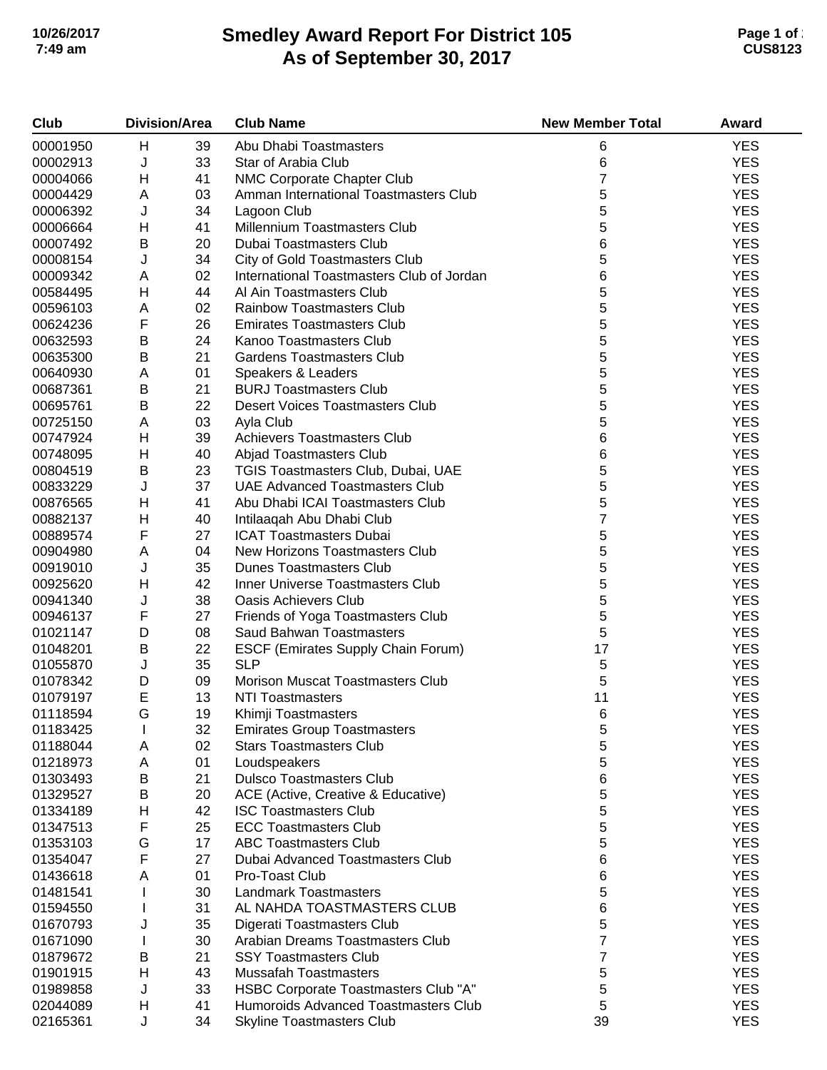# Smedley Award Report For District 105
# As of September 30, 2017

| Club | Division/Area | | Club Name | New Member Total | Award |
|---|---|---|---|---|---|
| 00001950 | H | 39 | Abu Dhabi Toastmasters | 6 | YES |
| 00002913 | J | 33 | Star of Arabia Club | 6 | YES |
| 00004066 | H | 41 | NMC Corporate Chapter Club | 7 | YES |
| 00004429 | A | 03 | Amman International Toastmasters Club | 5 | YES |
| 00006392 | J | 34 | Lagoon Club | 5 | YES |
| 00006664 | H | 41 | Millennium Toastmasters Club | 5 | YES |
| 00007492 | B | 20 | Dubai Toastmasters Club | 6 | YES |
| 00008154 | J | 34 | City of Gold Toastmasters Club | 5 | YES |
| 00009342 | A | 02 | International Toastmasters Club of Jordan | 6 | YES |
| 00584495 | H | 44 | Al Ain Toastmasters Club | 5 | YES |
| 00596103 | A | 02 | Rainbow Toastmasters Club | 5 | YES |
| 00624236 | F | 26 | Emirates Toastmasters Club | 5 | YES |
| 00632593 | B | 24 | Kanoo Toastmasters Club | 5 | YES |
| 00635300 | B | 21 | Gardens Toastmasters Club | 5 | YES |
| 00640930 | A | 01 | Speakers & Leaders | 5 | YES |
| 00687361 | B | 21 | BURJ Toastmasters Club | 5 | YES |
| 00695761 | B | 22 | Desert Voices Toastmasters Club | 5 | YES |
| 00725150 | A | 03 | Ayla Club | 5 | YES |
| 00747924 | H | 39 | Achievers Toastmasters Club | 6 | YES |
| 00748095 | H | 40 | Abjad Toastmasters Club | 6 | YES |
| 00804519 | B | 23 | TGIS Toastmasters Club, Dubai, UAE | 5 | YES |
| 00833229 | J | 37 | UAE Advanced Toastmasters Club | 5 | YES |
| 00876565 | H | 41 | Abu Dhabi ICAI Toastmasters Club | 5 | YES |
| 00882137 | H | 40 | Intilaaqah Abu Dhabi Club | 7 | YES |
| 00889574 | F | 27 | ICAT Toastmasters Dubai | 5 | YES |
| 00904980 | A | 04 | New Horizons Toastmasters Club | 5 | YES |
| 00919010 | J | 35 | Dunes Toastmasters Club | 5 | YES |
| 00925620 | H | 42 | Inner Universe Toastmasters Club | 5 | YES |
| 00941340 | J | 38 | Oasis Achievers Club | 5 | YES |
| 00946137 | F | 27 | Friends of Yoga Toastmasters Club | 5 | YES |
| 01021147 | D | 08 | Saud Bahwan Toastmasters | 5 | YES |
| 01048201 | B | 22 | ESCF (Emirates Supply Chain Forum) | 17 | YES |
| 01055870 | J | 35 | SLP | 5 | YES |
| 01078342 | D | 09 | Morison Muscat Toastmasters Club | 5 | YES |
| 01079197 | E | 13 | NTI Toastmasters | 11 | YES |
| 01118594 | G | 19 | Khimji Toastmasters | 6 | YES |
| 01183425 | I | 32 | Emirates Group Toastmasters | 5 | YES |
| 01188044 | A | 02 | Stars Toastmasters Club | 5 | YES |
| 01218973 | A | 01 | Loudspeakers | 5 | YES |
| 01303493 | B | 21 | Dulsco Toastmasters Club | 6 | YES |
| 01329527 | B | 20 | ACE (Active, Creative & Educative) | 5 | YES |
| 01334189 | H | 42 | ISC Toastmasters Club | 5 | YES |
| 01347513 | F | 25 | ECC Toastmasters Club | 5 | YES |
| 01353103 | G | 17 | ABC Toastmasters Club | 5 | YES |
| 01354047 | F | 27 | Dubai Advanced Toastmasters Club | 6 | YES |
| 01436618 | A | 01 | Pro-Toast Club | 6 | YES |
| 01481541 | I | 30 | Landmark Toastmasters | 5 | YES |
| 01594550 | I | 31 | AL NAHDA TOASTMASTERS CLUB | 6 | YES |
| 01670793 | J | 35 | Digerati Toastmasters Club | 5 | YES |
| 01671090 | I | 30 | Arabian Dreams Toastmasters Club | 7 | YES |
| 01879672 | B | 21 | SSY Toastmasters Club | 7 | YES |
| 01901915 | H | 43 | Mussafah Toastmasters | 5 | YES |
| 01989858 | J | 33 | HSBC Corporate Toastmasters Club "A" | 5 | YES |
| 02044089 | H | 41 | Humoroids Advanced Toastmasters Club | 5 | YES |
| 02165361 | J | 34 | Skyline Toastmasters Club | 39 | YES |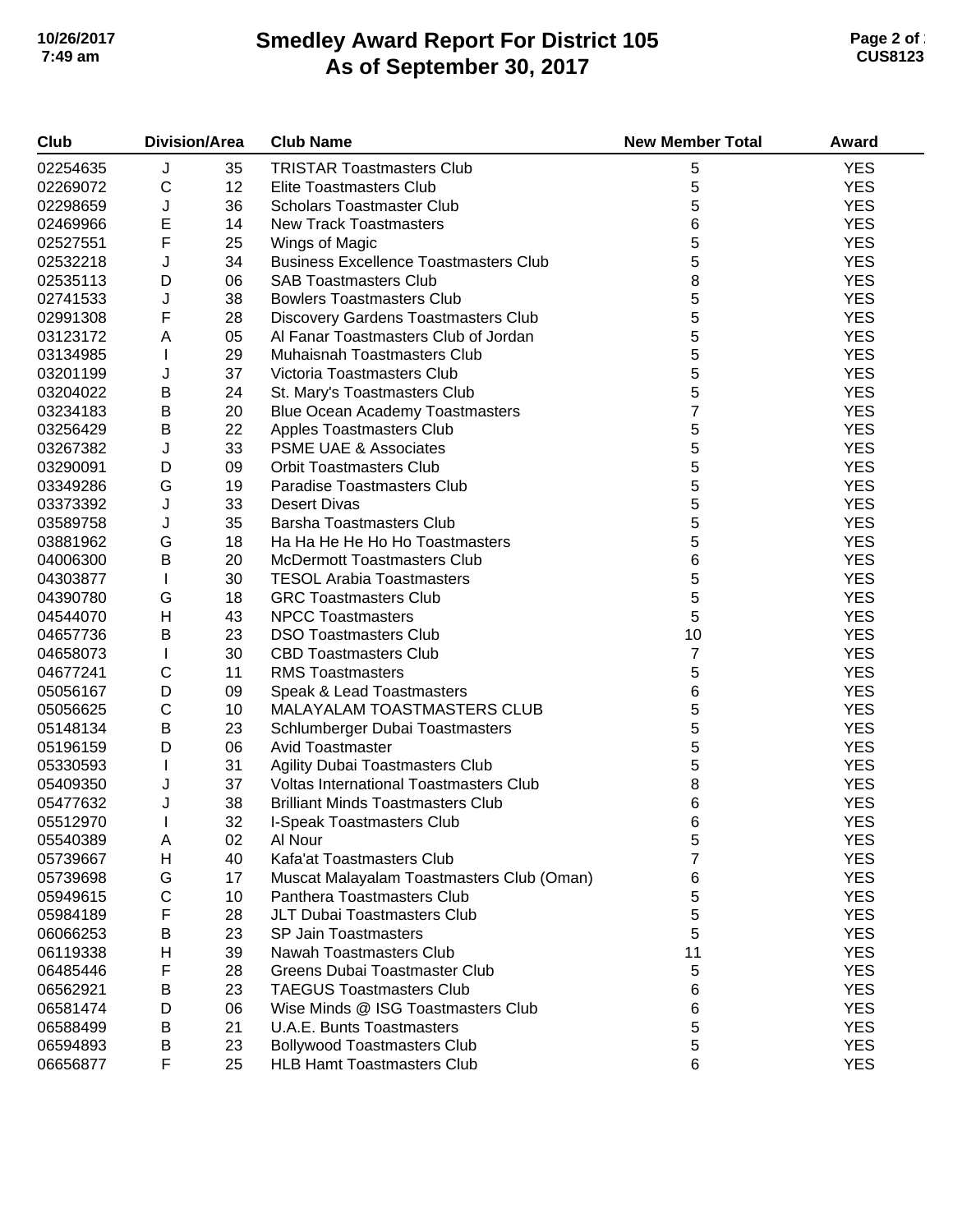# Smedley Award Report For District 105
## As of September 30, 2017

| Club | Division/Area | | Club Name | New Member Total | Award |
|---|---|---|---|---|---|
| 02254635 | J | 35 | TRISTAR Toastmasters Club | 5 | YES |
| 02269072 | C | 12 | Elite Toastmasters Club | 5 | YES |
| 02298659 | J | 36 | Scholars Toastmaster Club | 5 | YES |
| 02469966 | E | 14 | New Track Toastmasters | 6 | YES |
| 02527551 | F | 25 | Wings of Magic | 5 | YES |
| 02532218 | J | 34 | Business Excellence Toastmasters Club | 5 | YES |
| 02535113 | D | 06 | SAB Toastmasters Club | 8 | YES |
| 02741533 | J | 38 | Bowlers Toastmasters Club | 5 | YES |
| 02991308 | F | 28 | Discovery Gardens Toastmasters Club | 5 | YES |
| 03123172 | A | 05 | Al Fanar Toastmasters Club of Jordan | 5 | YES |
| 03134985 | I | 29 | Muhaisnah Toastmasters Club | 5 | YES |
| 03201199 | J | 37 | Victoria Toastmasters Club | 5 | YES |
| 03204022 | B | 24 | St. Mary's Toastmasters Club | 5 | YES |
| 03234183 | B | 20 | Blue Ocean Academy Toastmasters | 7 | YES |
| 03256429 | B | 22 | Apples Toastmasters Club | 5 | YES |
| 03267382 | J | 33 | PSME UAE & Associates | 5 | YES |
| 03290091 | D | 09 | Orbit Toastmasters Club | 5 | YES |
| 03349286 | G | 19 | Paradise Toastmasters Club | 5 | YES |
| 03373392 | J | 33 | Desert Divas | 5 | YES |
| 03589758 | J | 35 | Barsha Toastmasters Club | 5 | YES |
| 03881962 | G | 18 | Ha Ha He He Ho Ho Toastmasters | 5 | YES |
| 04006300 | B | 20 | McDermott Toastmasters Club | 6 | YES |
| 04303877 | I | 30 | TESOL Arabia Toastmasters | 5 | YES |
| 04390780 | G | 18 | GRC Toastmasters Club | 5 | YES |
| 04544070 | H | 43 | NPCC Toastmasters | 5 | YES |
| 04657736 | B | 23 | DSO Toastmasters Club | 10 | YES |
| 04658073 | I | 30 | CBD Toastmasters Club | 7 | YES |
| 04677241 | C | 11 | RMS Toastmasters | 5 | YES |
| 05056167 | D | 09 | Speak & Lead Toastmasters | 6 | YES |
| 05056625 | C | 10 | MALAYALAM TOASTMASTERS CLUB | 5 | YES |
| 05148134 | B | 23 | Schlumberger Dubai Toastmasters | 5 | YES |
| 05196159 | D | 06 | Avid Toastmaster | 5 | YES |
| 05330593 | I | 31 | Agility Dubai Toastmasters Club | 5 | YES |
| 05409350 | J | 37 | Voltas International Toastmasters Club | 8 | YES |
| 05477632 | J | 38 | Brilliant Minds Toastmasters Club | 6 | YES |
| 05512970 | I | 32 | I-Speak Toastmasters Club | 6 | YES |
| 05540389 | A | 02 | Al Nour | 5 | YES |
| 05739667 | H | 40 | Kafa'at Toastmasters Club | 7 | YES |
| 05739698 | G | 17 | Muscat Malayalam Toastmasters Club (Oman) | 6 | YES |
| 05949615 | C | 10 | Panthera Toastmasters Club | 5 | YES |
| 05984189 | F | 28 | JLT Dubai Toastmasters Club | 5 | YES |
| 06066253 | B | 23 | SP Jain Toastmasters | 5 | YES |
| 06119338 | H | 39 | Nawah Toastmasters Club | 11 | YES |
| 06485446 | F | 28 | Greens Dubai Toastmaster Club | 5 | YES |
| 06562921 | B | 23 | TAEGUS Toastmasters Club | 6 | YES |
| 06581474 | D | 06 | Wise Minds @ ISG Toastmasters Club | 6 | YES |
| 06588499 | B | 21 | U.A.E. Bunts Toastmasters | 5 | YES |
| 06594893 | B | 23 | Bollywood Toastmasters Club | 5 | YES |
| 06656877 | F | 25 | HLB Hamt Toastmasters Club | 6 | YES |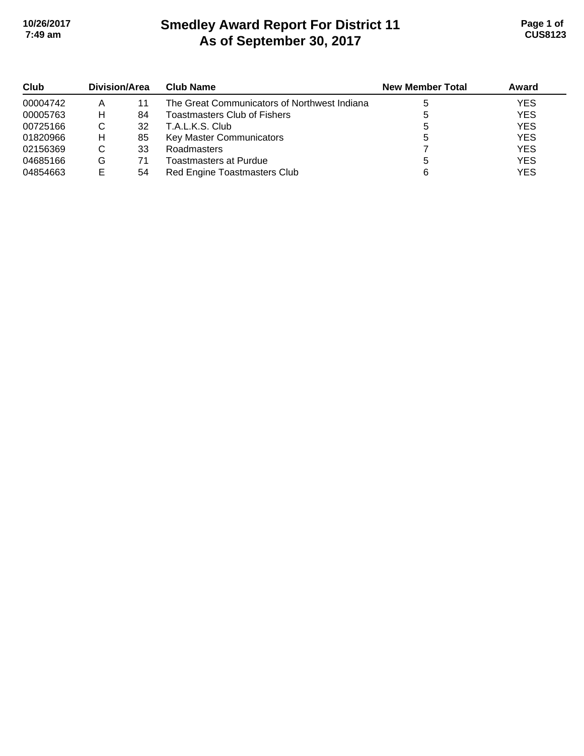# Smedley Award Report For District 11
## As of September 30, 2017

| Club | Division/Area | | Club Name | New Member Total | Award |
|---|---|---|---|---|---|
| 00004742 | A | 11 | The Great Communicators of Northwest Indiana | 5 | YES |
| 00005763 | H | 84 | Toastmasters Club of Fishers | 5 | YES |
| 00725166 | C | 32 | T.A.L.K.S. Club | 5 | YES |
| 01820966 | H | 85 | Key Master Communicators | 5 | YES |
| 02156369 | C | 33 | Roadmasters | 7 | YES |
| 04685166 | G | 71 | Toastmasters at Purdue | 5 | YES |
| 04854663 | E | 54 | Red Engine Toastmasters Club | 6 | YES |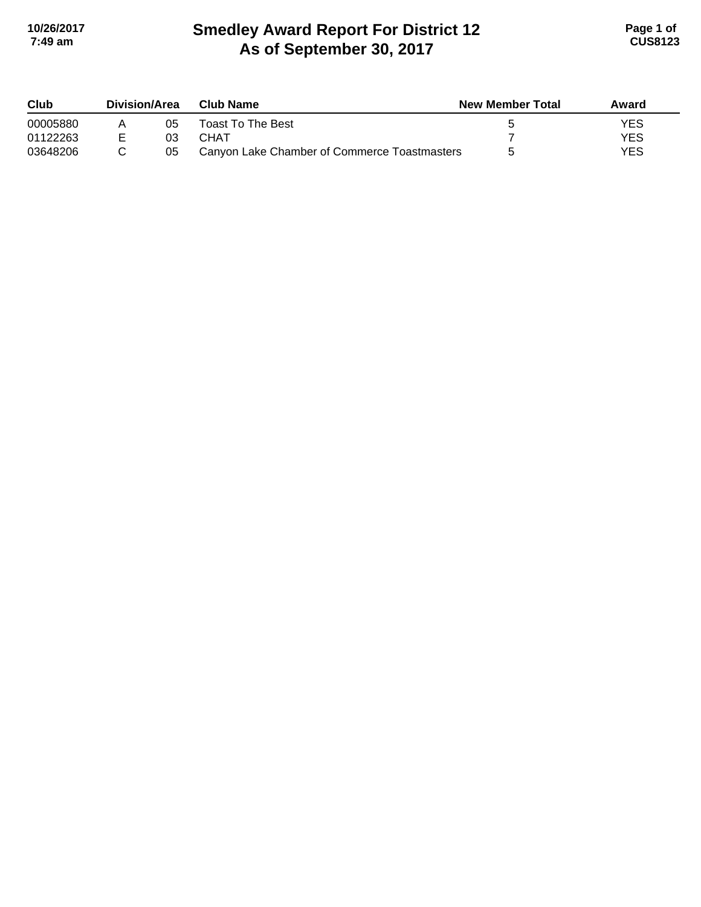# Smedley Award Report For District 12
## As of September 30, 2017

| Club | Division/Area | | Club Name | New Member Total | Award |
|---|---|---|---|---|---|
| 00005880 | A | 05 | Toast To The Best | 5 | YES |
| 01122263 | E | 03 | CHAT | 7 | YES |
| 03648206 | C | 05 | Canyon Lake Chamber of Commerce Toastmasters | 5 | YES |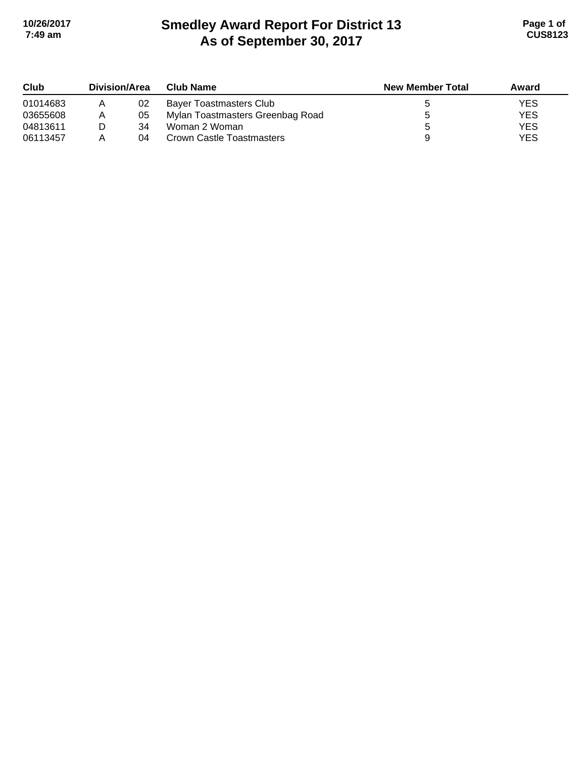# Smedley Award Report For District 13
## As of September 30, 2017

| Club | Division/Area | | Club Name | New Member Total | Award |
|---|---|---|---|---|---|
| 01014683 | A | 02 | Bayer Toastmasters Club | 5 | YES |
| 03655608 | A | 05 | Mylan Toastmasters Greenbag Road | 5 | YES |
| 04813611 | D | 34 | Woman 2 Woman | 5 | YES |
| 06113457 | A | 04 | Crown Castle Toastmasters | 9 | YES |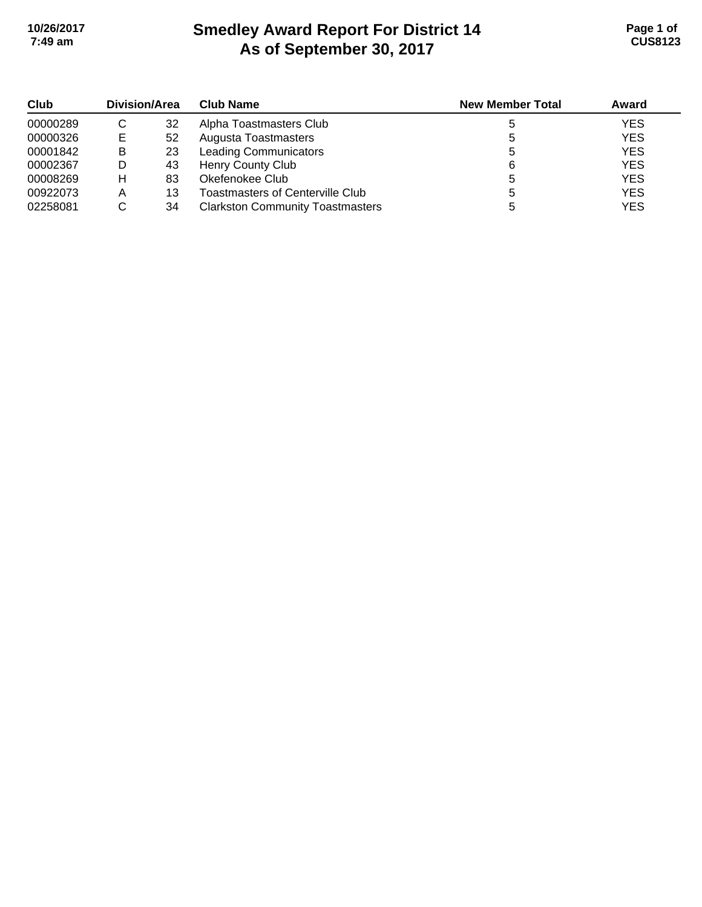# Smedley Award Report For District 14
## As of September 30, 2017

| Club | Division/Area | | Club Name | New Member Total | Award |
|---|---|---|---|---|---|
| 00000289 | C | 32 | Alpha Toastmasters Club | 5 | YES |
| 00000326 | E | 52 | Augusta Toastmasters | 5 | YES |
| 00001842 | B | 23 | Leading Communicators | 5 | YES |
| 00002367 | D | 43 | Henry County Club | 6 | YES |
| 00008269 | H | 83 | Okefenokee Club | 5 | YES |
| 00922073 | A | 13 | Toastmasters of Centerville Club | 5 | YES |
| 02258081 | C | 34 | Clarkston Community Toastmasters | 5 | YES |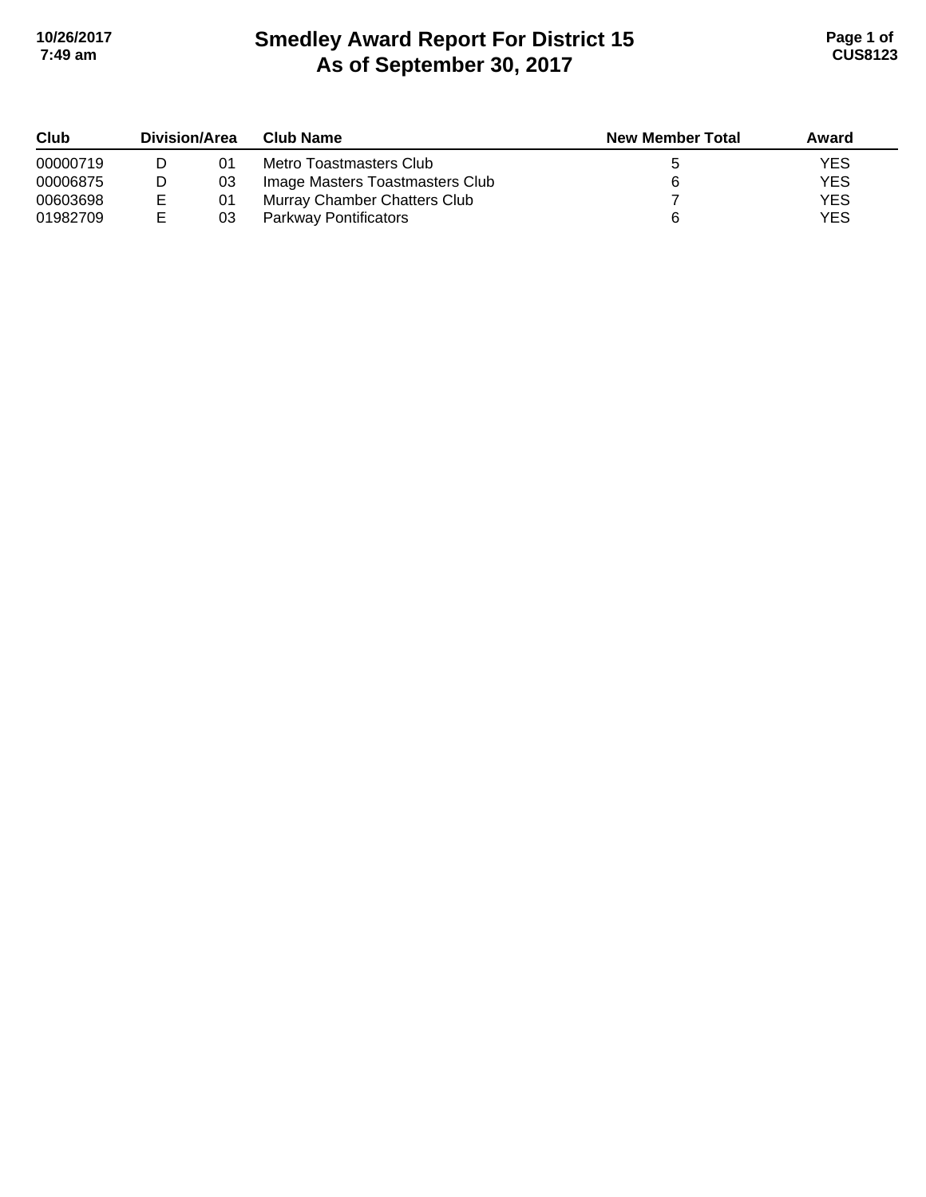# Smedley Award Report For District 15
## As of September 30, 2017

| Club | Division/Area | | Club Name | New Member Total | Award |
|---|---|---|---|---|---|
| 00000719 | D | 01 | Metro Toastmasters Club | 5 | YES |
| 00006875 | D | 03 | Image Masters Toastmasters Club | 6 | YES |
| 00603698 | E | 01 | Murray Chamber Chatters Club | 7 | YES |
| 01982709 | E | 03 | Parkway Pontificators | 6 | YES |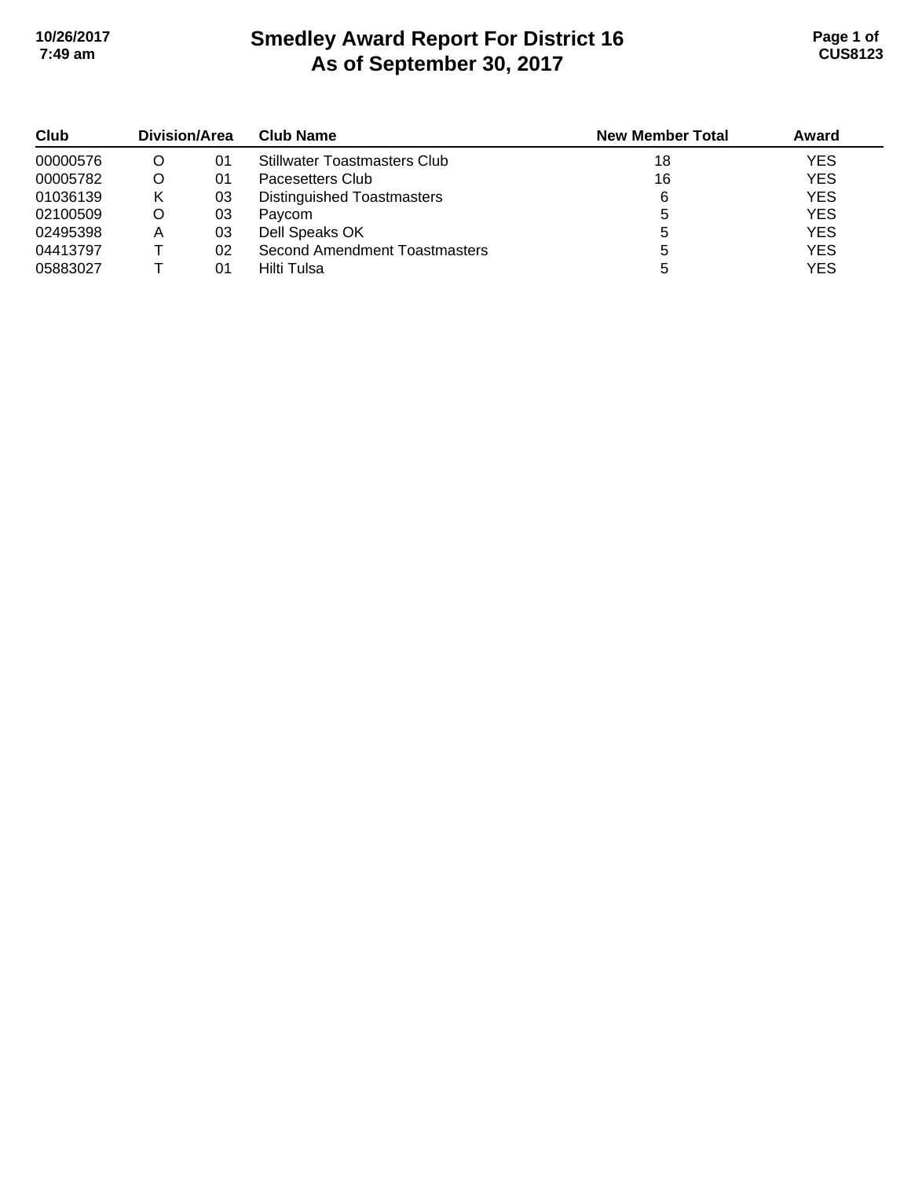# Smedley Award Report For District 16
# As of September 30, 2017

| Club | Division/Area | | Club Name | New Member Total | Award |
|---|---|---|---|---|---|
| 00000576 | O | 01 | Stillwater Toastmasters Club | 18 | YES |
| 00005782 | O | 01 | Pacesetters Club | 16 | YES |
| 01036139 | K | 03 | Distinguished Toastmasters | 6 | YES |
| 02100509 | O | 03 | Paycom | 5 | YES |
| 02495398 | A | 03 | Dell Speaks OK | 5 | YES |
| 04413797 | T | 02 | Second Amendment Toastmasters | 5 | YES |
| 05883027 | T | 01 | Hilti Tulsa | 5 | YES |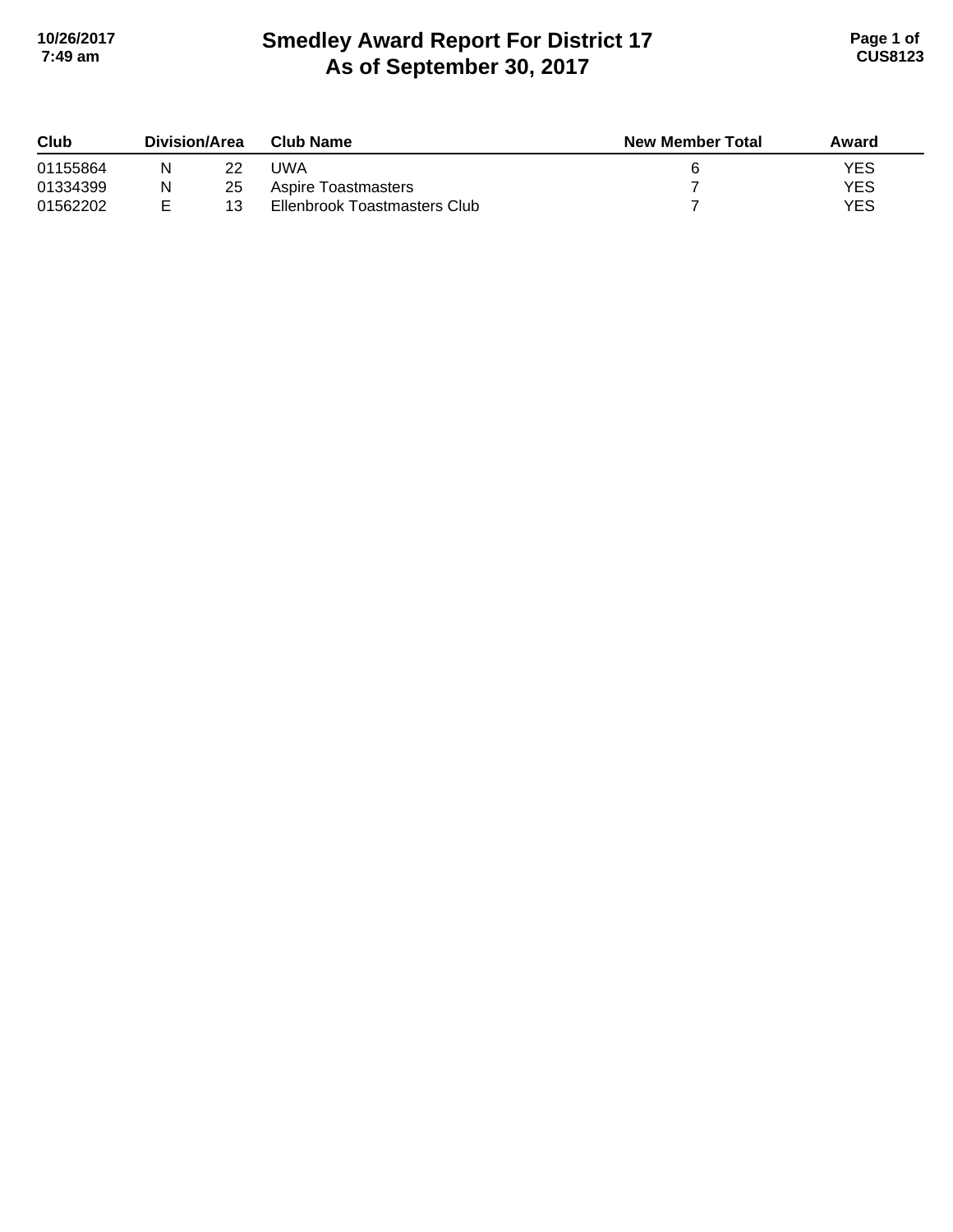# Smedley Award Report For District 17
# As of September 30, 2017

| Club | Division/Area | | Club Name | New Member Total | Award |
|---|---|---|---|---|---|
| 01155864 | N | 22 | UWA | 6 | YES |
| 01334399 | N | 25 | Aspire Toastmasters | 7 | YES |
| 01562202 | E | 13 | Ellenbrook Toastmasters Club | 7 | YES |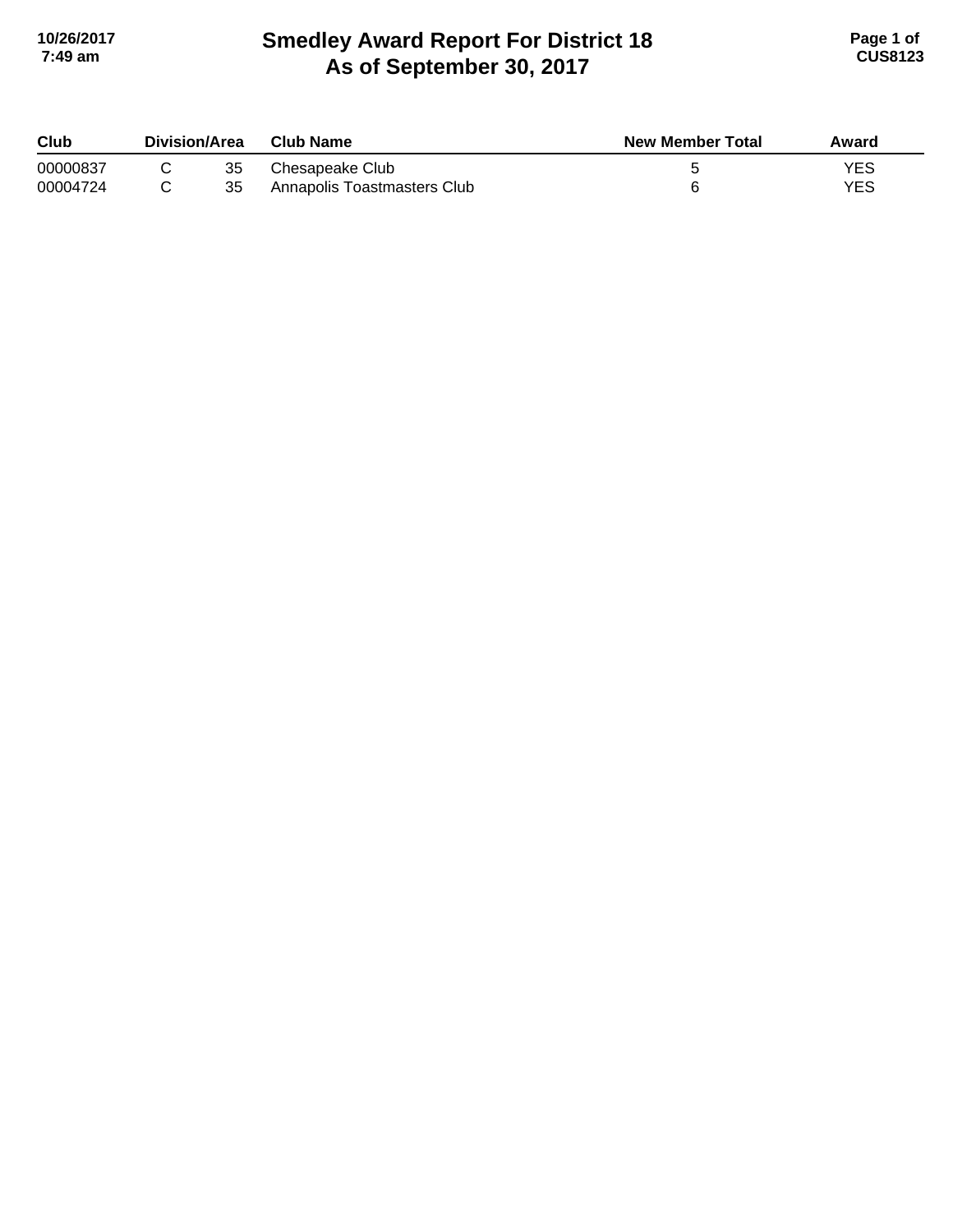# Smedley Award Report For District 18
## As of September 30, 2017

| Club | Division/Area | | Club Name | New Member Total | Award |
|---|---|---|---|---|---|
| 00000837 | C | 35 | Chesapeake Club | 5 | YES |
| 00004724 | C | 35 | Annapolis Toastmasters Club | 6 | YES |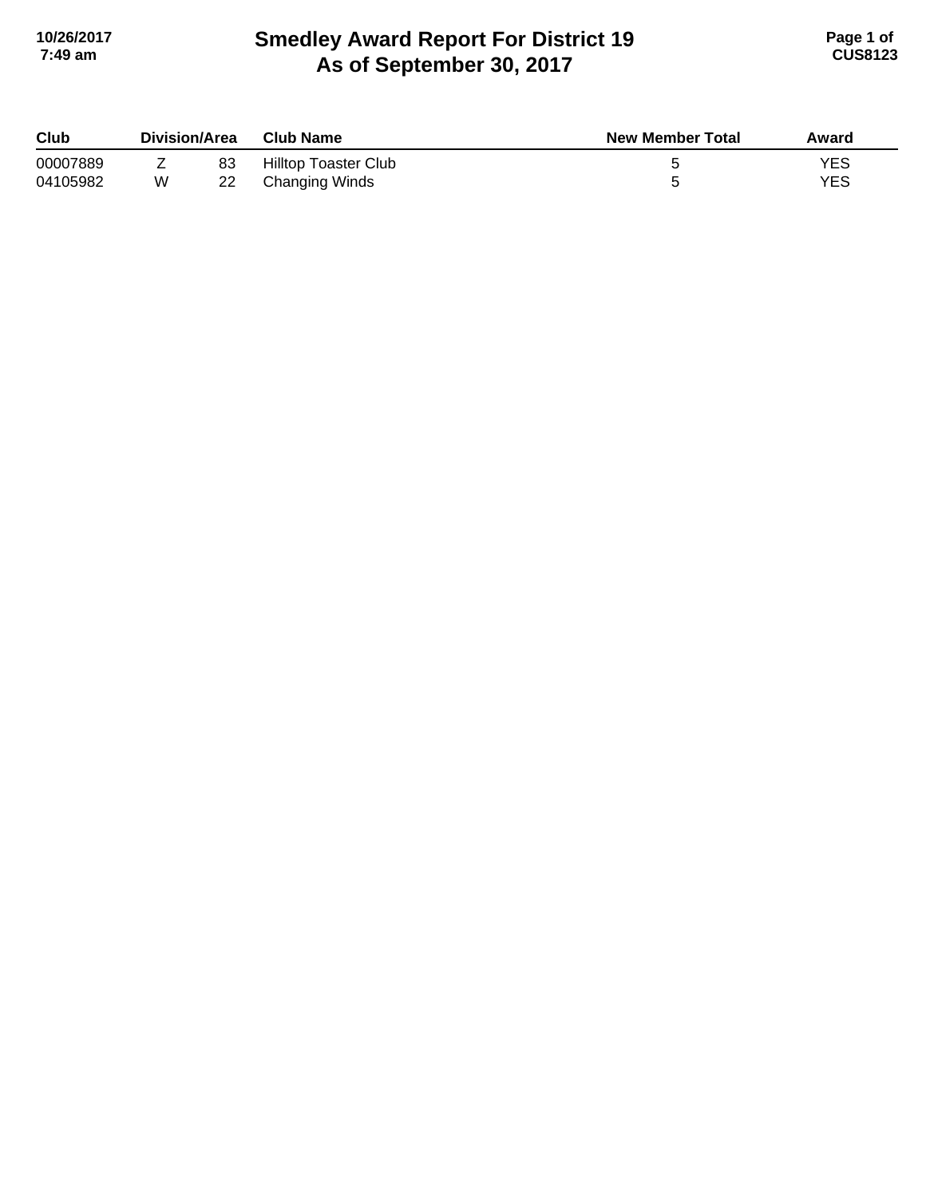# Smedley Award Report For District 19
## As of September 30, 2017

| Club | Division/Area | | Club Name | New Member Total | Award |
|---|---|---|---|---|---|
| 00007889 | Z | 83 | Hilltop Toaster Club | 5 | YES |
| 04105982 | W | 22 | Changing Winds | 5 | YES |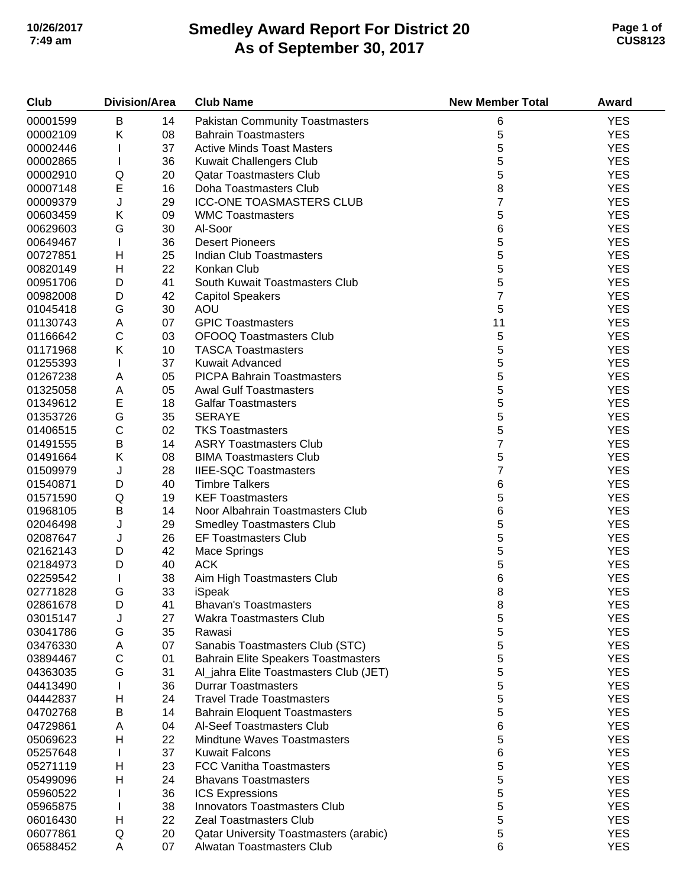# Smedley Award Report For District 20
## As of September 30, 2017

| Club | Division/Area | | Club Name | New Member Total | Award |
|---|---|---|---|---|---|
| 00001599 | B | 14 | Pakistan Community Toastmasters | 6 | YES |
| 00002109 | K | 08 | Bahrain Toastmasters | 5 | YES |
| 00002446 | I | 37 | Active Minds Toast Masters | 5 | YES |
| 00002865 | I | 36 | Kuwait Challengers Club | 5 | YES |
| 00002910 | Q | 20 | Qatar Toastmasters Club | 5 | YES |
| 00007148 | E | 16 | Doha Toastmasters Club | 8 | YES |
| 00009379 | J | 29 | ICC-ONE TOASMASTERS CLUB | 7 | YES |
| 00603459 | K | 09 | WMC Toastmasters | 5 | YES |
| 00629603 | G | 30 | Al-Soor | 6 | YES |
| 00649467 | I | 36 | Desert Pioneers | 5 | YES |
| 00727851 | H | 25 | Indian Club Toastmasters | 5 | YES |
| 00820149 | H | 22 | Konkan Club | 5 | YES |
| 00951706 | D | 41 | South Kuwait Toastmasters Club | 5 | YES |
| 00982008 | D | 42 | Capitol Speakers | 7 | YES |
| 01045418 | G | 30 | AOU | 5 | YES |
| 01130743 | A | 07 | GPIC Toastmasters | 11 | YES |
| 01166642 | C | 03 | OFOOQ Toastmasters Club | 5 | YES |
| 01171968 | K | 10 | TASCA Toastmasters | 5 | YES |
| 01255393 | I | 37 | Kuwait Advanced | 5 | YES |
| 01267238 | A | 05 | PICPA Bahrain Toastmasters | 5 | YES |
| 01325058 | A | 05 | Awal Gulf Toastmasters | 5 | YES |
| 01349612 | E | 18 | Galfar Toastmasters | 5 | YES |
| 01353726 | G | 35 | SERAYE | 5 | YES |
| 01406515 | C | 02 | TKS Toastmasters | 5 | YES |
| 01491555 | B | 14 | ASRY Toastmasters Club | 7 | YES |
| 01491664 | K | 08 | BIMA Toastmasters Club | 5 | YES |
| 01509979 | J | 28 | IIEE-SQC Toastmasters | 7 | YES |
| 01540871 | D | 40 | Timbre Talkers | 6 | YES |
| 01571590 | Q | 19 | KEF Toastmasters | 5 | YES |
| 01968105 | B | 14 | Noor Albahrain Toastmasters Club | 6 | YES |
| 02046498 | J | 29 | Smedley Toastmasters Club | 5 | YES |
| 02087647 | J | 26 | EF Toastmasters Club | 5 | YES |
| 02162143 | D | 42 | Mace Springs | 5 | YES |
| 02184973 | D | 40 | ACK | 5 | YES |
| 02259542 | I | 38 | Aim High Toastmasters Club | 6 | YES |
| 02771828 | G | 33 | iSpeak | 8 | YES |
| 02861678 | D | 41 | Bhavan's Toastmasters | 8 | YES |
| 03015147 | J | 27 | Wakra Toastmasters Club | 5 | YES |
| 03041786 | G | 35 | Rawasi | 5 | YES |
| 03476330 | A | 07 | Sanabis Toastmasters Club (STC) | 5 | YES |
| 03894467 | C | 01 | Bahrain Elite Speakers Toastmasters | 5 | YES |
| 04363035 | G | 31 | Al_jahra Elite Toastmasters Club (JET) | 5 | YES |
| 04413490 | I | 36 | Durrar Toastmasters | 5 | YES |
| 04442837 | H | 24 | Travel Trade Toastmasters | 5 | YES |
| 04702768 | B | 14 | Bahrain Eloquent Toastmasters | 5 | YES |
| 04729861 | A | 04 | Al-Seef Toastmasters Club | 6 | YES |
| 05069623 | H | 22 | Mindtune Waves Toastmasters | 5 | YES |
| 05257648 | I | 37 | Kuwait Falcons | 6 | YES |
| 05271119 | H | 23 | FCC Vanitha Toastmasters | 5 | YES |
| 05499096 | H | 24 | Bhavans Toastmasters | 5 | YES |
| 05960522 | I | 36 | ICS Expressions | 5 | YES |
| 05965875 | I | 38 | Innovators Toastmasters Club | 5 | YES |
| 06016430 | H | 22 | Zeal Toastmasters Club | 5 | YES |
| 06077861 | Q | 20 | Qatar University Toastmasters (arabic) | 5 | YES |
| 06588452 | A | 07 | Alwatan Toastmasters Club | 6 | YES |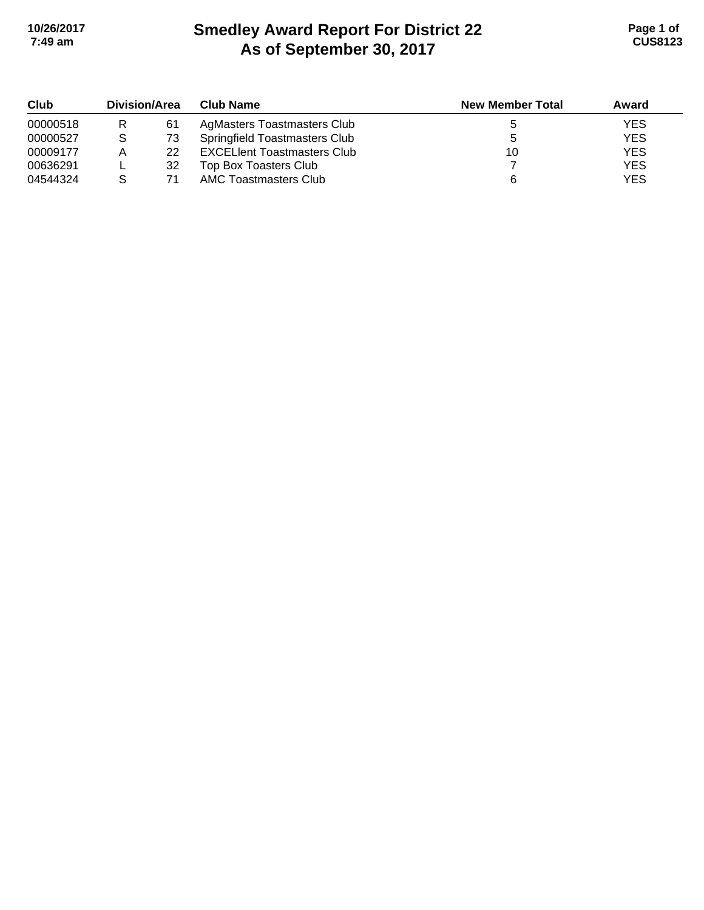# Smedley Award Report For District 22
## As of September 30, 2017

| Club | Division/Area | | Club Name | New Member Total | Award |
|---|---|---|---|---|---|
| 00000518 | R | 61 | AgMasters Toastmasters Club | 5 | YES |
| 00000527 | S | 73 | Springfield Toastmasters Club | 5 | YES |
| 00009177 | A | 22 | EXCELlent Toastmasters Club | 10 | YES |
| 00636291 | L | 32 | Top Box Toasters Club | 7 | YES |
| 04544324 | S | 71 | AMC Toastmasters Club | 6 | YES |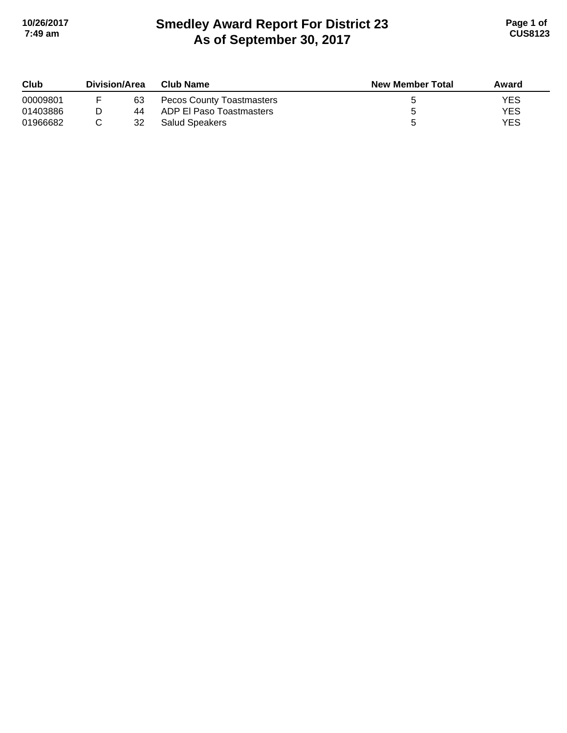# Smedley Award Report For District 23
## As of September 30, 2017

| Club | Division/Area | | Club Name | New Member Total | Award |
|---|---|---|---|---|---|
| 00009801 | F | 63 | Pecos County Toastmasters | 5 | YES |
| 01403886 | D | 44 | ADP El Paso Toastmasters | 5 | YES |
| 01966682 | C | 32 | Salud Speakers | 5 | YES |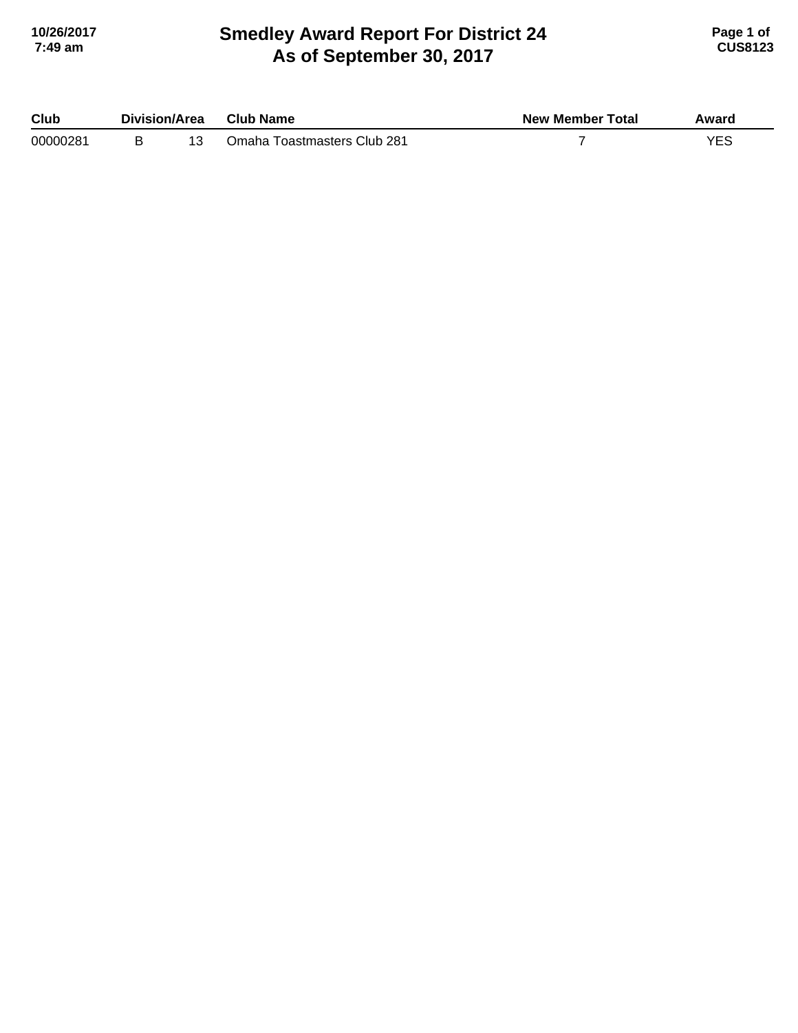# Smedley Award Report For District 24
## As of September 30, 2017

| Club | Division/Area | | Club Name | New Member Total | Award |
|---|---|---|---|---|---|
| 00000281 | B | 13 | Omaha Toastmasters Club 281 | 7 | YES |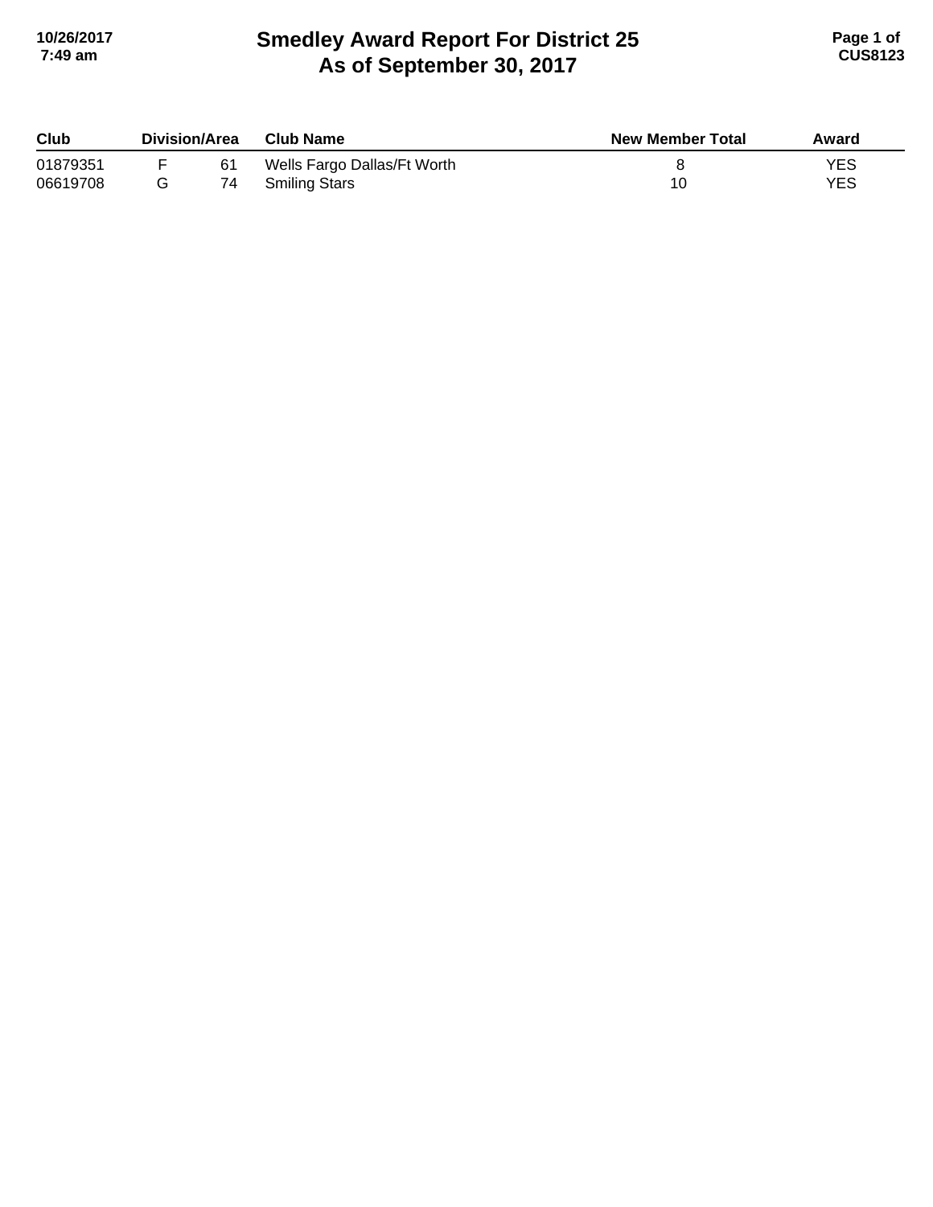# Smedley Award Report For District 25
# As of September 30, 2017

| Club | Division/Area | | Club Name | New Member Total | Award |
|---|---|---|---|---|---|
| 01879351 | F | 61 | Wells Fargo Dallas/Ft Worth | 8 | YES |
| 06619708 | G | 74 | Smiling Stars | 10 | YES |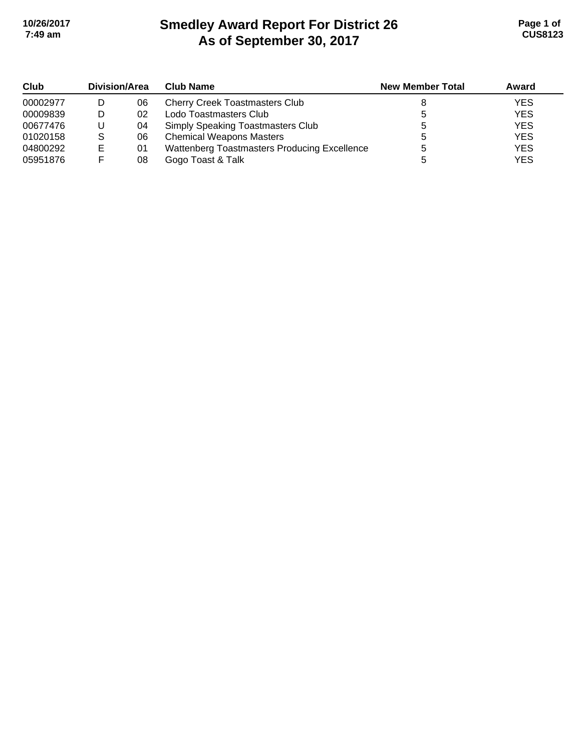# Smedley Award Report For District 26
## As of September 30, 2017

| Club | Division/Area | | Club Name | New Member Total | Award |
|---|---|---|---|---|---|
| 00002977 | D | 06 | Cherry Creek Toastmasters Club | 8 | YES |
| 00009839 | D | 02 | Lodo Toastmasters Club | 5 | YES |
| 00677476 | U | 04 | Simply Speaking Toastmasters Club | 5 | YES |
| 01020158 | S | 06 | Chemical Weapons Masters | 5 | YES |
| 04800292 | E | 01 | Wattenberg Toastmasters Producing Excellence | 5 | YES |
| 05951876 | F | 08 | Gogo Toast & Talk | 5 | YES |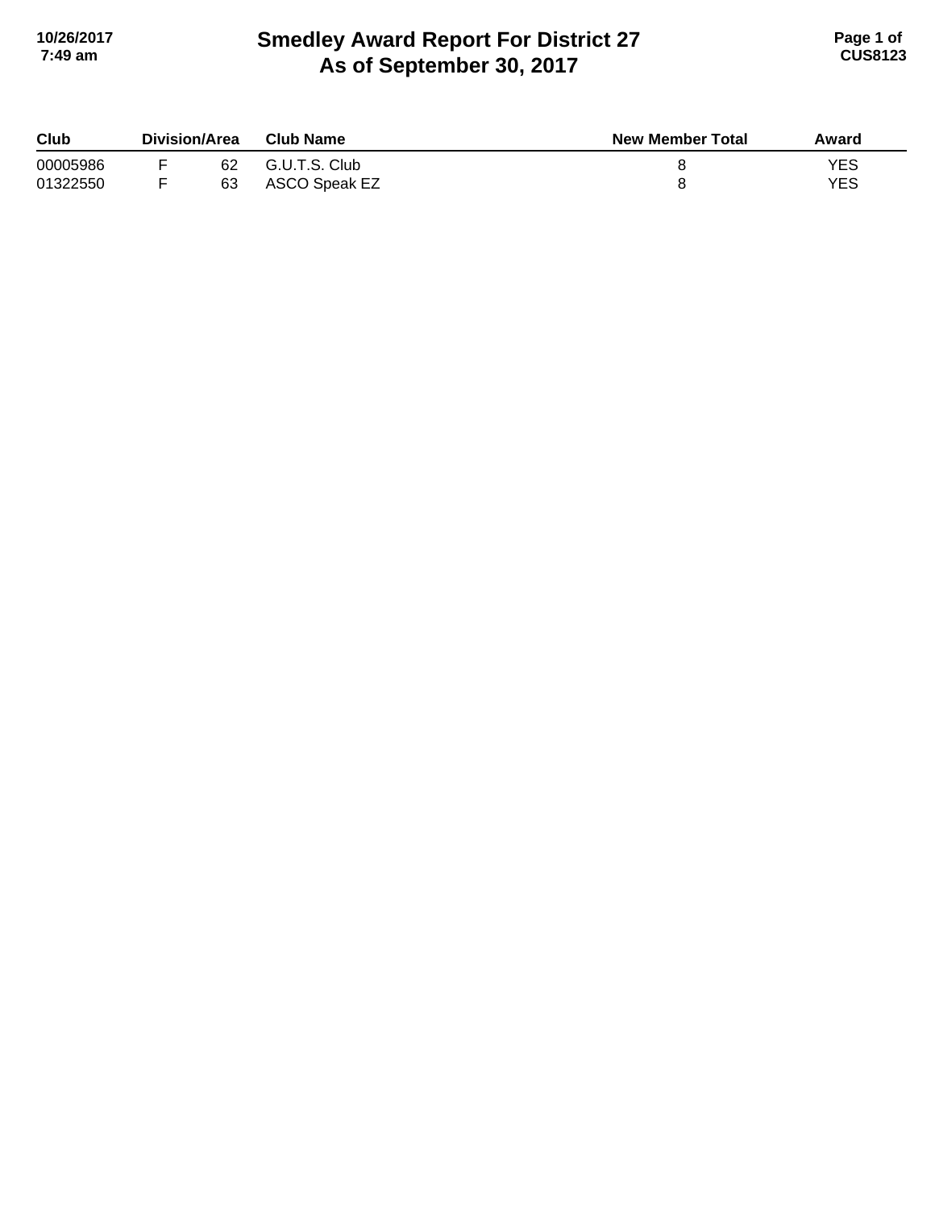# Smedley Award Report For District 27
## As of September 30, 2017

| Club | Division | Area | Club Name | New Member Total | Award |
|---|---|---|---|---|---|
| 00005986 | F | 62 | G.U.T.S. Club | 8 | YES |
| 01322550 | F | 63 | ASCO Speak EZ | 8 | YES |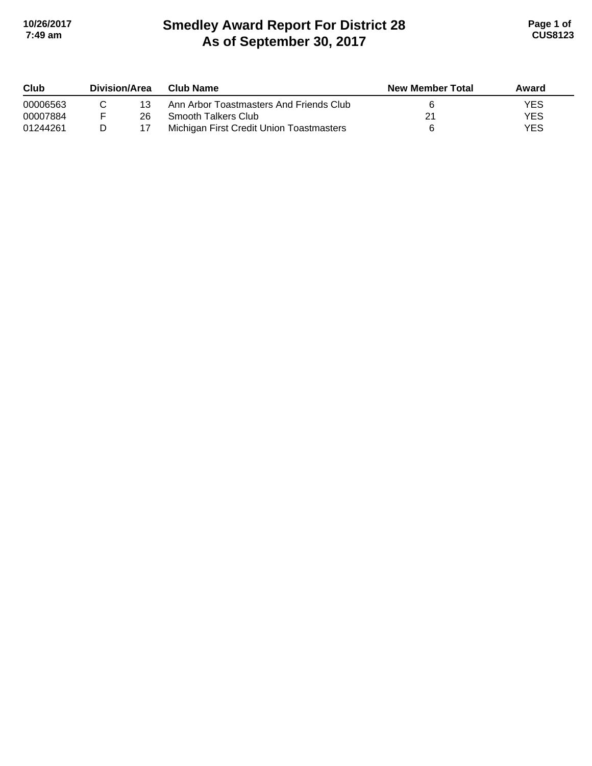# Smedley Award Report For District 28
## As of September 30, 2017

| Club | Division/Area | | Club Name | New Member Total | Award |
|---|---|---|---|---|---|
| 00006563 | C | 13 | Ann Arbor Toastmasters And Friends Club | 6 | YES |
| 00007884 | F | 26 | Smooth Talkers Club | 21 | YES |
| 01244261 | D | 17 | Michigan First Credit Union Toastmasters | 6 | YES |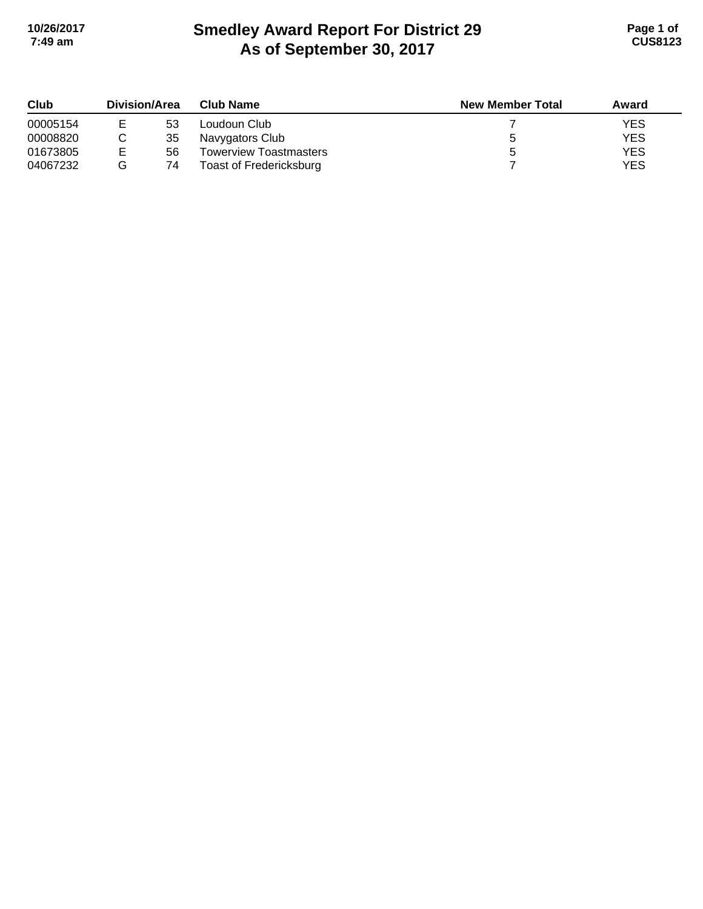# Smedley Award Report For District 29
## As of September 30, 2017

| Club | Division/Area | | Club Name | New Member Total | Award |
|---|---|---|---|---|---|
| 00005154 | E | 53 | Loudoun Club | 7 | YES |
| 00008820 | C | 35 | Navygators Club | 5 | YES |
| 01673805 | E | 56 | Towerview Toastmasters | 5 | YES |
| 04067232 | G | 74 | Toast of Fredericksburg | 7 | YES |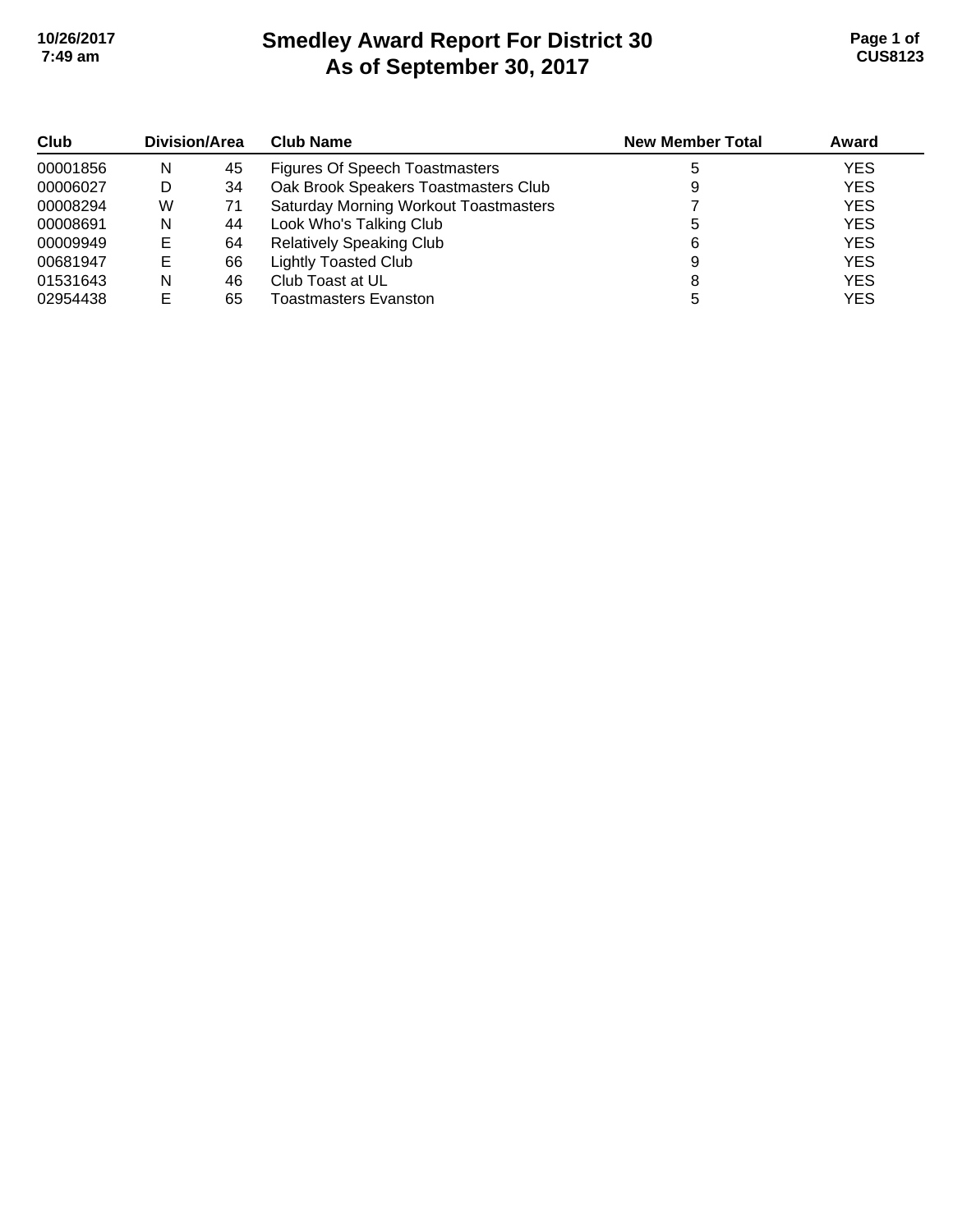# Smedley Award Report For District 30
# As of September 30, 2017

| Club | Division/Area | | Club Name | New Member Total | Award |
|---|---|---|---|---|---|
| 00001856 | N | 45 | Figures Of Speech Toastmasters | 5 | YES |
| 00006027 | D | 34 | Oak Brook Speakers Toastmasters Club | 9 | YES |
| 00008294 | W | 71 | Saturday Morning Workout Toastmasters | 7 | YES |
| 00008691 | N | 44 | Look Who's Talking Club | 5 | YES |
| 00009949 | E | 64 | Relatively Speaking Club | 6 | YES |
| 00681947 | E | 66 | Lightly Toasted Club | 9 | YES |
| 01531643 | N | 46 | Club Toast at UL | 8 | YES |
| 02954438 | E | 65 | Toastmasters Evanston | 5 | YES |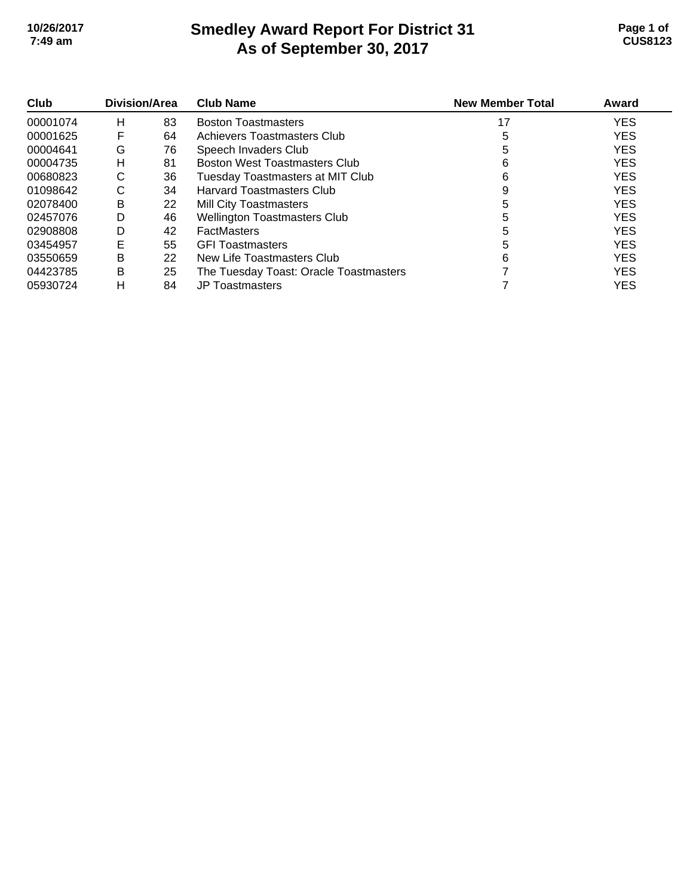# Smedley Award Report For District 31
# As of September 30, 2017

| Club | Division | Area | Club Name | New Member Total | Award |
|---|---|---|---|---|---|
| 00001074 | H | 83 | Boston Toastmasters | 17 | YES |
| 00001625 | F | 64 | Achievers Toastmasters Club | 5 | YES |
| 00004641 | G | 76 | Speech Invaders Club | 5 | YES |
| 00004735 | H | 81 | Boston West Toastmasters Club | 6 | YES |
| 00680823 | C | 36 | Tuesday Toastmasters at MIT Club | 6 | YES |
| 01098642 | C | 34 | Harvard Toastmasters Club | 9 | YES |
| 02078400 | B | 22 | Mill City Toastmasters | 5 | YES |
| 02457076 | D | 46 | Wellington Toastmasters Club | 5 | YES |
| 02908808 | D | 42 | FactMasters | 5 | YES |
| 03454957 | E | 55 | GFI Toastmasters | 5 | YES |
| 03550659 | B | 22 | New Life Toastmasters Club | 6 | YES |
| 04423785 | B | 25 | The Tuesday Toast: Oracle Toastmasters | 7 | YES |
| 05930724 | H | 84 | JP Toastmasters | 7 | YES |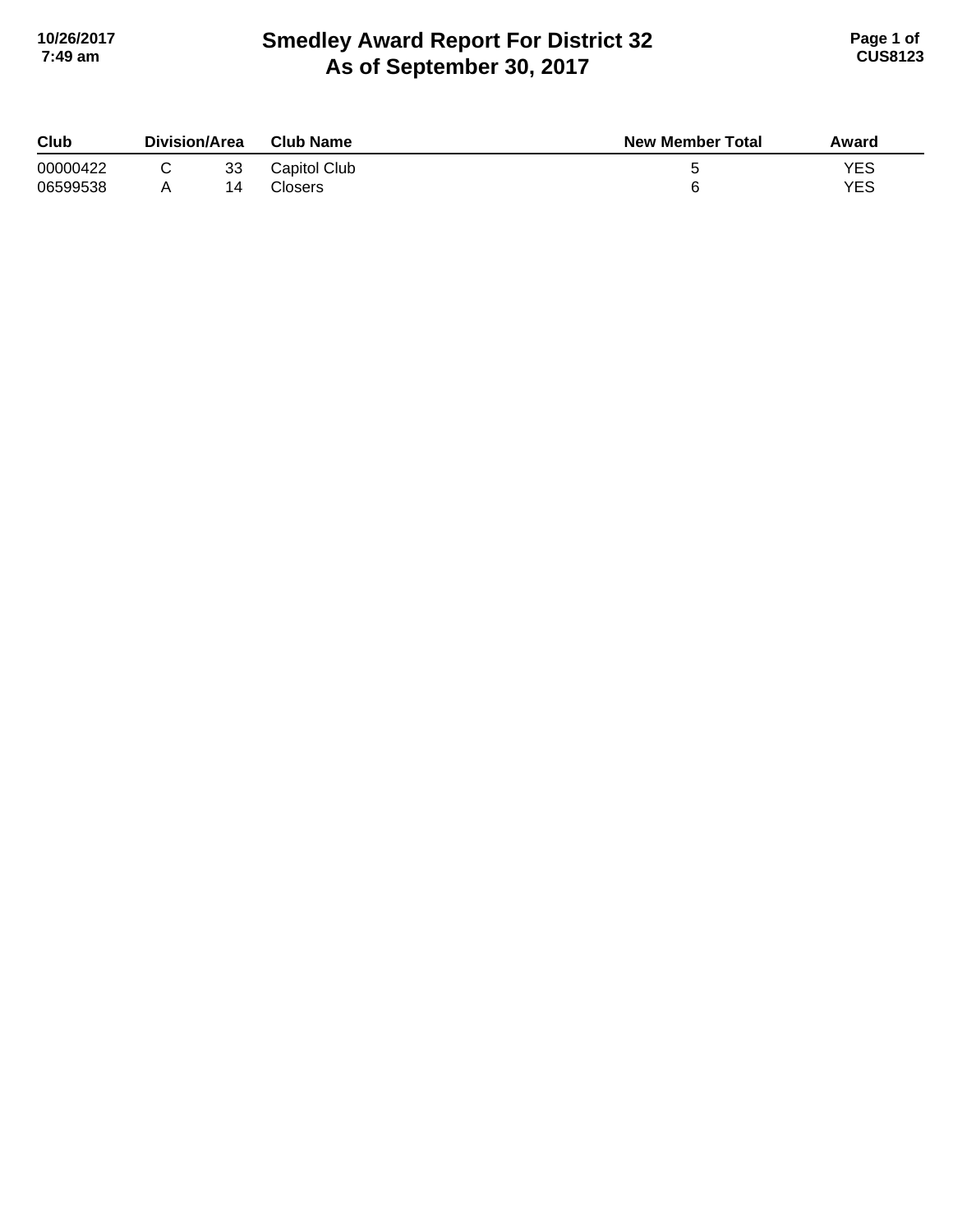# Smedley Award Report For District 32
## As of September 30, 2017

| Club | Division/Area | | Club Name | New Member Total | Award |
|---|---|---|---|---|---|
| 00000422 | C | 33 | Capitol Club | 5 | YES |
| 06599538 | A | 14 | Closers | 6 | YES |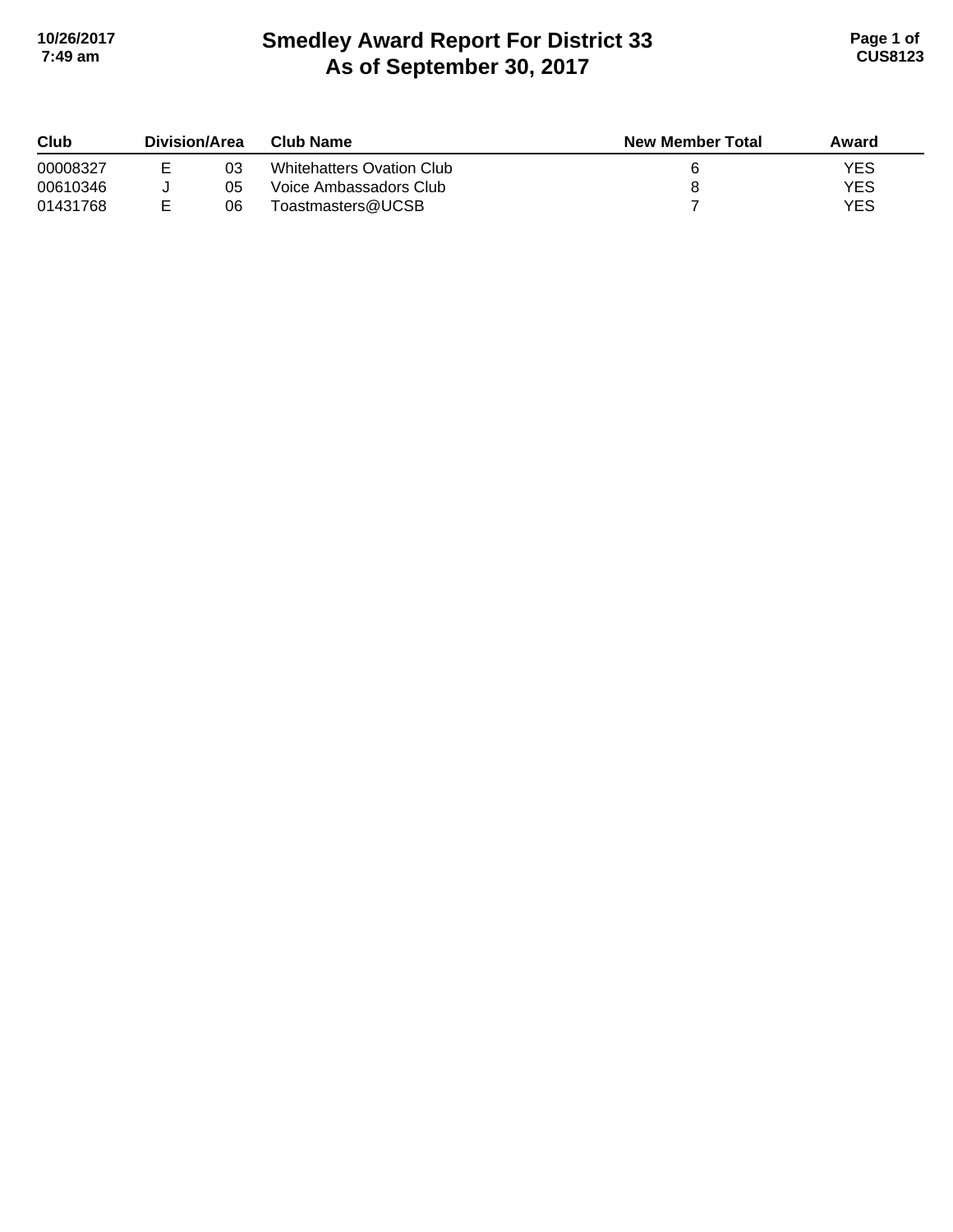# Smedley Award Report For District 33
## As of September 30, 2017

| Club | Division/Area | | Club Name | New Member Total | Award |
|---|---|---|---|---|---|
| 00008327 | E | 03 | Whitehatters Ovation Club | 6 | YES |
| 00610346 | J | 05 | Voice Ambassadors Club | 8 | YES |
| 01431768 | E | 06 | Toastmasters@UCSB | 7 | YES |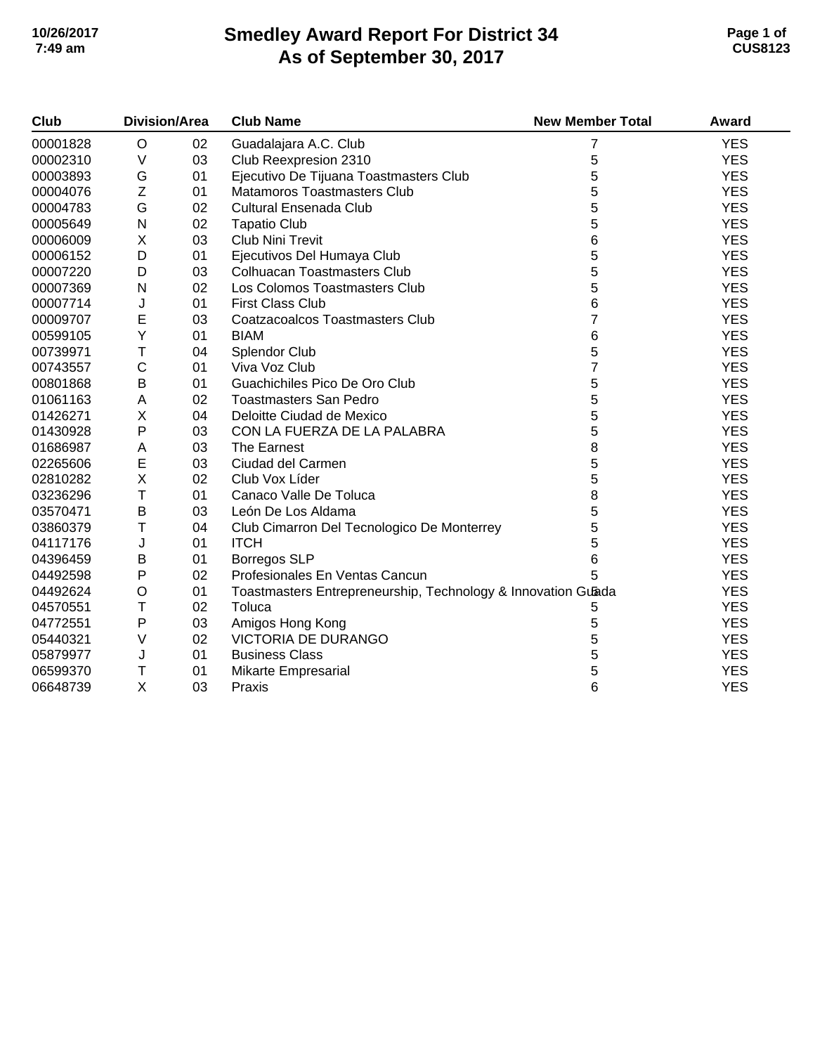# Smedley Award Report For District 34
## As of September 30, 2017

| Club | Division/Area | | Club Name | New Member Total | Award |
|---|---|---|---|---|---|
| 00001828 | O | 02 | Guadalajara A.C. Club | 7 | YES |
| 00002310 | V | 03 | Club Reexpresion 2310 | 5 | YES |
| 00003893 | G | 01 | Ejecutivo De Tijuana Toastmasters Club | 5 | YES |
| 00004076 | Z | 01 | Matamoros Toastmasters Club | 5 | YES |
| 00004783 | G | 02 | Cultural Ensenada Club | 5 | YES |
| 00005649 | N | 02 | Tapatio Club | 5 | YES |
| 00006009 | X | 03 | Club Nini Trevit | 6 | YES |
| 00006152 | D | 01 | Ejecutivos Del Humaya Club | 5 | YES |
| 00007220 | D | 03 | Colhuacan Toastmasters Club | 5 | YES |
| 00007369 | N | 02 | Los Colomos Toastmasters Club | 5 | YES |
| 00007714 | J | 01 | First Class Club | 6 | YES |
| 00009707 | E | 03 | Coatzacoalcos Toastmasters Club | 7 | YES |
| 00599105 | Y | 01 | BIAM | 6 | YES |
| 00739971 | T | 04 | Splendor Club | 5 | YES |
| 00743557 | C | 01 | Viva Voz Club | 7 | YES |
| 00801868 | B | 01 | Guachichiles Pico De Oro Club | 5 | YES |
| 01061163 | A | 02 | Toastmasters San Pedro | 5 | YES |
| 01426271 | X | 04 | Deloitte Ciudad de Mexico | 5 | YES |
| 01430928 | P | 03 | CON LA FUERZA DE LA PALABRA | 5 | YES |
| 01686987 | A | 03 | The Earnest | 8 | YES |
| 02265606 | E | 03 | Ciudad del Carmen | 5 | YES |
| 02810282 | X | 02 | Club Vox Líder | 5 | YES |
| 03236296 | T | 01 | Canaco Valle De Toluca | 8 | YES |
| 03570471 | B | 03 | León De Los Aldama | 5 | YES |
| 03860379 | T | 04 | Club Cimarron Del Tecnologico De Monterrey | 5 | YES |
| 04117176 | J | 01 | ITCH | 5 | YES |
| 04396459 | B | 01 | Borregos SLP | 6 | YES |
| 04492598 | P | 02 | Profesionales En Ventas Cancun | 5 | YES |
| 04492624 | O | 01 | Toastmasters Entrepreneurship, Technology & Innovation Guada | 5 | YES |
| 04570551 | T | 02 | Toluca | 5 | YES |
| 04772551 | P | 03 | Amigos Hong Kong | 5 | YES |
| 05440321 | V | 02 | VICTORIA DE DURANGO | 5 | YES |
| 05879977 | J | 01 | Business Class | 5 | YES |
| 06599370 | T | 01 | Mikarte Empresarial | 5 | YES |
| 06648739 | X | 03 | Praxis | 6 | YES |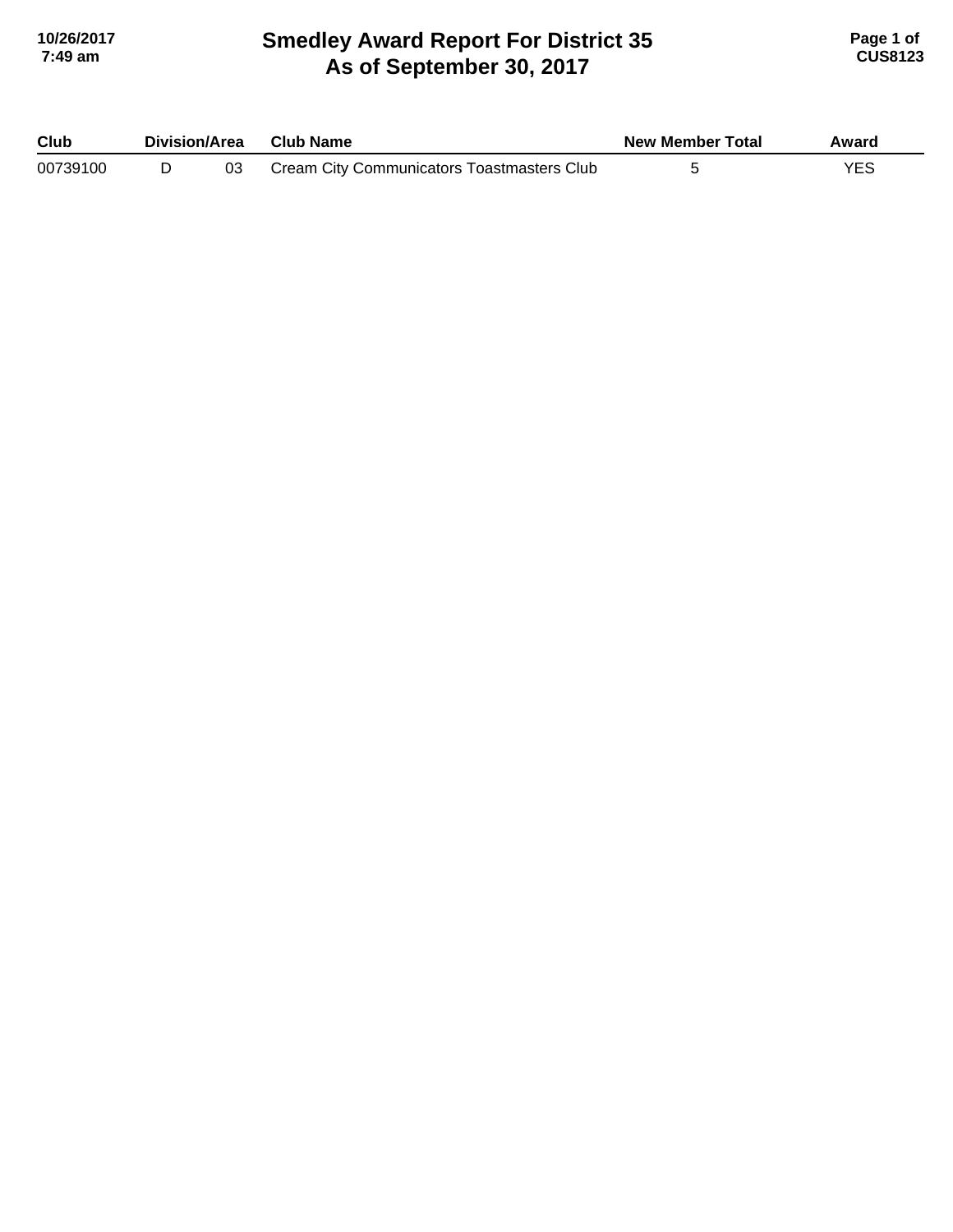# Smedley Award Report For District 35
## As of September 30, 2017

| Club | Division/Area | | Club Name | New Member Total | Award |
|---|---|---|---|---|---|
| 00739100 | D | 03 | Cream City Communicators Toastmasters Club | 5 | YES |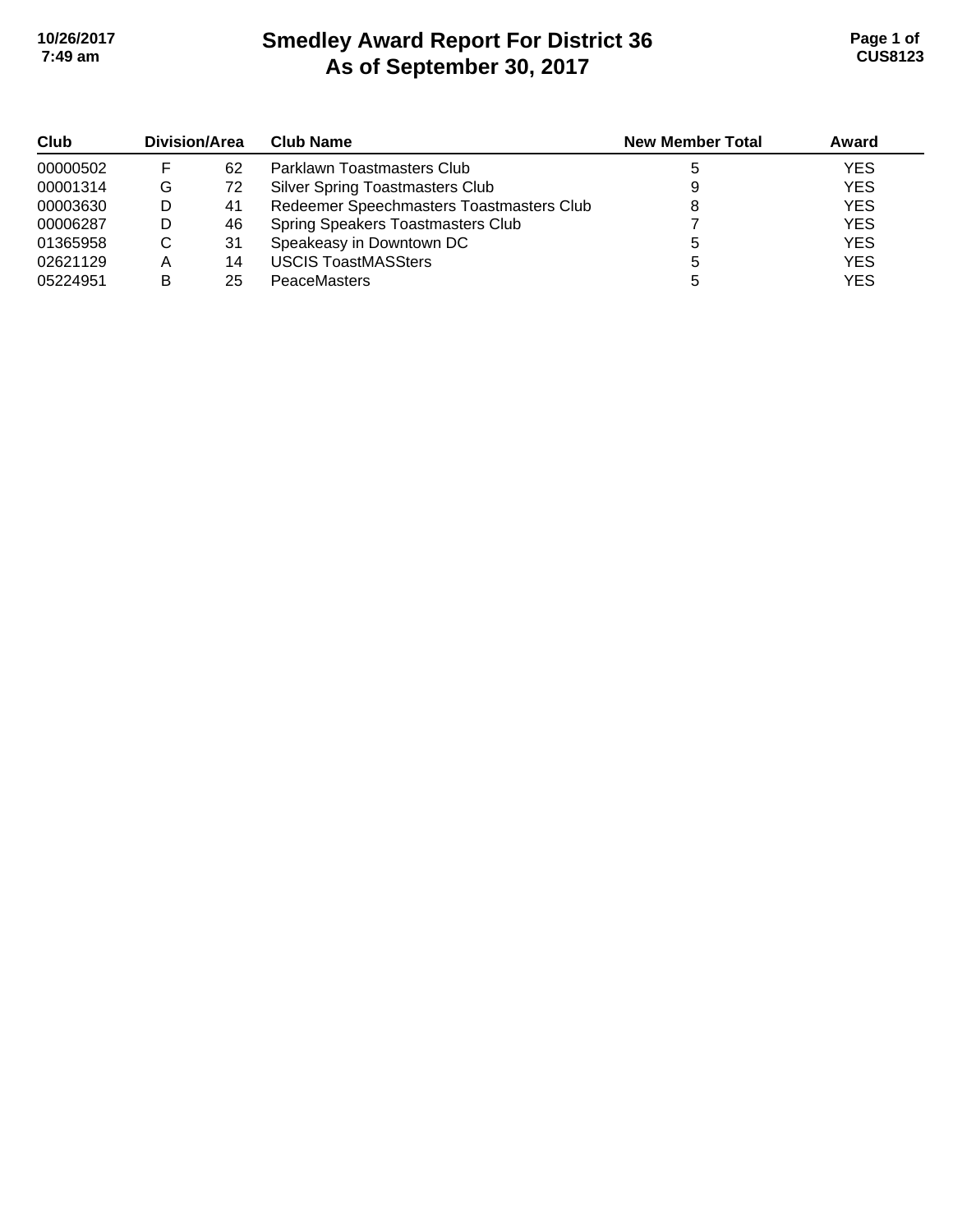# Smedley Award Report For District 36
## As of September 30, 2017

| Club | Division/Area | | Club Name | New Member Total | Award |
|---|---|---|---|---|---|
| 00000502 | F | 62 | Parklawn Toastmasters Club | 5 | YES |
| 00001314 | G | 72 | Silver Spring Toastmasters Club | 9 | YES |
| 00003630 | D | 41 | Redeemer Speechmasters Toastmasters Club | 8 | YES |
| 00006287 | D | 46 | Spring Speakers Toastmasters Club | 7 | YES |
| 01365958 | C | 31 | Speakeasy in Downtown DC | 5 | YES |
| 02621129 | A | 14 | USCIS ToastMASSters | 5 | YES |
| 05224951 | B | 25 | PeaceMasters | 5 | YES |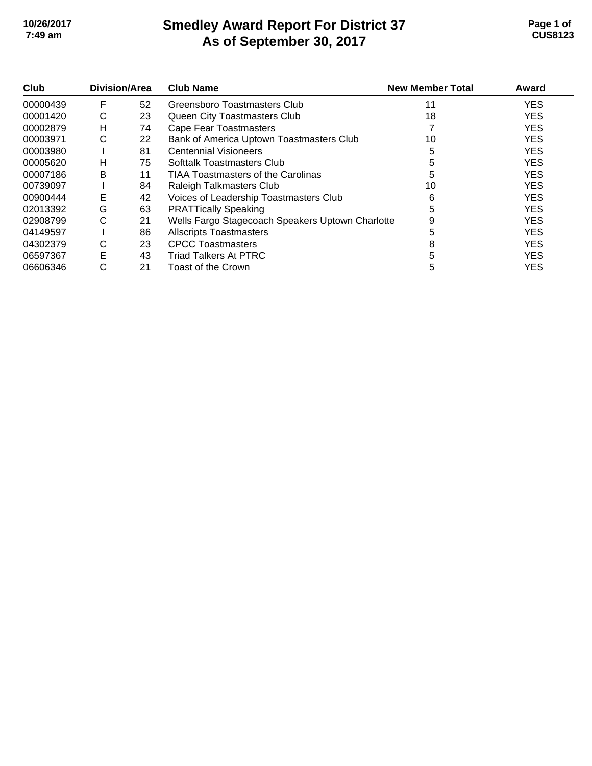# Smedley Award Report For District 37
# As of September 30, 2017

| Club | Division/Area | | Club Name | New Member Total | Award |
|---|---|---|---|---|---|
| 00000439 | F | 52 | Greensboro Toastmasters Club | 11 | YES |
| 00001420 | C | 23 | Queen City Toastmasters Club | 18 | YES |
| 00002879 | H | 74 | Cape Fear Toastmasters | 7 | YES |
| 00003971 | C | 22 | Bank of America Uptown Toastmasters Club | 10 | YES |
| 00003980 | I | 81 | Centennial Visioneers | 5 | YES |
| 00005620 | H | 75 | Softtalk Toastmasters Club | 5 | YES |
| 00007186 | B | 11 | TIAA Toastmasters of the Carolinas | 5 | YES |
| 00739097 | I | 84 | Raleigh Talkmasters Club | 10 | YES |
| 00900444 | E | 42 | Voices of Leadership Toastmasters Club | 6 | YES |
| 02013392 | G | 63 | PRATTically Speaking | 5 | YES |
| 02908799 | C | 21 | Wells Fargo Stagecoach Speakers Uptown Charlotte | 9 | YES |
| 04149597 | I | 86 | Allscripts Toastmasters | 5 | YES |
| 04302379 | C | 23 | CPCC Toastmasters | 8 | YES |
| 06597367 | E | 43 | Triad Talkers At PTRC | 5 | YES |
| 06606346 | C | 21 | Toast of the Crown | 5 | YES |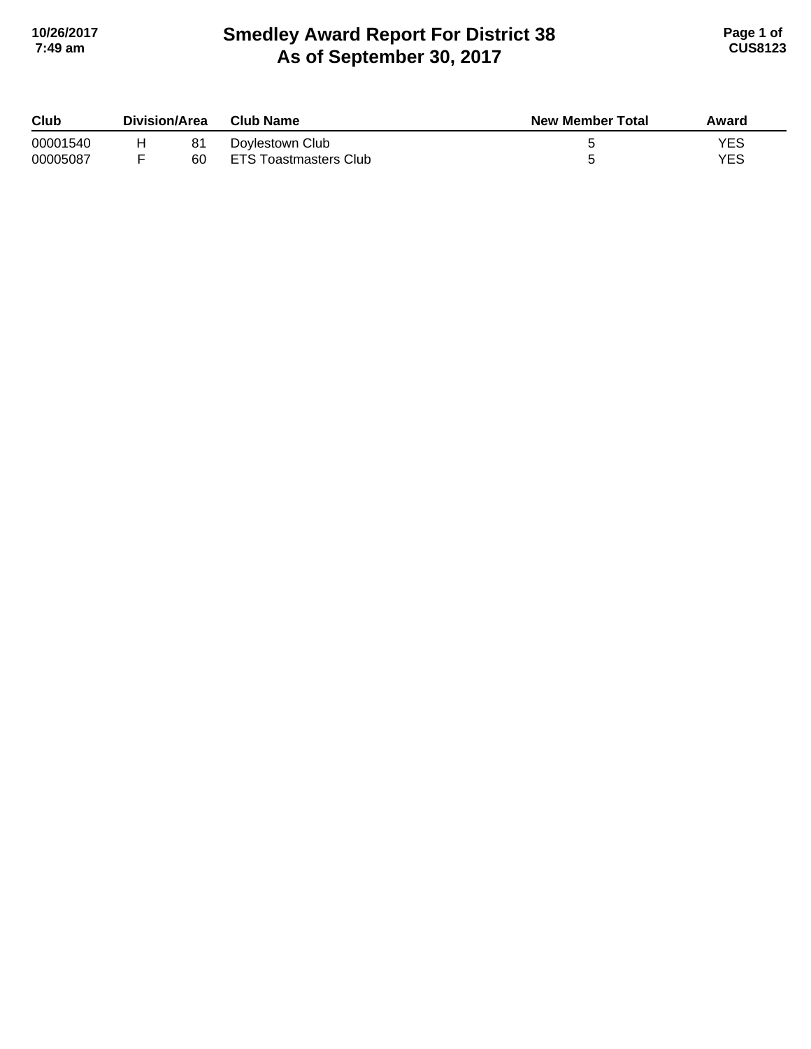# Smedley Award Report For District 38
## As of September 30, 2017

| Club | Division/Area | | Club Name | New Member Total | Award |
|---|---|---|---|---|---|
| 00001540 | H | 81 | Doylestown Club | 5 | YES |
| 00005087 | F | 60 | ETS Toastmasters Club | 5 | YES |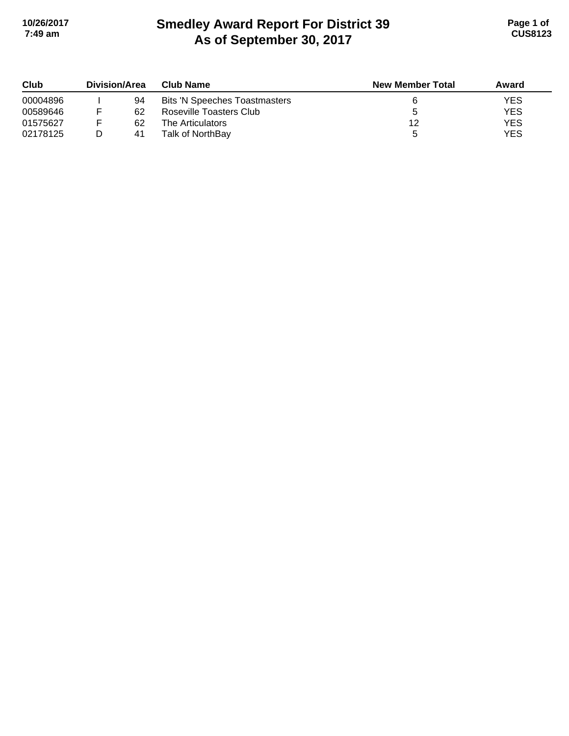# Smedley Award Report For District 39
# As of September 30, 2017

| Club | Division/Area | | Club Name | New Member Total | Award |
|---|---|---|---|---|---|
| 00004896 | I | 94 | Bits 'N Speeches Toastmasters | 6 | YES |
| 00589646 | F | 62 | Roseville Toasters Club | 5 | YES |
| 01575627 | F | 62 | The Articulators | 12 | YES |
| 02178125 | D | 41 | Talk of NorthBay | 5 | YES |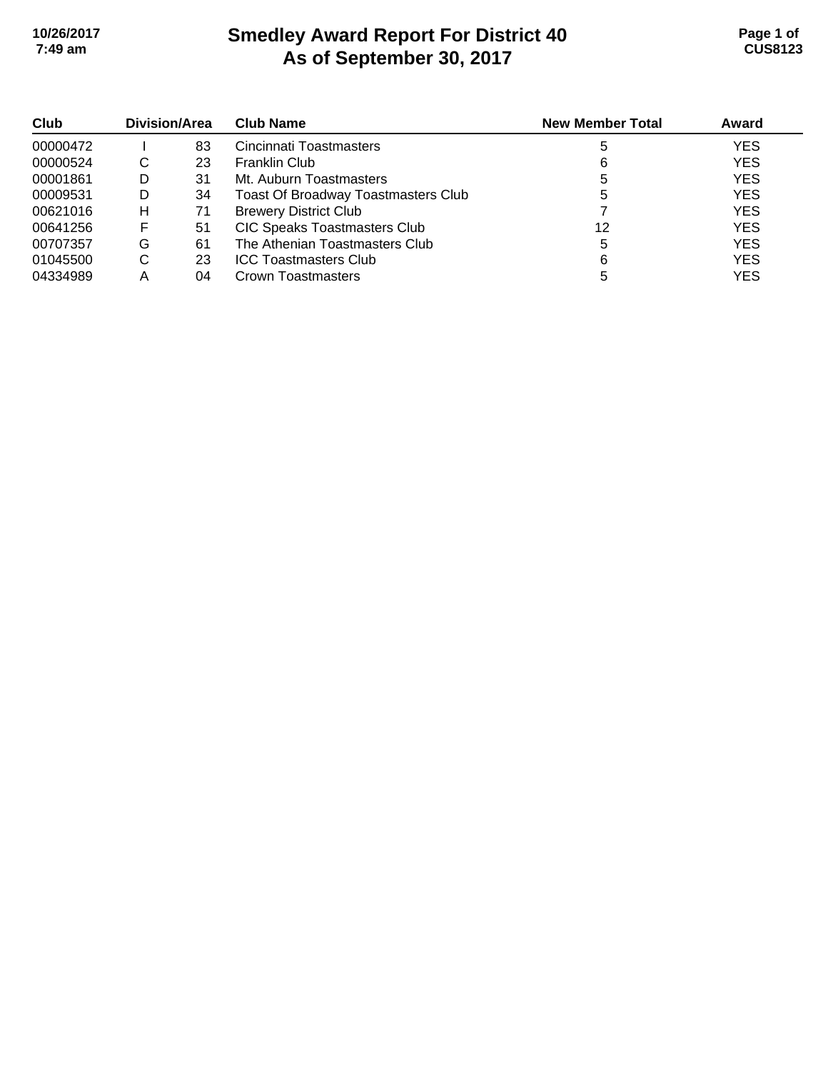# Smedley Award Report For District 40
## As of September 30, 2017

| Club | Division/Area | | Club Name | New Member Total | Award |
|---|---|---|---|---|---|
| 00000472 | I | 83 | Cincinnati Toastmasters | 5 | YES |
| 00000524 | C | 23 | Franklin Club | 6 | YES |
| 00001861 | D | 31 | Mt. Auburn Toastmasters | 5 | YES |
| 00009531 | D | 34 | Toast Of Broadway Toastmasters Club | 5 | YES |
| 00621016 | H | 71 | Brewery District Club | 7 | YES |
| 00641256 | F | 51 | CIC Speaks Toastmasters Club | 12 | YES |
| 00707357 | G | 61 | The Athenian Toastmasters Club | 5 | YES |
| 01045500 | C | 23 | ICC Toastmasters Club | 6 | YES |
| 04334989 | A | 04 | Crown Toastmasters | 5 | YES |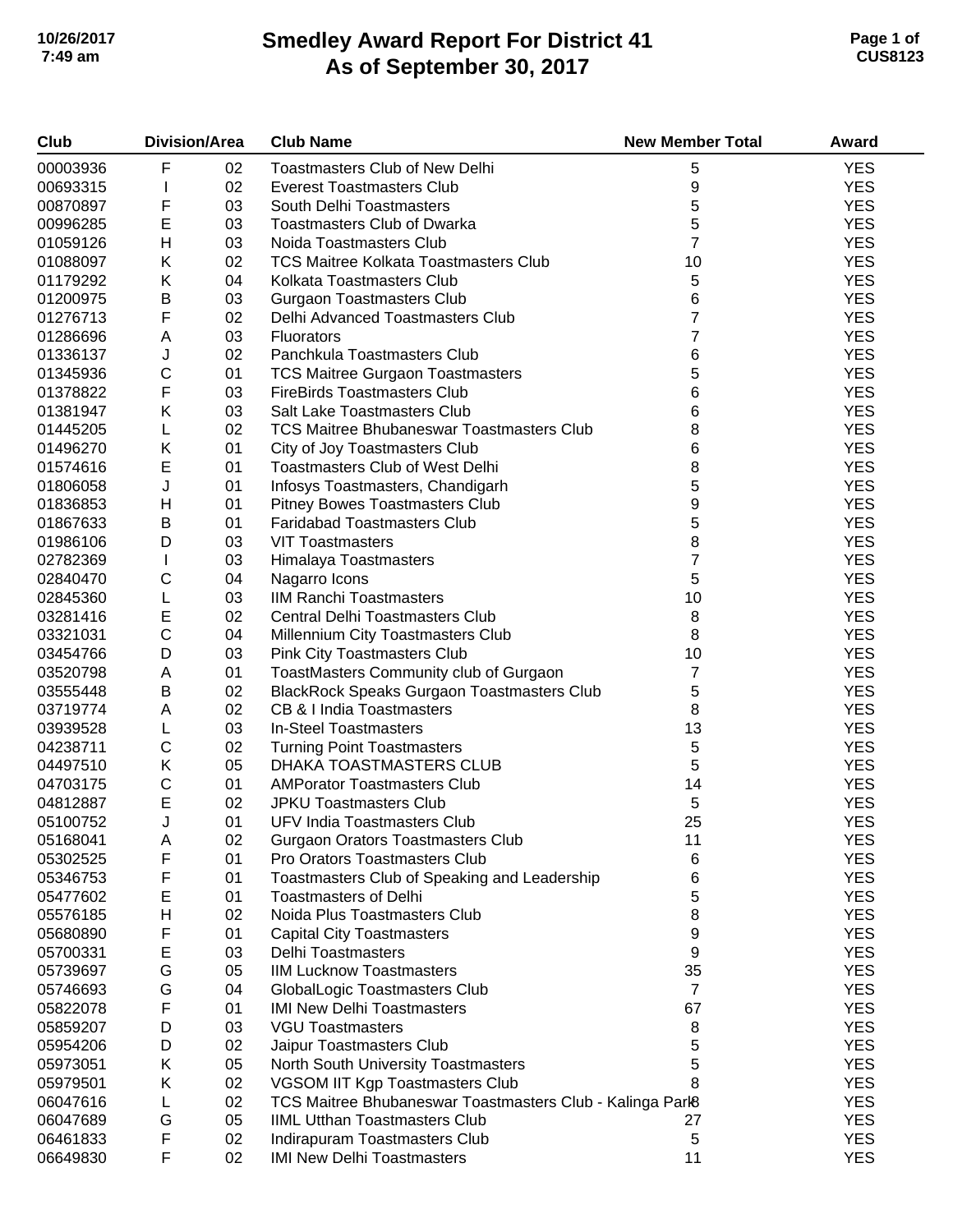# Smedley Award Report For District 41
# As of September 30, 2017

| Club | Division/Area | | Club Name | New Member Total | Award |
|---|---|---|---|---|---|
| 00003936 | F | 02 | Toastmasters Club of New Delhi | 5 | YES |
| 00693315 | I | 02 | Everest Toastmasters Club | 9 | YES |
| 00870897 | F | 03 | South Delhi Toastmasters | 5 | YES |
| 00996285 | E | 03 | Toastmasters Club of Dwarka | 5 | YES |
| 01059126 | H | 03 | Noida Toastmasters Club | 7 | YES |
| 01088097 | K | 02 | TCS Maitree Kolkata Toastmasters Club | 10 | YES |
| 01179292 | K | 04 | Kolkata Toastmasters Club | 5 | YES |
| 01200975 | B | 03 | Gurgaon Toastmasters Club | 6 | YES |
| 01276713 | F | 02 | Delhi Advanced Toastmasters Club | 7 | YES |
| 01286696 | A | 03 | Fluorators | 7 | YES |
| 01336137 | J | 02 | Panchkula Toastmasters Club | 6 | YES |
| 01345936 | C | 01 | TCS Maitree Gurgaon Toastmasters | 5 | YES |
| 01378822 | F | 03 | FireBirds Toastmasters Club | 6 | YES |
| 01381947 | K | 03 | Salt Lake Toastmasters Club | 6 | YES |
| 01445205 | L | 02 | TCS Maitree Bhubaneswar Toastmasters Club | 8 | YES |
| 01496270 | K | 01 | City of Joy Toastmasters Club | 6 | YES |
| 01574616 | E | 01 | Toastmasters Club of West Delhi | 8 | YES |
| 01806058 | J | 01 | Infosys Toastmasters, Chandigarh | 5 | YES |
| 01836853 | H | 01 | Pitney Bowes Toastmasters Club | 9 | YES |
| 01867633 | B | 01 | Faridabad Toastmasters Club | 5 | YES |
| 01986106 | D | 03 | VIT Toastmasters | 8 | YES |
| 02782369 | I | 03 | Himalaya Toastmasters | 7 | YES |
| 02840470 | C | 04 | Nagarro Icons | 5 | YES |
| 02845360 | L | 03 | IIM Ranchi Toastmasters | 10 | YES |
| 03281416 | E | 02 | Central Delhi Toastmasters Club | 8 | YES |
| 03321031 | C | 04 | Millennium City Toastmasters Club | 8 | YES |
| 03454766 | D | 03 | Pink City Toastmasters Club | 10 | YES |
| 03520798 | A | 01 | ToastMasters Community club of Gurgaon | 7 | YES |
| 03555448 | B | 02 | BlackRock Speaks Gurgaon Toastmasters Club | 5 | YES |
| 03719774 | A | 02 | CB & I India Toastmasters | 8 | YES |
| 03939528 | L | 03 | In-Steel Toastmasters | 13 | YES |
| 04238711 | C | 02 | Turning Point Toastmasters | 5 | YES |
| 04497510 | K | 05 | DHAKA TOASTMASTERS CLUB | 5 | YES |
| 04703175 | C | 01 | AMPorator Toastmasters Club | 14 | YES |
| 04812887 | E | 02 | JPKU Toastmasters Club | 5 | YES |
| 05100752 | J | 01 | UFV India Toastmasters Club | 25 | YES |
| 05168041 | A | 02 | Gurgaon Orators Toastmasters Club | 11 | YES |
| 05302525 | F | 01 | Pro Orators Toastmasters Club | 6 | YES |
| 05346753 | F | 01 | Toastmasters Club of Speaking and Leadership | 6 | YES |
| 05477602 | E | 01 | Toastmasters of Delhi | 5 | YES |
| 05576185 | H | 02 | Noida Plus Toastmasters Club | 8 | YES |
| 05680890 | F | 01 | Capital City Toastmasters | 9 | YES |
| 05700331 | E | 03 | Delhi Toastmasters | 9 | YES |
| 05739697 | G | 05 | IIM Lucknow Toastmasters | 35 | YES |
| 05746693 | G | 04 | GlobalLogic Toastmasters Club | 7 | YES |
| 05822078 | F | 01 | IMI New Delhi Toastmasters | 67 | YES |
| 05859207 | D | 03 | VGU Toastmasters | 8 | YES |
| 05954206 | D | 02 | Jaipur Toastmasters Club | 5 | YES |
| 05973051 | K | 05 | North South University Toastmasters | 5 | YES |
| 05979501 | K | 02 | VGSOM IIT Kgp Toastmasters Club | 8 | YES |
| 06047616 | L | 02 | TCS Maitree Bhubaneswar Toastmasters Club - Kalinga Park | 8 | YES |
| 06047689 | G | 05 | IIML Utthan Toastmasters Club | 27 | YES |
| 06461833 | F | 02 | Indirapuram Toastmasters Club | 5 | YES |
| 06649830 | F | 02 | IMI New Delhi Toastmasters | 11 | YES |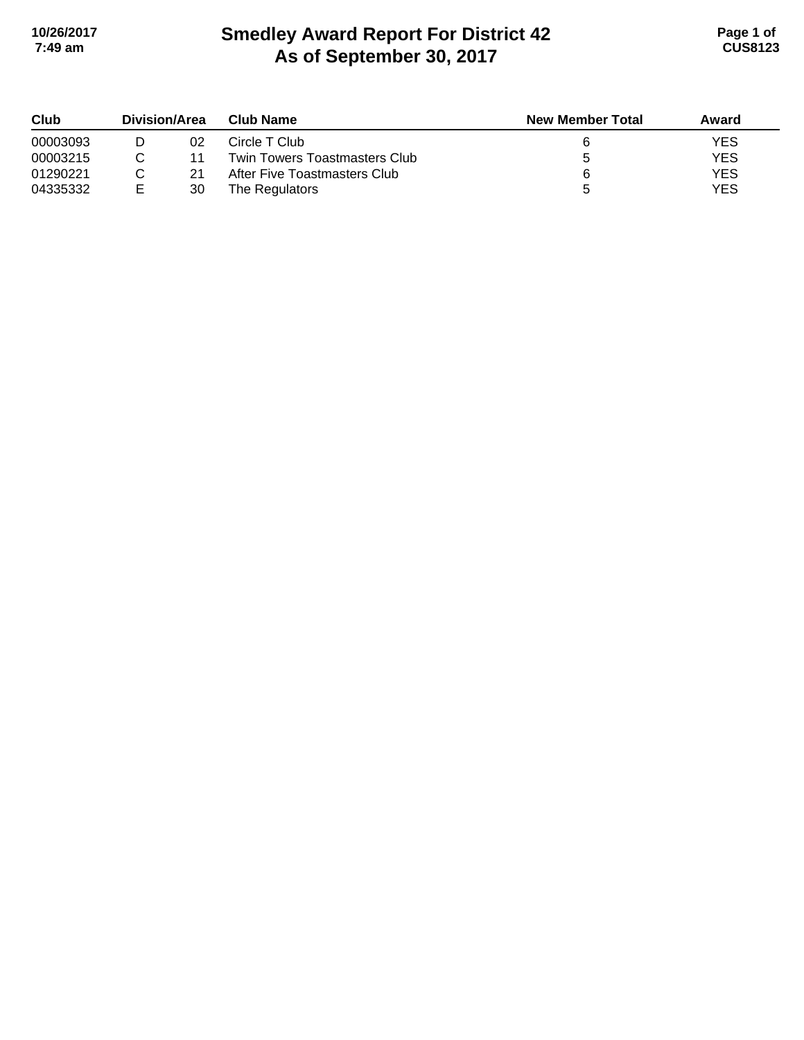# Smedley Award Report For District 42
## As of September 30, 2017

| Club | Division/Area | | Club Name | New Member Total | Award |
|---|---|---|---|---|---|
| 00003093 | D | 02 | Circle T Club | 6 | YES |
| 00003215 | C | 11 | Twin Towers Toastmasters Club | 5 | YES |
| 01290221 | C | 21 | After Five Toastmasters Club | 6 | YES |
| 04335332 | E | 30 | The Regulators | 5 | YES |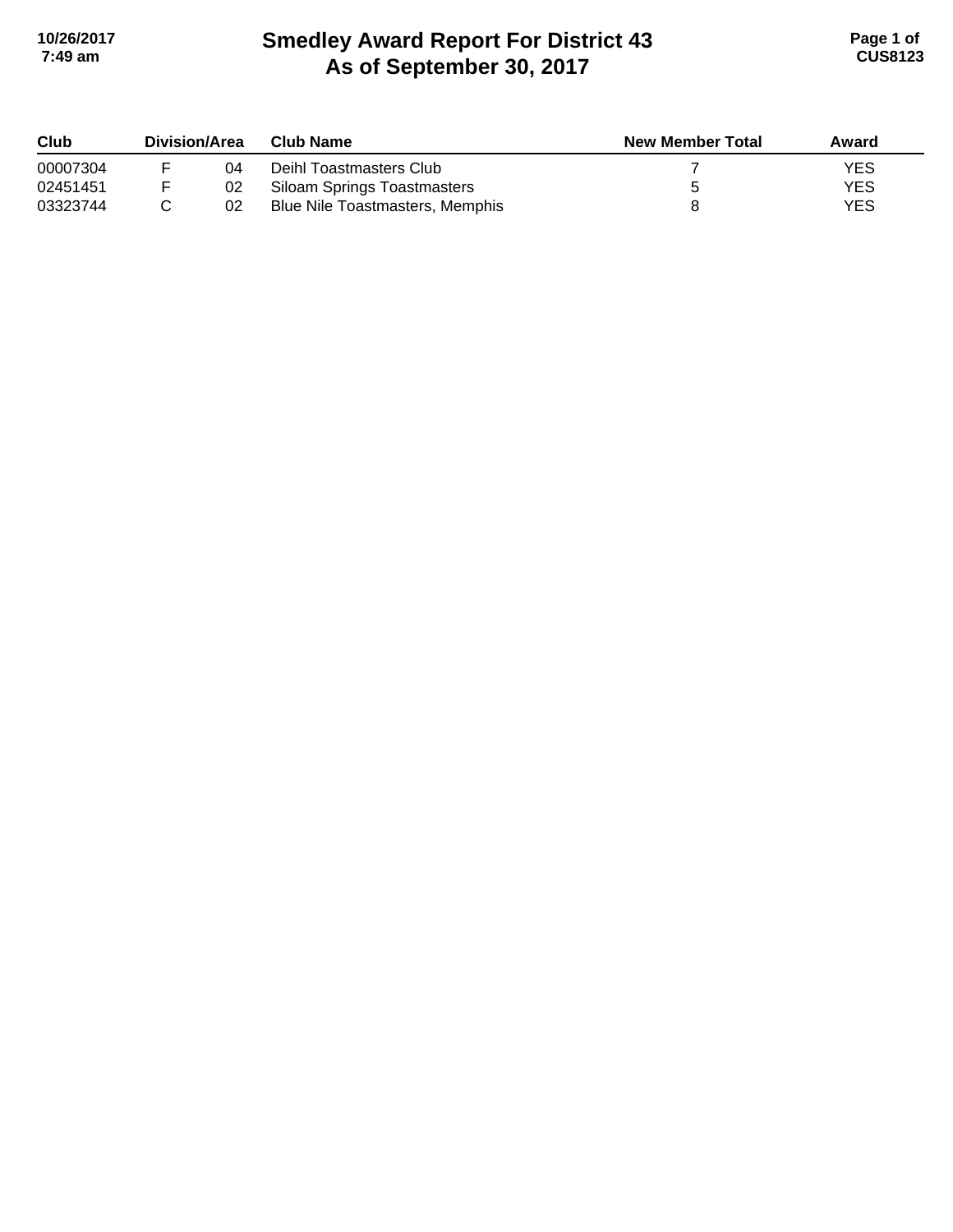# Smedley Award Report For District 43
## As of September 30, 2017

| Club | Division/Area | | Club Name | New Member Total | Award |
|---|---|---|---|---|---|
| 00007304 | F | 04 | Deihl Toastmasters Club | 7 | YES |
| 02451451 | F | 02 | Siloam Springs Toastmasters | 5 | YES |
| 03323744 | C | 02 | Blue Nile Toastmasters, Memphis | 8 | YES |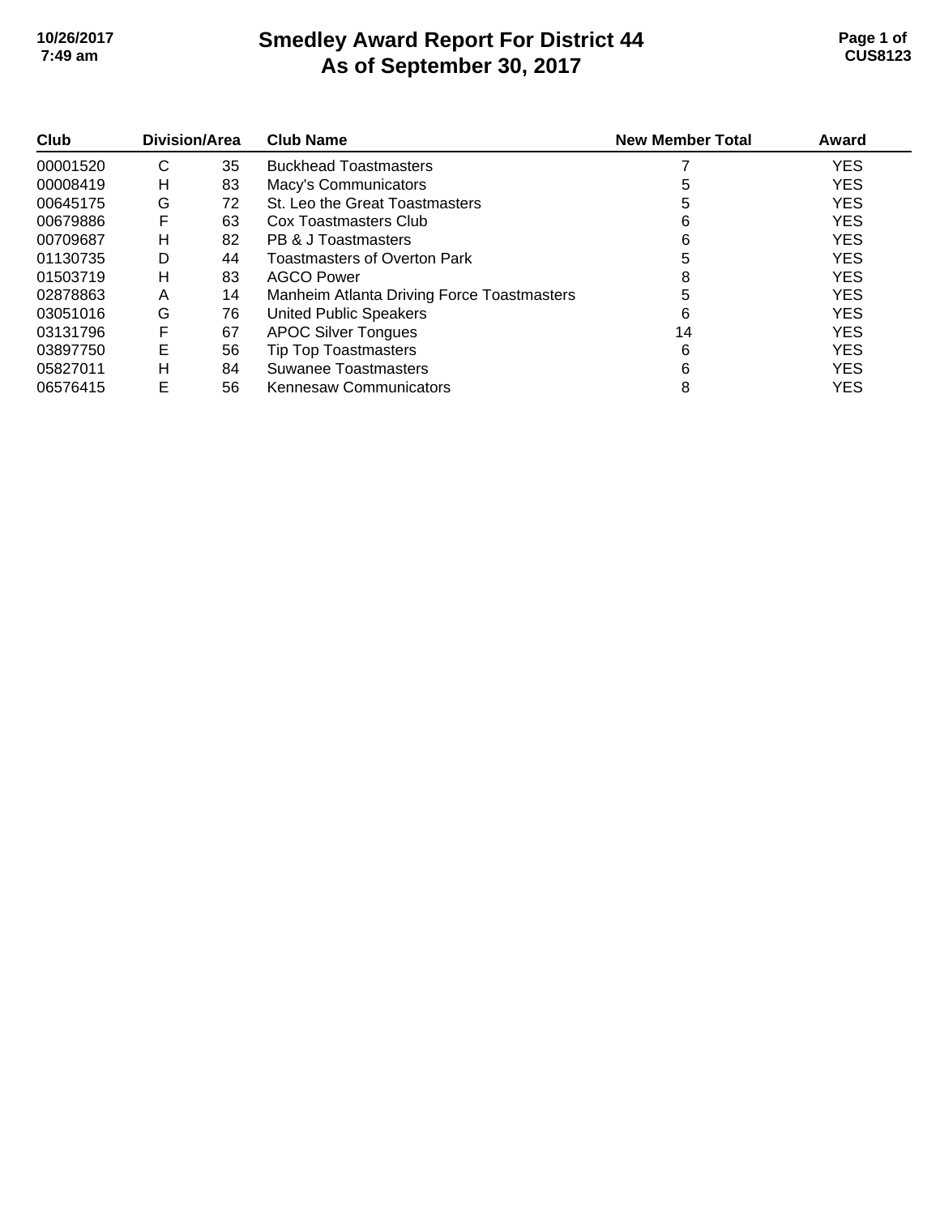# Smedley Award Report For District 44
## As of September 30, 2017

| Club | Division/Area | | Club Name | New Member Total | Award |
|---|---|---|---|---|---|
| 00001520 | C | 35 | Buckhead Toastmasters | 7 | YES |
| 00008419 | H | 83 | Macy's Communicators | 5 | YES |
| 00645175 | G | 72 | St. Leo the Great Toastmasters | 5 | YES |
| 00679886 | F | 63 | Cox Toastmasters Club | 6 | YES |
| 00709687 | H | 82 | PB & J Toastmasters | 6 | YES |
| 01130735 | D | 44 | Toastmasters of Overton Park | 5 | YES |
| 01503719 | H | 83 | AGCO Power | 8 | YES |
| 02878863 | A | 14 | Manheim Atlanta Driving Force Toastmasters | 5 | YES |
| 03051016 | G | 76 | United Public Speakers | 6 | YES |
| 03131796 | F | 67 | APOC Silver Tongues | 14 | YES |
| 03897750 | E | 56 | Tip Top Toastmasters | 6 | YES |
| 05827011 | H | 84 | Suwanee Toastmasters | 6 | YES |
| 06576415 | E | 56 | Kennesaw Communicators | 8 | YES |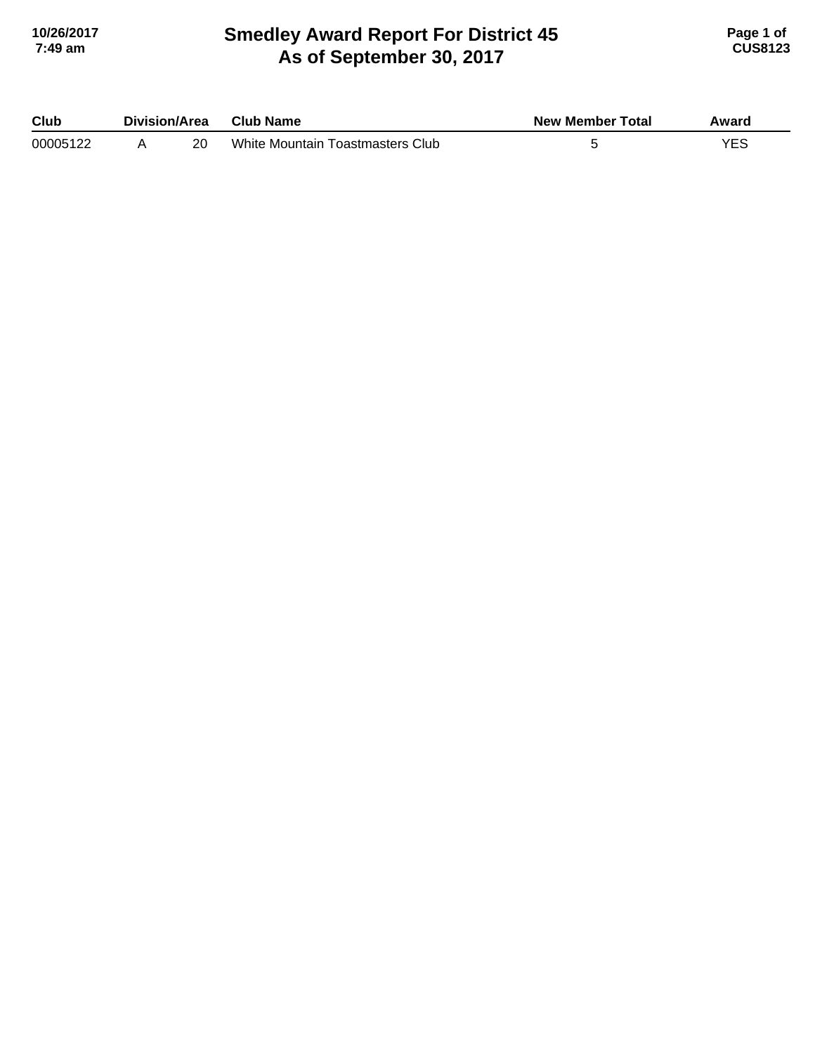# Smedley Award Report For District 45
## As of September 30, 2017

| Club | Division/Area | | Club Name | New Member Total | Award |
|---|---|---|---|---|---|
| 00005122 | A | 20 | White Mountain Toastmasters Club | 5 | YES |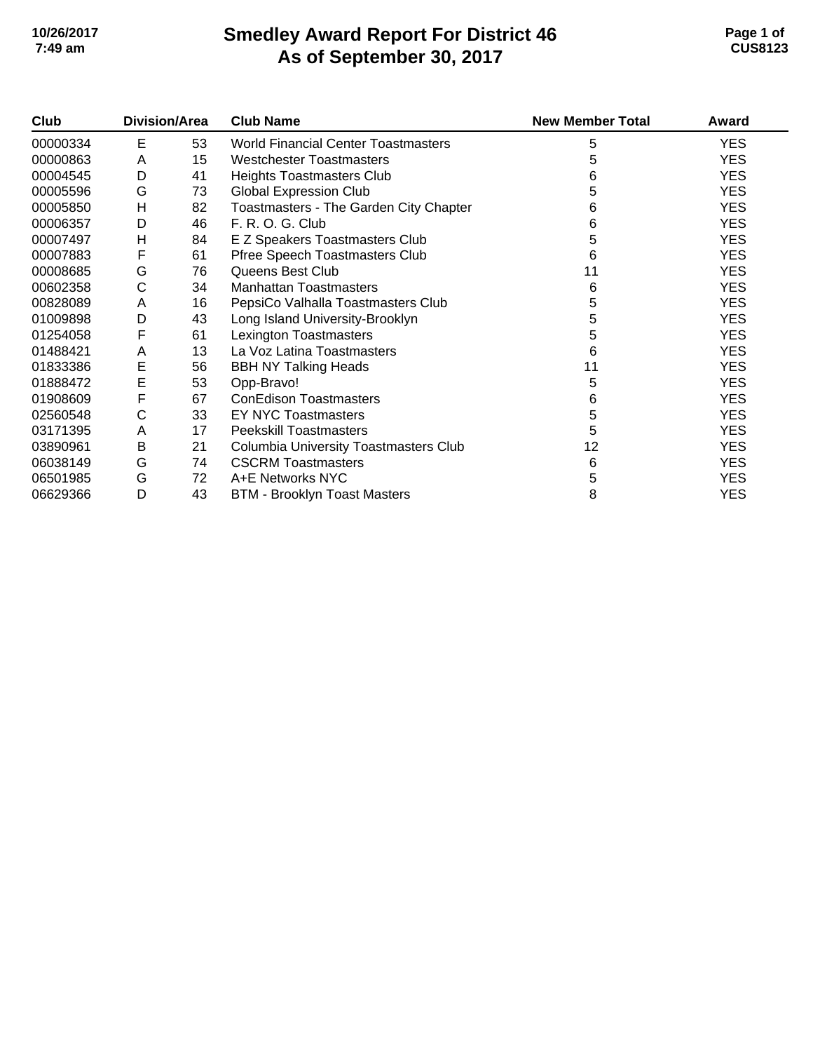# Smedley Award Report For District 46
## As of September 30, 2017

| Club | Division | Area | Club Name | New Member Total | Award |
|---|---|---|---|---|---|
| 00000334 | E | 53 | World Financial Center Toastmasters | 5 | YES |
| 00000863 | A | 15 | Westchester Toastmasters | 5 | YES |
| 00004545 | D | 41 | Heights Toastmasters Club | 6 | YES |
| 00005596 | G | 73 | Global Expression Club | 5 | YES |
| 00005850 | H | 82 | Toastmasters - The Garden City Chapter | 6 | YES |
| 00006357 | D | 46 | F. R. O. G. Club | 6 | YES |
| 00007497 | H | 84 | E Z Speakers Toastmasters Club | 5 | YES |
| 00007883 | F | 61 | Pfree Speech Toastmasters Club | 6 | YES |
| 00008685 | G | 76 | Queens Best Club | 11 | YES |
| 00602358 | C | 34 | Manhattan Toastmasters | 6 | YES |
| 00828089 | A | 16 | PepsiCo Valhalla Toastmasters Club | 5 | YES |
| 01009898 | D | 43 | Long Island University-Brooklyn | 5 | YES |
| 01254058 | F | 61 | Lexington Toastmasters | 5 | YES |
| 01488421 | A | 13 | La Voz Latina Toastmasters | 6 | YES |
| 01833386 | E | 56 | BBH NY Talking Heads | 11 | YES |
| 01888472 | E | 53 | Opp-Bravo! | 5 | YES |
| 01908609 | F | 67 | ConEdison Toastmasters | 6 | YES |
| 02560548 | C | 33 | EY NYC Toastmasters | 5 | YES |
| 03171395 | A | 17 | Peekskill Toastmasters | 5 | YES |
| 03890961 | B | 21 | Columbia University Toastmasters Club | 12 | YES |
| 06038149 | G | 74 | CSCRM Toastmasters | 6 | YES |
| 06501985 | G | 72 | A+E Networks NYC | 5 | YES |
| 06629366 | D | 43 | BTM - Brooklyn Toast Masters | 8 | YES |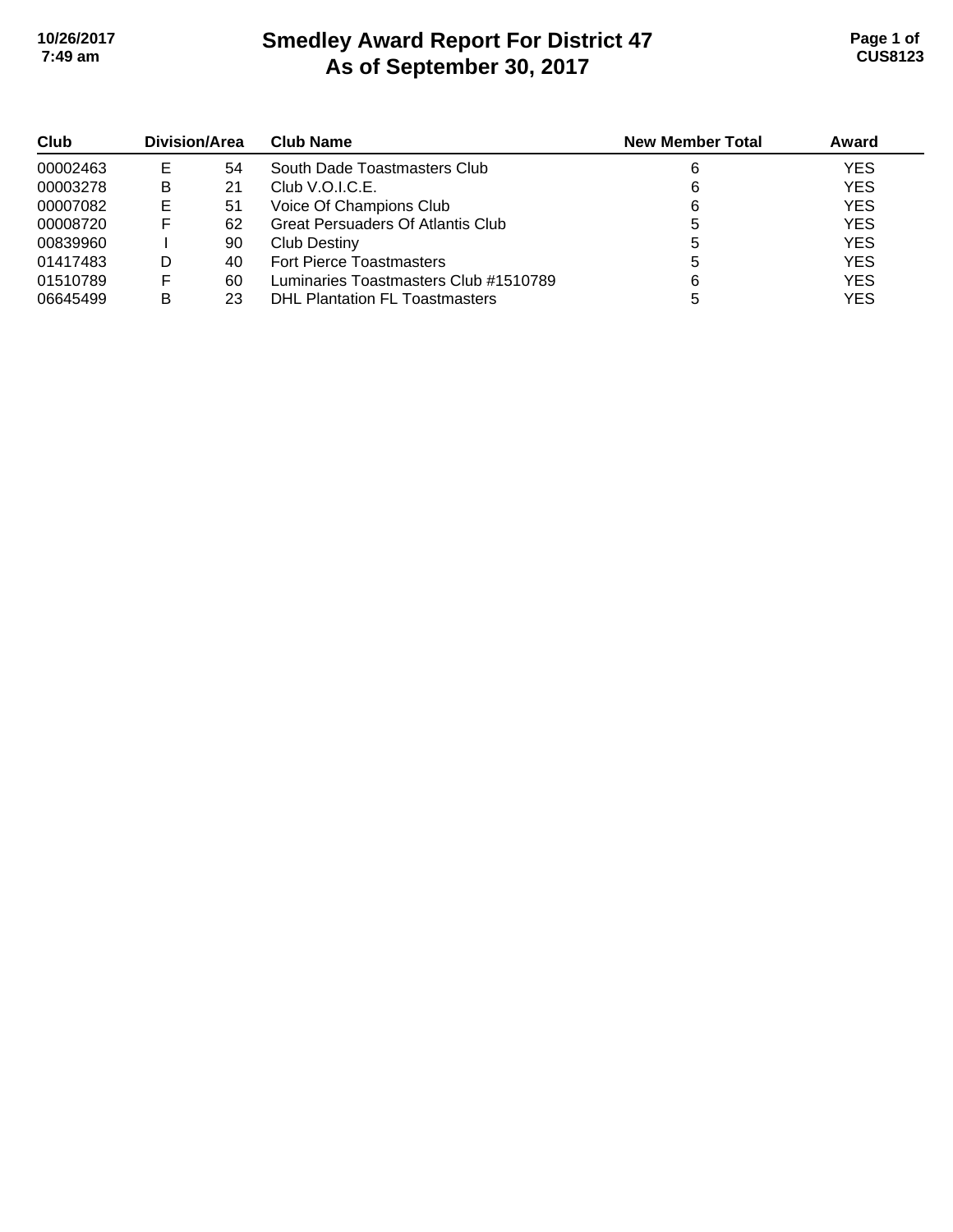# Smedley Award Report For District 47
## As of September 30, 2017

| Club | Division | Area | Club Name | New Member Total | Award |
|---|---|---|---|---|---|
| 00002463 | E | 54 | South Dade Toastmasters Club | 6 | YES |
| 00003278 | B | 21 | Club V.O.I.C.E. | 6 | YES |
| 00007082 | E | 51 | Voice Of Champions Club | 6 | YES |
| 00008720 | F | 62 | Great Persuaders Of Atlantis Club | 5 | YES |
| 00839960 | I | 90 | Club Destiny | 5 | YES |
| 01417483 | D | 40 | Fort Pierce Toastmasters | 5 | YES |
| 01510789 | F | 60 | Luminaries Toastmasters Club #1510789 | 6 | YES |
| 06645499 | B | 23 | DHL Plantation FL Toastmasters | 5 | YES |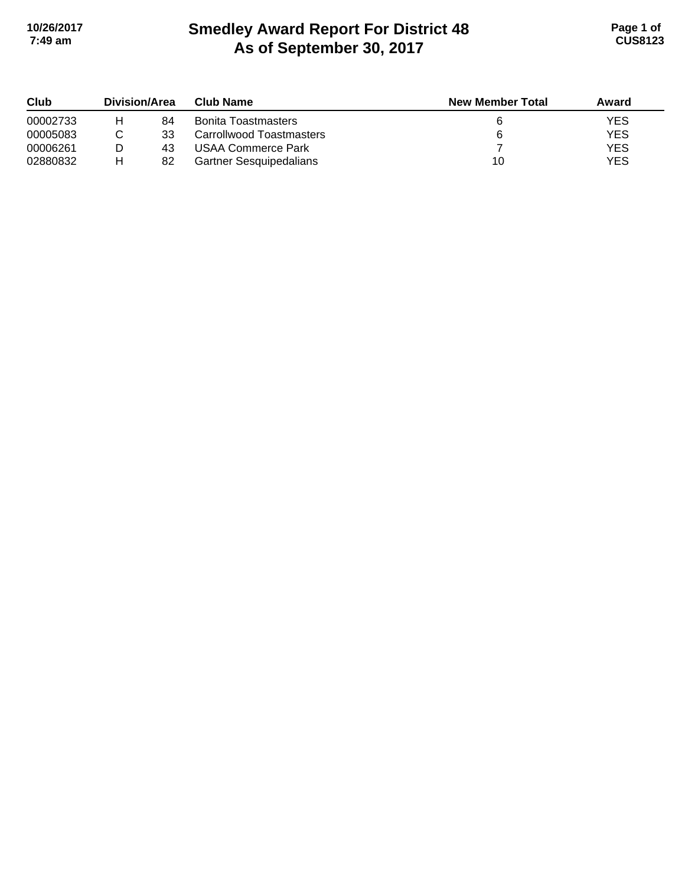# Smedley Award Report For District 48
# As of September 30, 2017

| Club | Division/Area | | Club Name | New Member Total | Award |
|---|---|---|---|---|---|
| 00002733 | H | 84 | Bonita Toastmasters | 6 | YES |
| 00005083 | C | 33 | Carrollwood Toastmasters | 6 | YES |
| 00006261 | D | 43 | USAA Commerce Park | 7 | YES |
| 02880832 | H | 82 | Gartner Sesquipedalians | 10 | YES |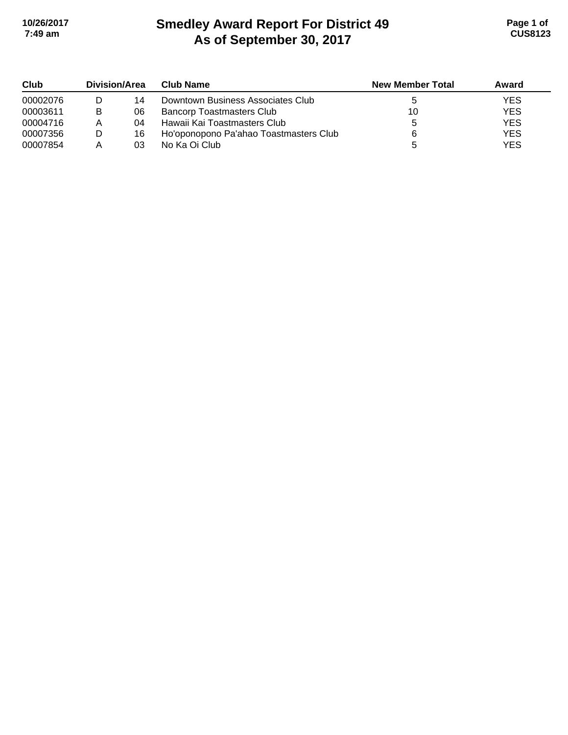# Smedley Award Report For District 49
# As of September 30, 2017

| Club | Division/Area | | Club Name | New Member Total | Award |
|---|---|---|---|---|---|
| 00002076 | D | 14 | Downtown Business Associates Club | 5 | YES |
| 00003611 | B | 06 | Bancorp Toastmasters Club | 10 | YES |
| 00004716 | A | 04 | Hawaii Kai Toastmasters Club | 5 | YES |
| 00007356 | D | 16 | Ho'oponopono Pa'ahao Toastmasters Club | 6 | YES |
| 00007854 | A | 03 | No Ka Oi Club | 5 | YES |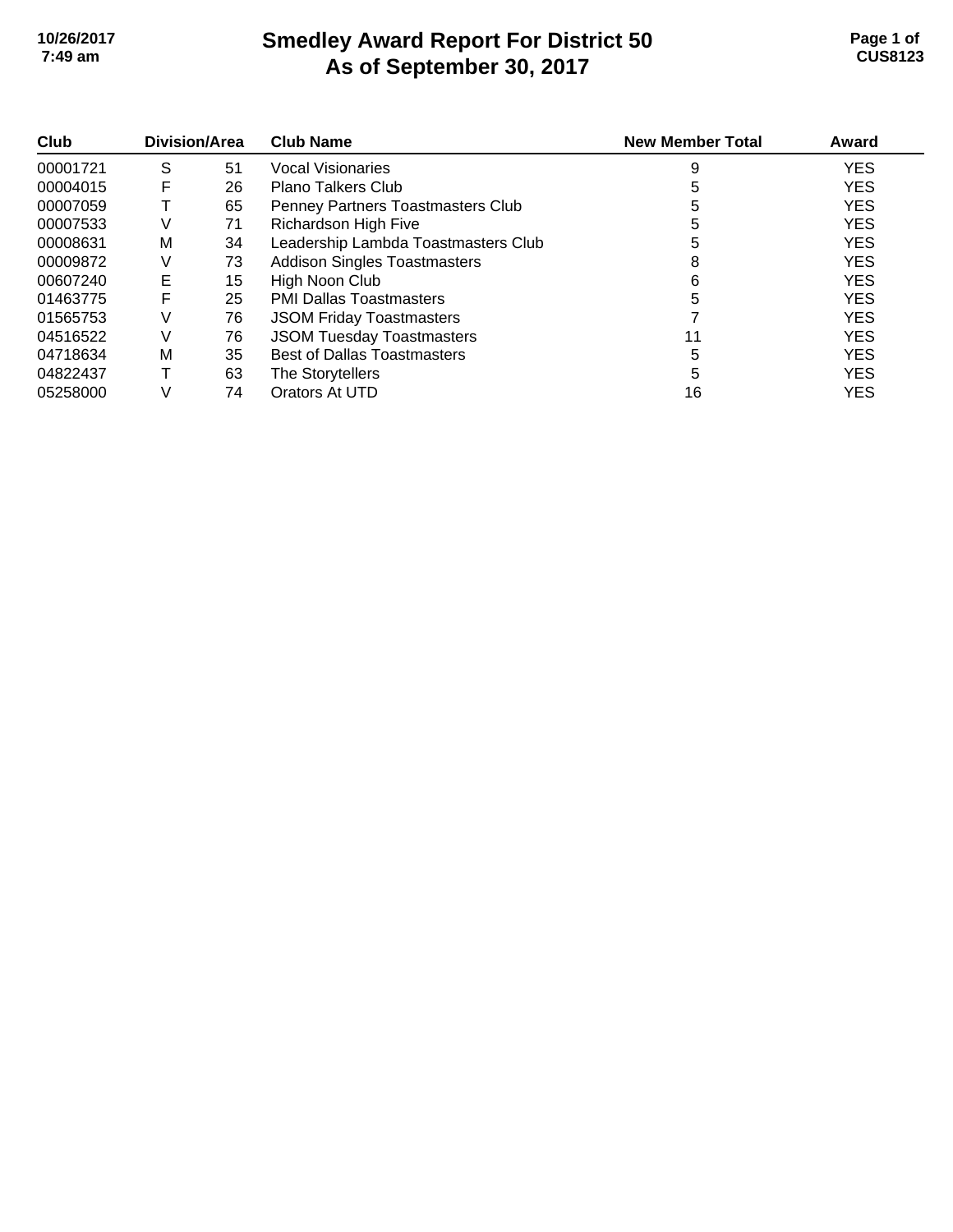# Smedley Award Report For District 50
## As of September 30, 2017

| Club | Division/Area | | Club Name | New Member Total | Award |
|---|---|---|---|---|---|
| 00001721 | S | 51 | Vocal Visionaries | 9 | YES |
| 00004015 | F | 26 | Plano Talkers Club | 5 | YES |
| 00007059 | T | 65 | Penney Partners Toastmasters Club | 5 | YES |
| 00007533 | V | 71 | Richardson High Five | 5 | YES |
| 00008631 | M | 34 | Leadership Lambda Toastmasters Club | 5 | YES |
| 00009872 | V | 73 | Addison Singles Toastmasters | 8 | YES |
| 00607240 | E | 15 | High Noon Club | 6 | YES |
| 01463775 | F | 25 | PMI Dallas Toastmasters | 5 | YES |
| 01565753 | V | 76 | JSOM Friday Toastmasters | 7 | YES |
| 04516522 | V | 76 | JSOM Tuesday Toastmasters | 11 | YES |
| 04718634 | M | 35 | Best of Dallas Toastmasters | 5 | YES |
| 04822437 | T | 63 | The Storytellers | 5 | YES |
| 05258000 | V | 74 | Orators At UTD | 16 | YES |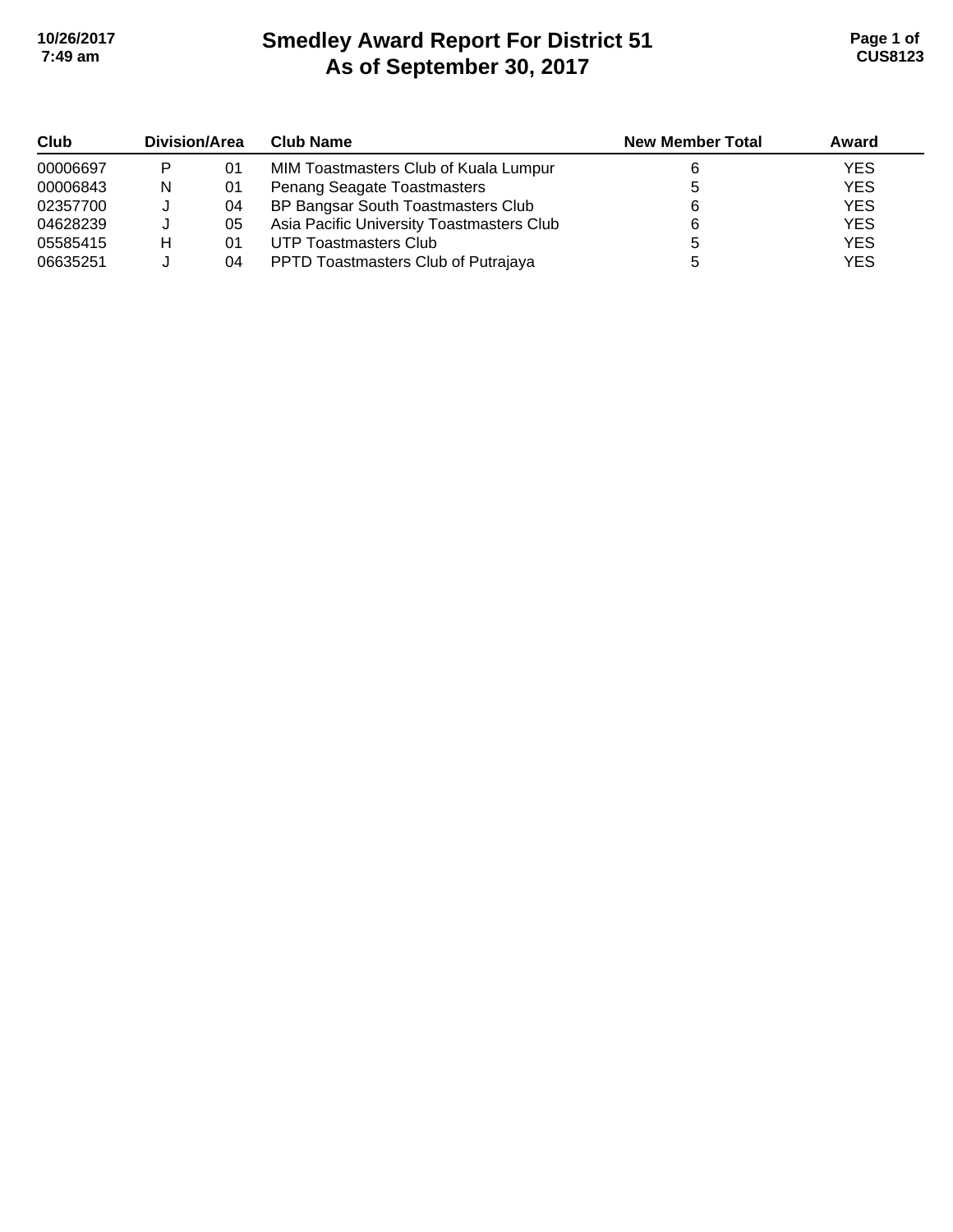# Smedley Award Report For District 51
## As of September 30, 2017

| Club | Division/Area | | Club Name | New Member Total | Award |
|---|---|---|---|---|---|
| 00006697 | P | 01 | MIM Toastmasters Club of Kuala Lumpur | 6 | YES |
| 00006843 | N | 01 | Penang Seagate Toastmasters | 5 | YES |
| 02357700 | J | 04 | BP Bangsar South Toastmasters Club | 6 | YES |
| 04628239 | J | 05 | Asia Pacific University Toastmasters Club | 6 | YES |
| 05585415 | H | 01 | UTP Toastmasters Club | 5 | YES |
| 06635251 | J | 04 | PPTD Toastmasters Club of Putrajaya | 5 | YES |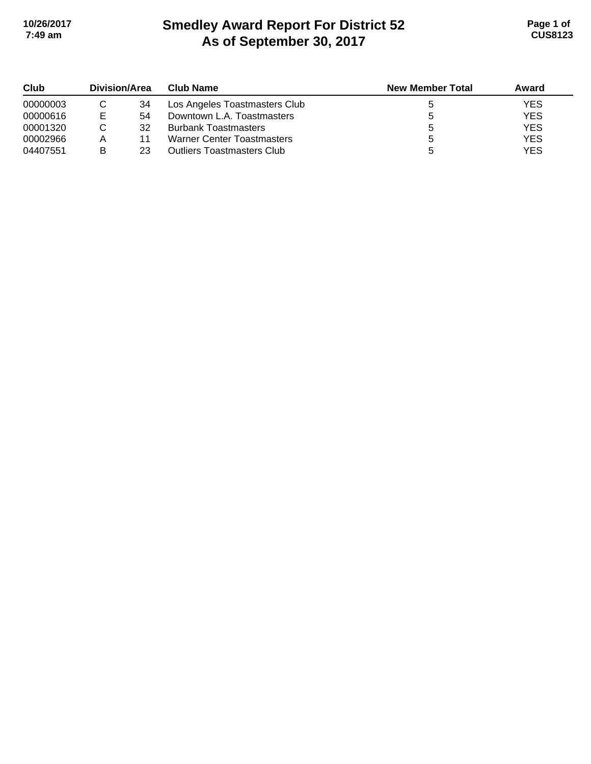# Smedley Award Report For District 52
# As of September 30, 2017

| Club | Division/Area | | Club Name | New Member Total | Award |
|---|---|---|---|---|---|
| 00000003 | C | 34 | Los Angeles Toastmasters Club | 5 | YES |
| 00000616 | E | 54 | Downtown L.A. Toastmasters | 5 | YES |
| 00001320 | C | 32 | Burbank Toastmasters | 5 | YES |
| 00002966 | A | 11 | Warner Center Toastmasters | 5 | YES |
| 04407551 | B | 23 | Outliers Toastmasters Club | 5 | YES |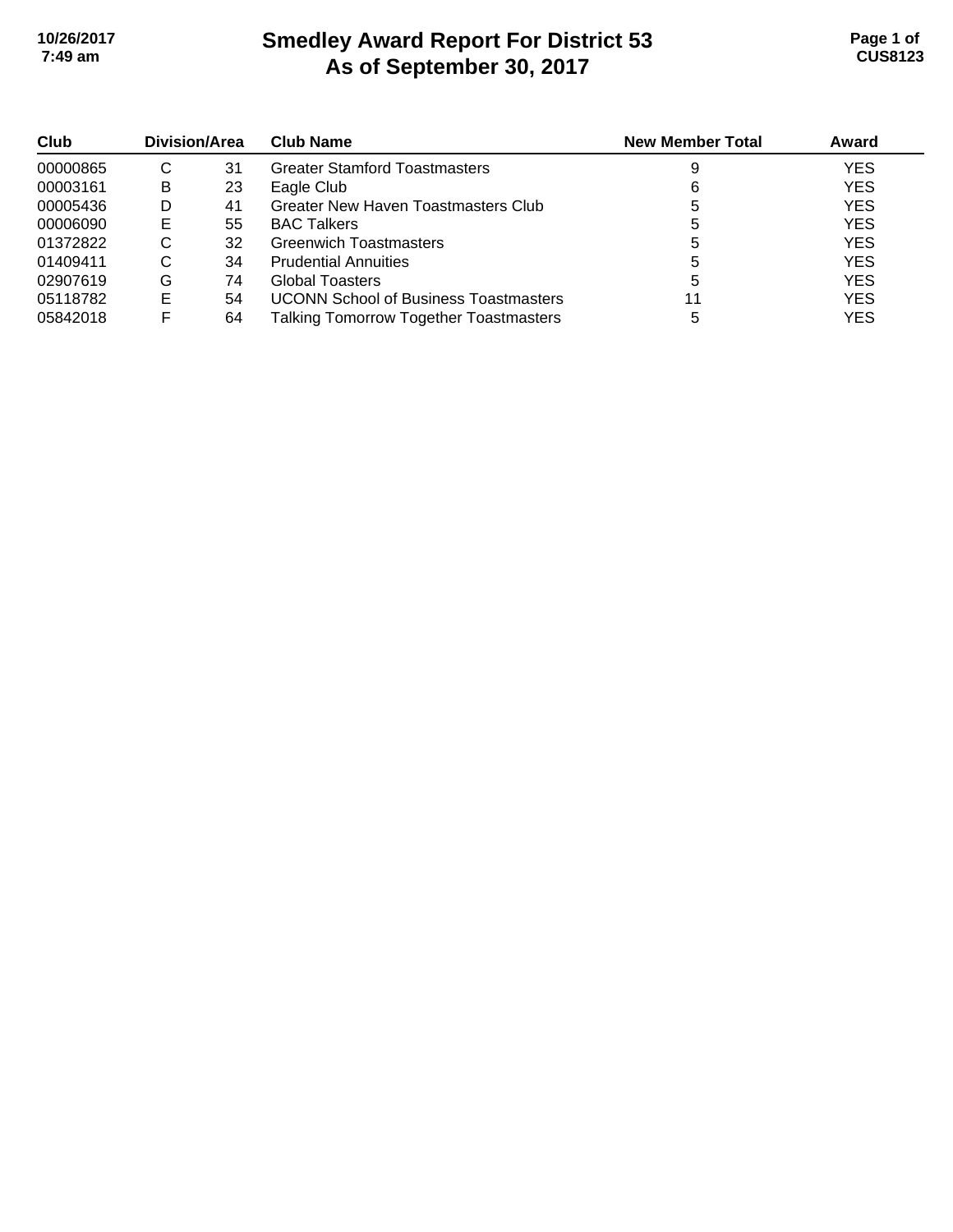# Smedley Award Report For District 53
## As of September 30, 2017

| Club | Division/Area | | Club Name | New Member Total | Award |
|---|---|---|---|---|---|
| 00000865 | C | 31 | Greater Stamford Toastmasters | 9 | YES |
| 00003161 | B | 23 | Eagle Club | 6 | YES |
| 00005436 | D | 41 | Greater New Haven Toastmasters Club | 5 | YES |
| 00006090 | E | 55 | BAC Talkers | 5 | YES |
| 01372822 | C | 32 | Greenwich Toastmasters | 5 | YES |
| 01409411 | C | 34 | Prudential Annuities | 5 | YES |
| 02907619 | G | 74 | Global Toasters | 5 | YES |
| 05118782 | E | 54 | UCONN School of Business Toastmasters | 11 | YES |
| 05842018 | F | 64 | Talking Tomorrow Together Toastmasters | 5 | YES |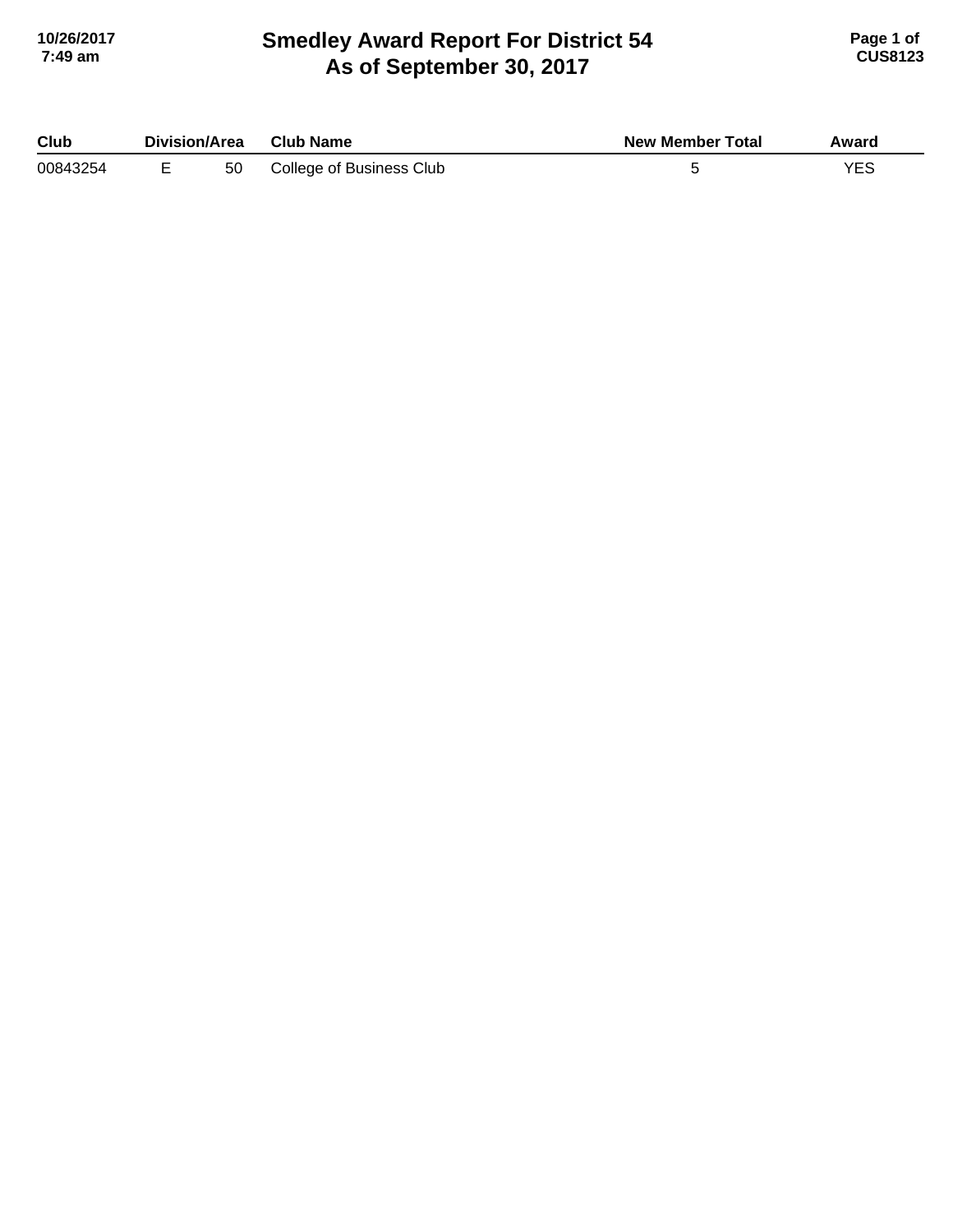# Smedley Award Report For District 54
# As of September 30, 2017

| Club | Division/Area | | Club Name | New Member Total | Award |
|---|---|---|---|---|---|
| 00843254 | E | 50 | College of Business Club | 5 | YES |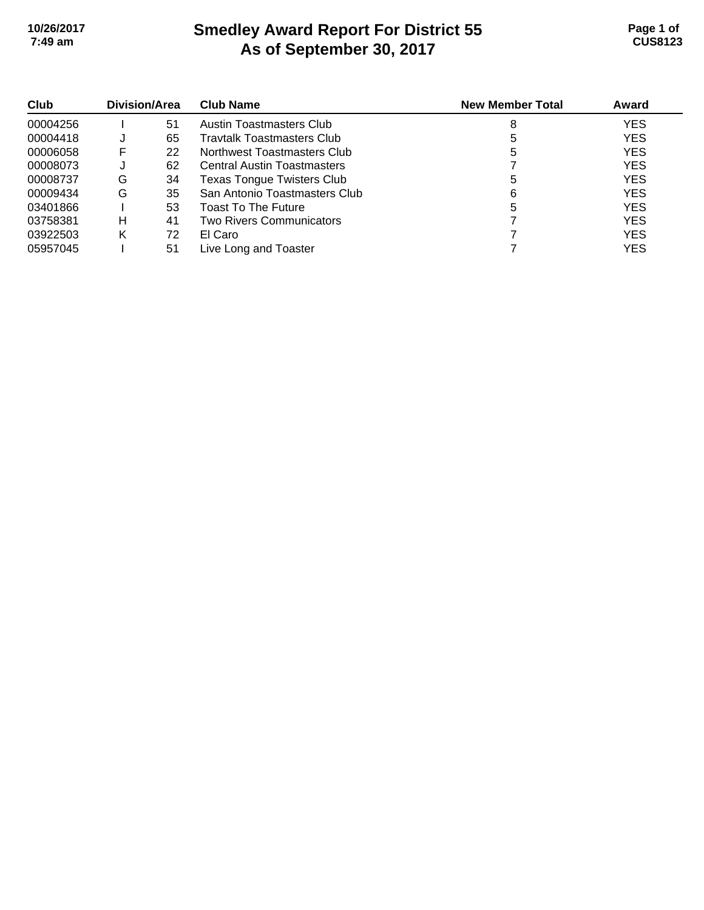# Smedley Award Report For District 55
# As of September 30, 2017

| Club | Division/Area | | Club Name | New Member Total | Award |
|---|---|---|---|---|---|
| 00004256 | I | 51 | Austin Toastmasters Club | 8 | YES |
| 00004418 | J | 65 | Travtalk Toastmasters Club | 5 | YES |
| 00006058 | F | 22 | Northwest Toastmasters Club | 5 | YES |
| 00008073 | J | 62 | Central Austin Toastmasters | 7 | YES |
| 00008737 | G | 34 | Texas Tongue Twisters Club | 5 | YES |
| 00009434 | G | 35 | San Antonio Toastmasters Club | 6 | YES |
| 03401866 | I | 53 | Toast To The Future | 5 | YES |
| 03758381 | H | 41 | Two Rivers Communicators | 7 | YES |
| 03922503 | K | 72 | El Caro | 7 | YES |
| 05957045 | I | 51 | Live Long and Toaster | 7 | YES |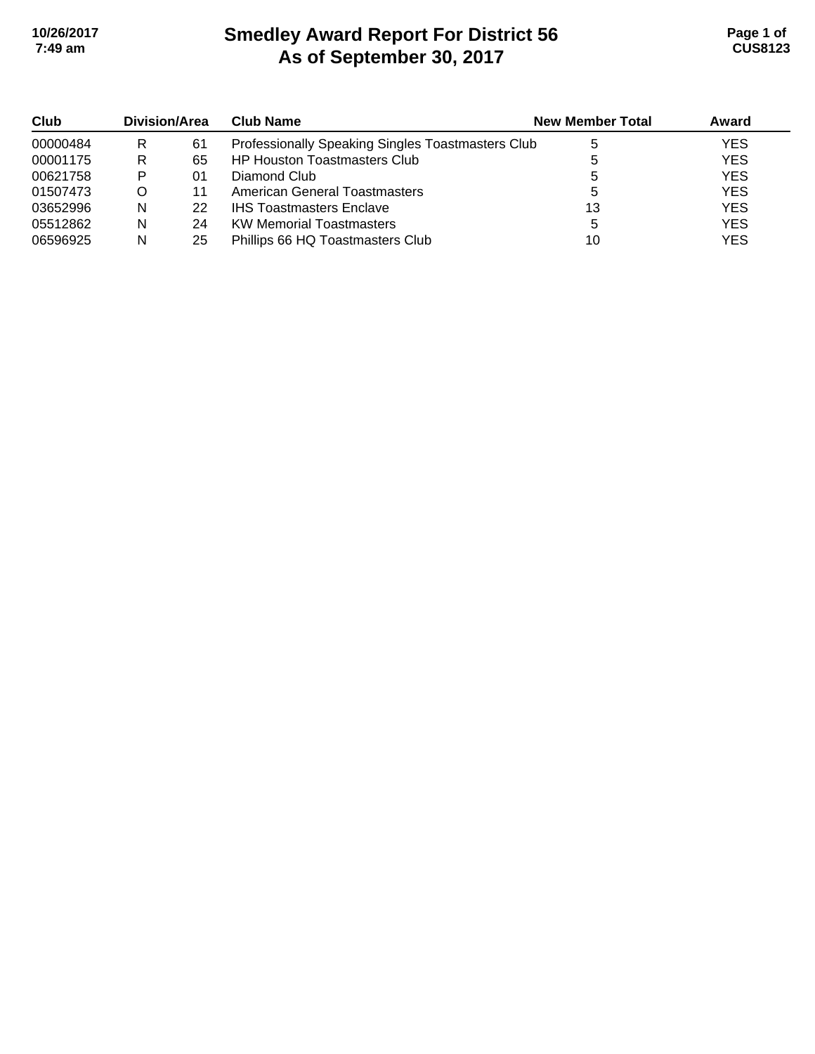# Smedley Award Report For District 56
# As of September 30, 2017

| Club | Division/Area | | Club Name | New Member Total | Award |
|---|---|---|---|---|---|
| 00000484 | R | 61 | Professionally Speaking Singles Toastmasters Club | 5 | YES |
| 00001175 | R | 65 | HP Houston Toastmasters Club | 5 | YES |
| 00621758 | P | 01 | Diamond Club | 5 | YES |
| 01507473 | O | 11 | American General Toastmasters | 5 | YES |
| 03652996 | N | 22 | IHS Toastmasters Enclave | 13 | YES |
| 05512862 | N | 24 | KW Memorial Toastmasters | 5 | YES |
| 06596925 | N | 25 | Phillips 66 HQ Toastmasters Club | 10 | YES |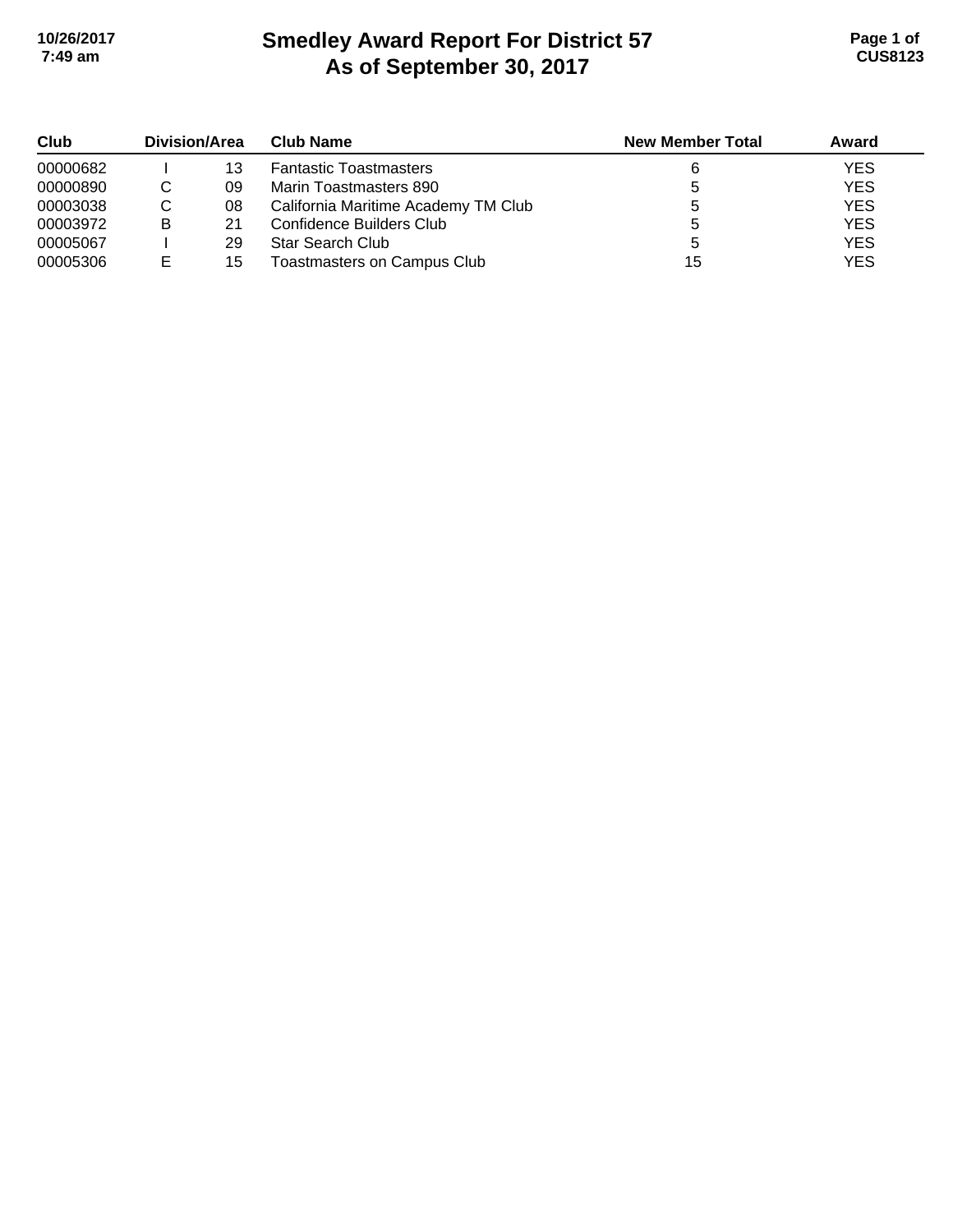# Smedley Award Report For District 57
## As of September 30, 2017

| Club | Division/Area | | Club Name | New Member Total | Award |
|---|---|---|---|---|---|
| 00000682 | I | 13 | Fantastic Toastmasters | 6 | YES |
| 00000890 | C | 09 | Marin Toastmasters 890 | 5 | YES |
| 00003038 | C | 08 | California Maritime Academy TM Club | 5 | YES |
| 00003972 | B | 21 | Confidence Builders Club | 5 | YES |
| 00005067 | I | 29 | Star Search Club | 5 | YES |
| 00005306 | E | 15 | Toastmasters on Campus Club | 15 | YES |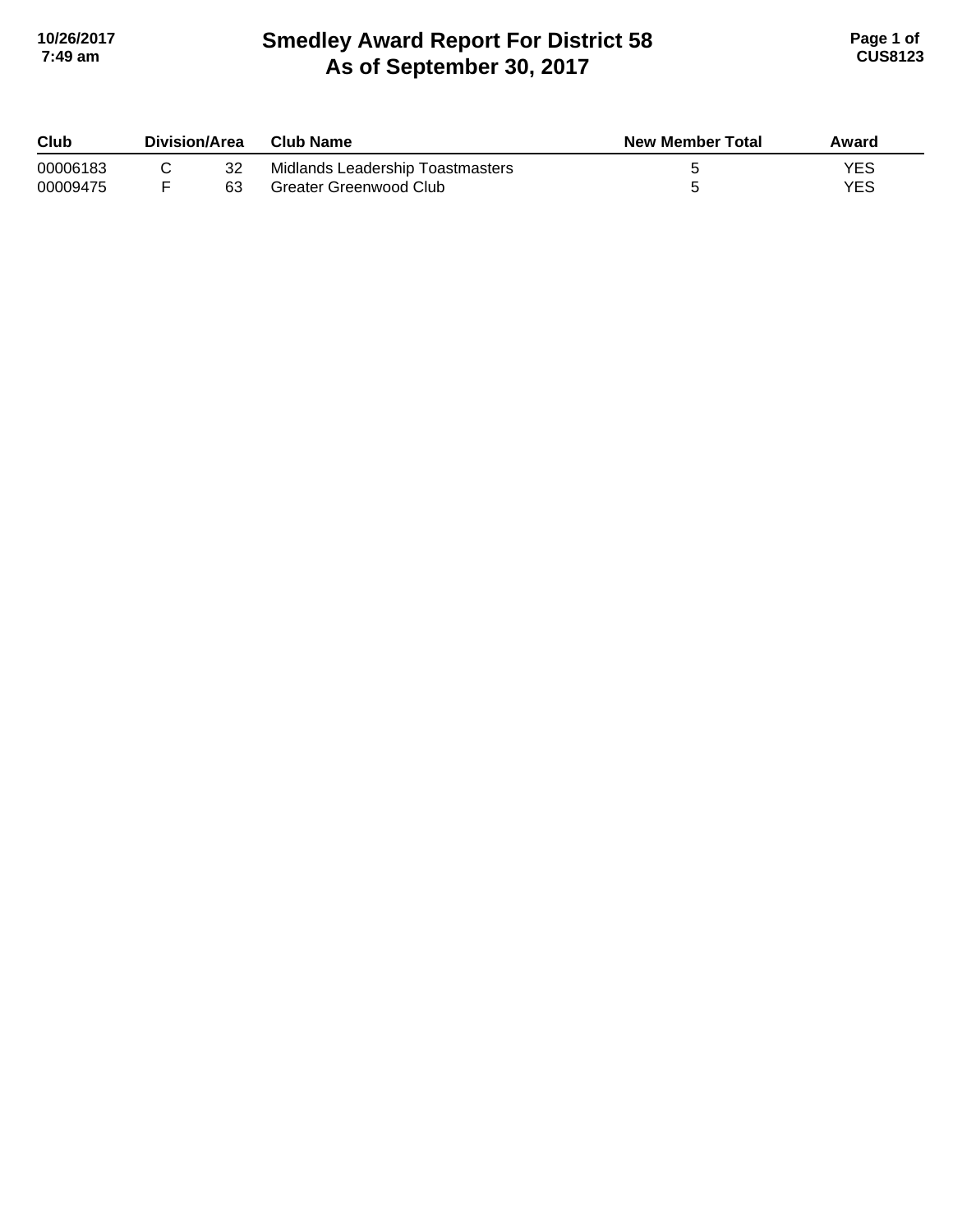# Smedley Award Report For District 58
# As of September 30, 2017

| Club | Division/Area | | Club Name | New Member Total | Award |
|---|---|---|---|---|---|
| 00006183 | C | 32 | Midlands Leadership Toastmasters | 5 | YES |
| 00009475 | F | 63 | Greater Greenwood Club | 5 | YES |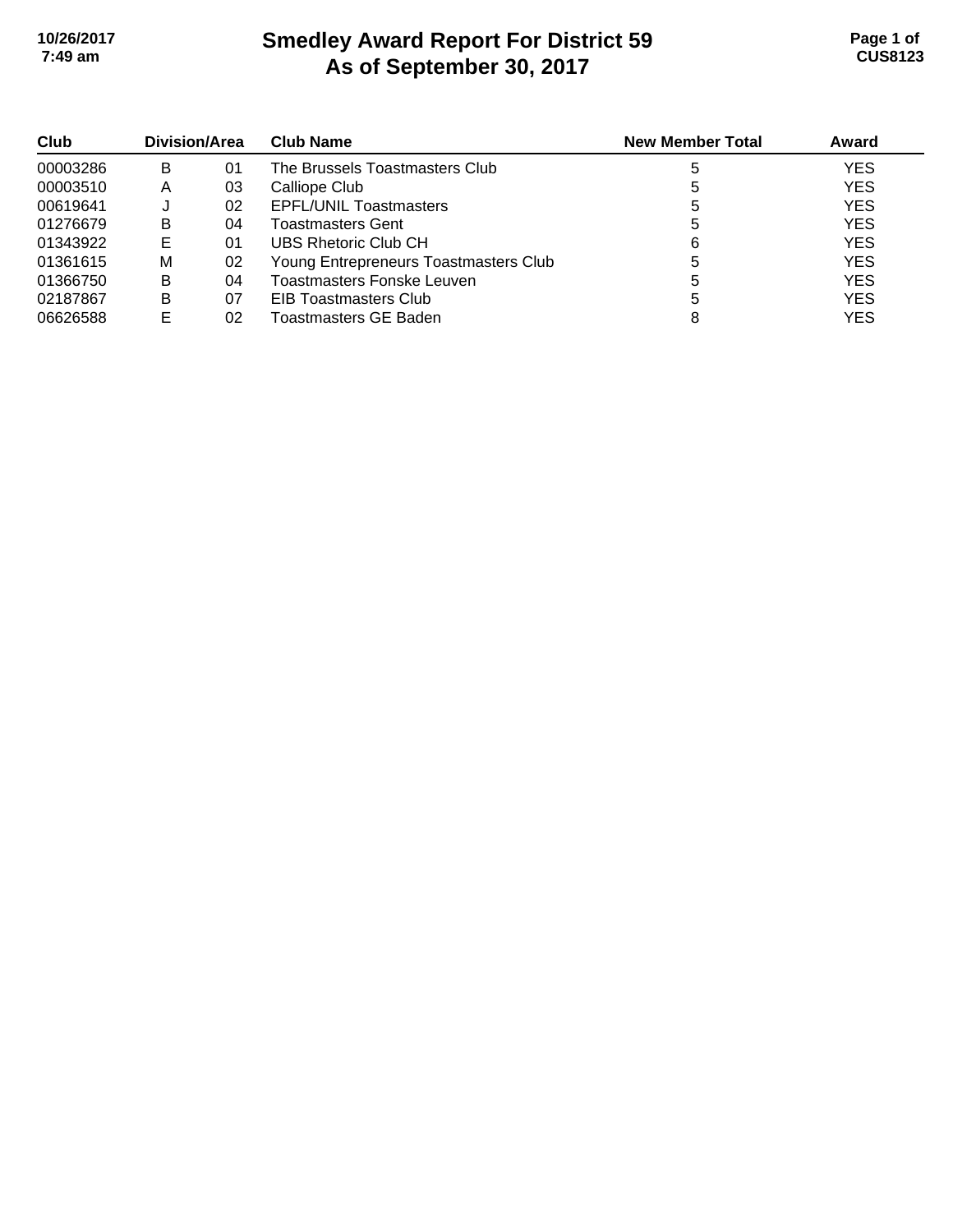# Smedley Award Report For District 59
## As of September 30, 2017

| Club | Division/Area | | Club Name | New Member Total | Award |
|---|---|---|---|---|---|
| 00003286 | B | 01 | The Brussels Toastmasters Club | 5 | YES |
| 00003510 | A | 03 | Calliope Club | 5 | YES |
| 00619641 | J | 02 | EPFL/UNIL Toastmasters | 5 | YES |
| 01276679 | B | 04 | Toastmasters Gent | 5 | YES |
| 01343922 | E | 01 | UBS Rhetoric Club CH | 6 | YES |
| 01361615 | M | 02 | Young Entrepreneurs Toastmasters Club | 5 | YES |
| 01366750 | B | 04 | Toastmasters Fonske Leuven | 5 | YES |
| 02187867 | B | 07 | EIB Toastmasters Club | 5 | YES |
| 06626588 | E | 02 | Toastmasters GE Baden | 8 | YES |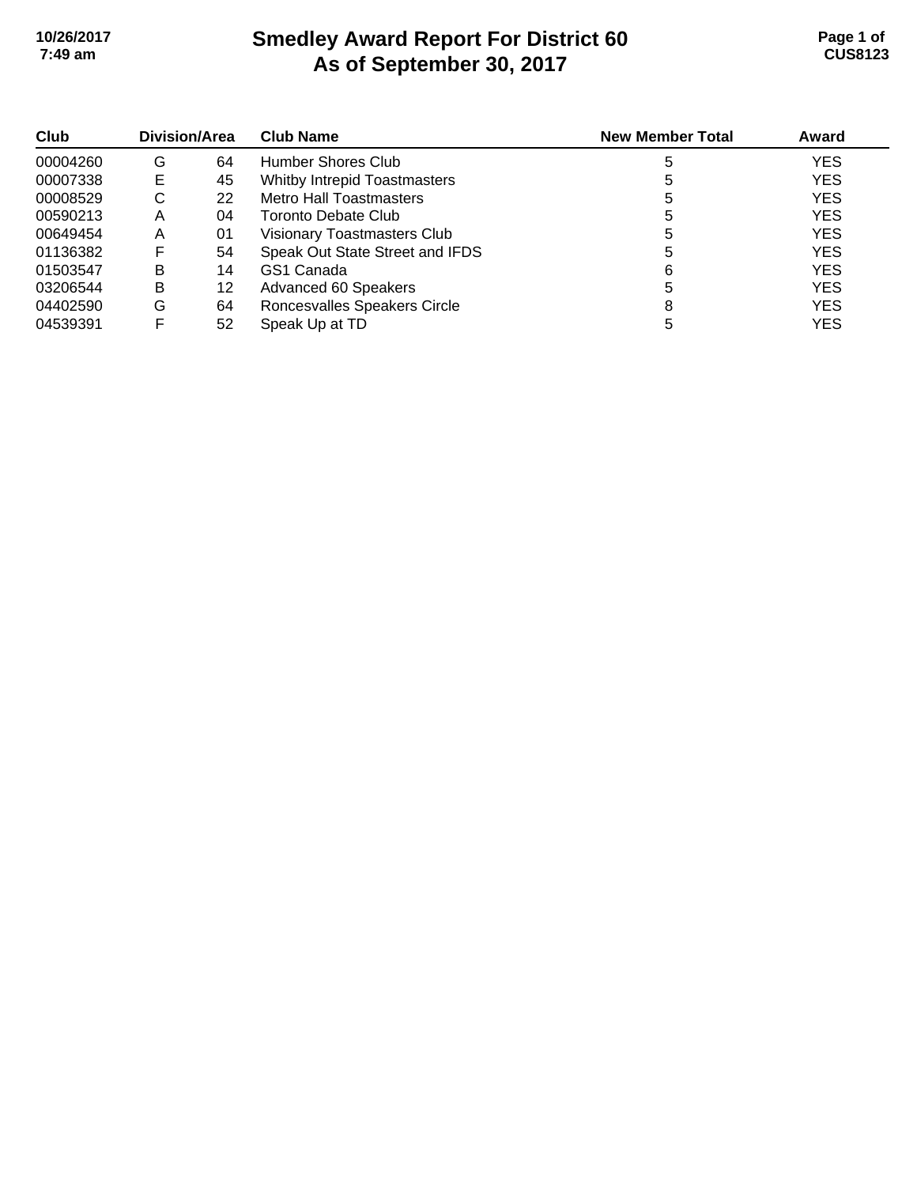# Smedley Award Report For District 60
# As of September 30, 2017

| Club | Division/Area | | Club Name | New Member Total | Award |
|---|---|---|---|---|---|
| 00004260 | G | 64 | Humber Shores Club | 5 | YES |
| 00007338 | E | 45 | Whitby Intrepid Toastmasters | 5 | YES |
| 00008529 | C | 22 | Metro Hall Toastmasters | 5 | YES |
| 00590213 | A | 04 | Toronto Debate Club | 5 | YES |
| 00649454 | A | 01 | Visionary Toastmasters Club | 5 | YES |
| 01136382 | F | 54 | Speak Out State Street and IFDS | 5 | YES |
| 01503547 | B | 14 | GS1 Canada | 6 | YES |
| 03206544 | B | 12 | Advanced 60 Speakers | 5 | YES |
| 04402590 | G | 64 | Roncesvalles Speakers Circle | 8 | YES |
| 04539391 | F | 52 | Speak Up at TD | 5 | YES |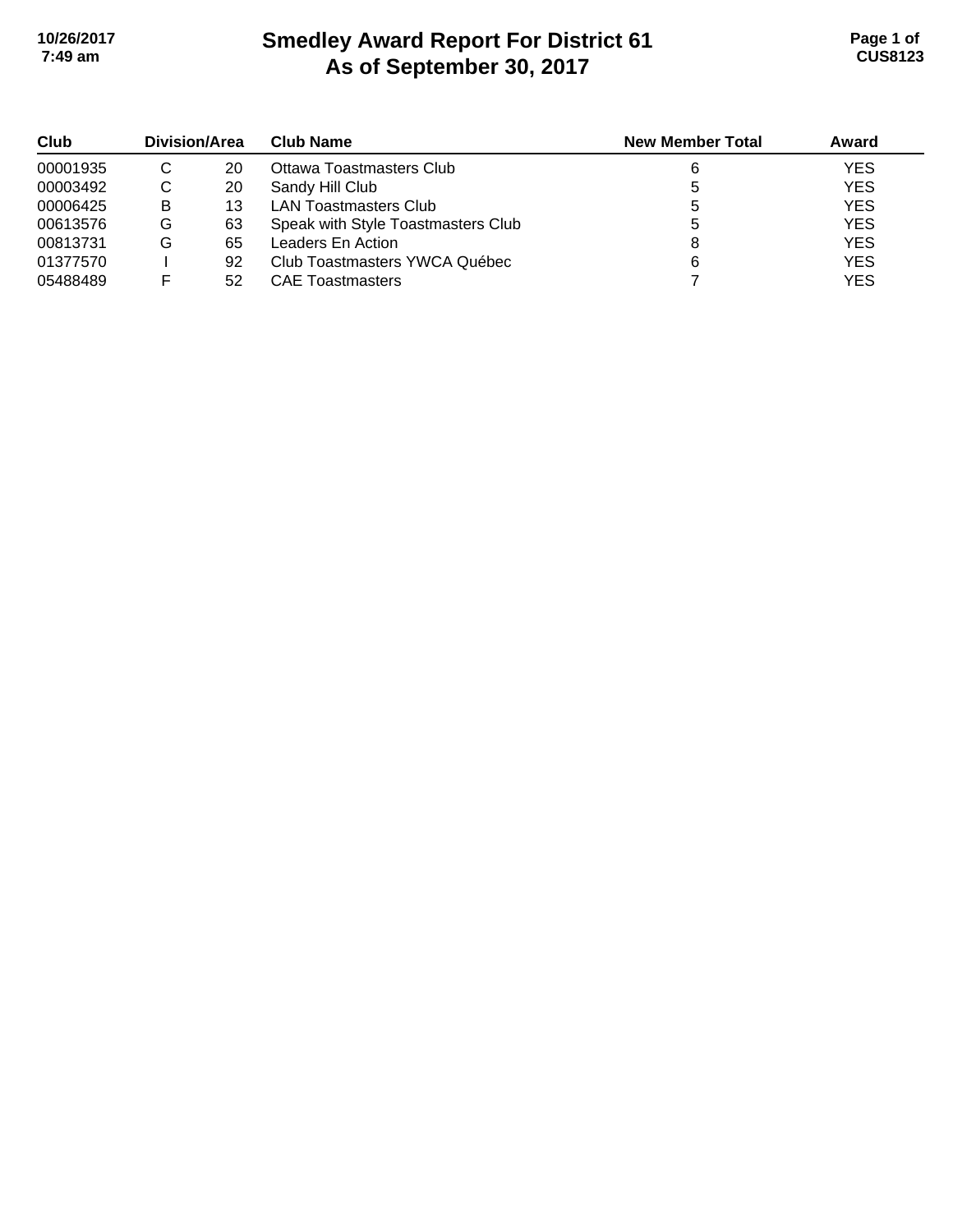# Smedley Award Report For District 61
# As of September 30, 2017

| Club | Division | Area | Club Name | New Member Total | Award |
|---|---|---|---|---|---|
| 00001935 | C | 20 | Ottawa Toastmasters Club | 6 | YES |
| 00003492 | C | 20 | Sandy Hill Club | 5 | YES |
| 00006425 | B | 13 | LAN Toastmasters Club | 5 | YES |
| 00613576 | G | 63 | Speak with Style Toastmasters Club | 5 | YES |
| 00813731 | G | 65 | Leaders En Action | 8 | YES |
| 01377570 | I | 92 | Club Toastmasters YWCA Québec | 6 | YES |
| 05488489 | F | 52 | CAE Toastmasters | 7 | YES |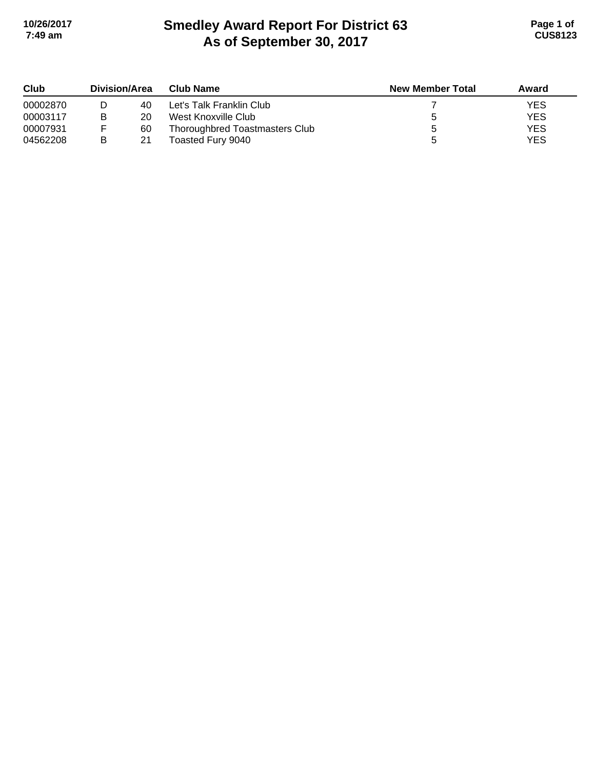# Smedley Award Report For District 63
# As of September 30, 2017

| Club | Division/Area | | Club Name | New Member Total | Award |
|---|---|---|---|---|---|
| 00002870 | D | 40 | Let's Talk Franklin Club | 7 | YES |
| 00003117 | B | 20 | West Knoxville Club | 5 | YES |
| 00007931 | F | 60 | Thoroughbred Toastmasters Club | 5 | YES |
| 04562208 | B | 21 | Toasted Fury 9040 | 5 | YES |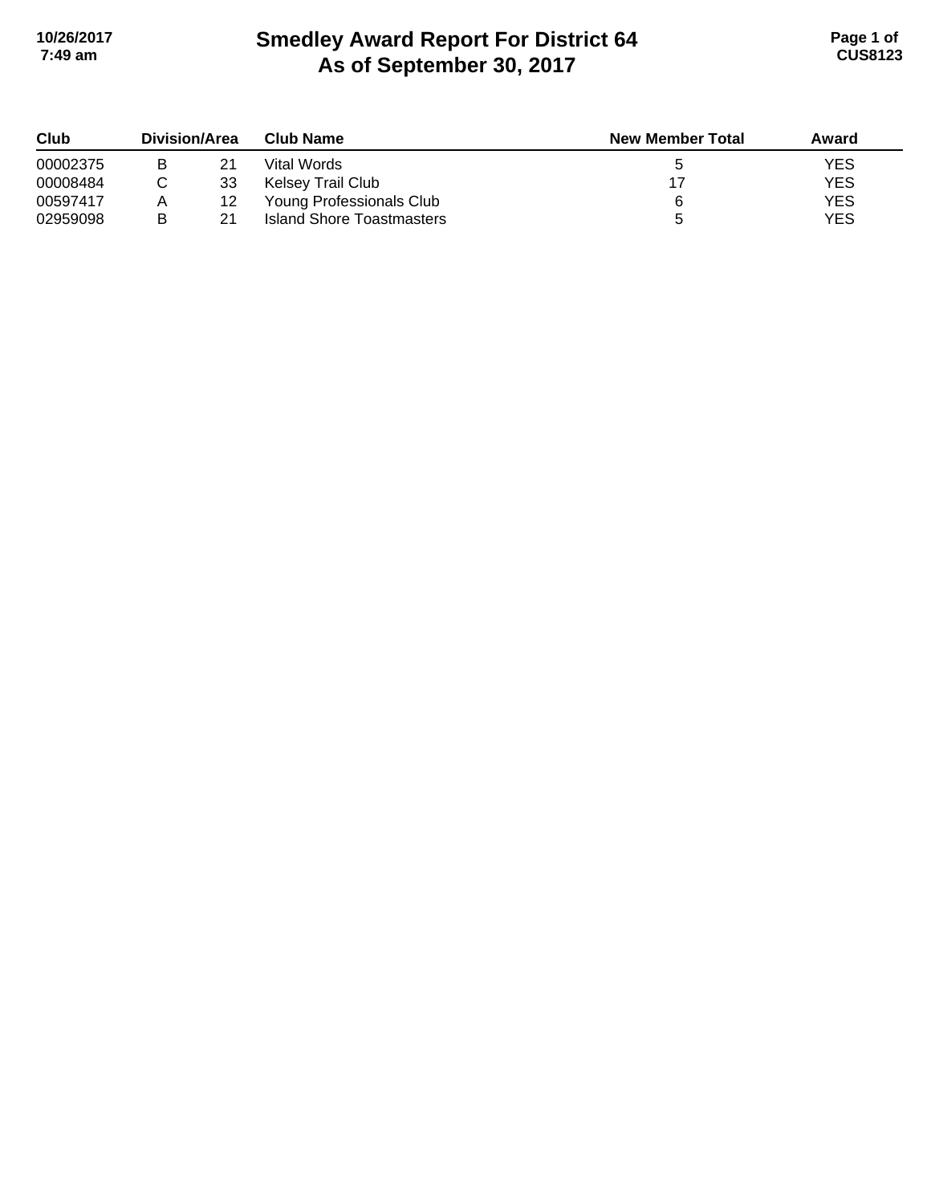# Smedley Award Report For District 64
## As of September 30, 2017

| Club | Division/Area | | Club Name | New Member Total | Award |
|---|---|---|---|---|---|
| 00002375 | B | 21 | Vital Words | 5 | YES |
| 00008484 | C | 33 | Kelsey Trail Club | 17 | YES |
| 00597417 | A | 12 | Young Professionals Club | 6 | YES |
| 02959098 | B | 21 | Island Shore Toastmasters | 5 | YES |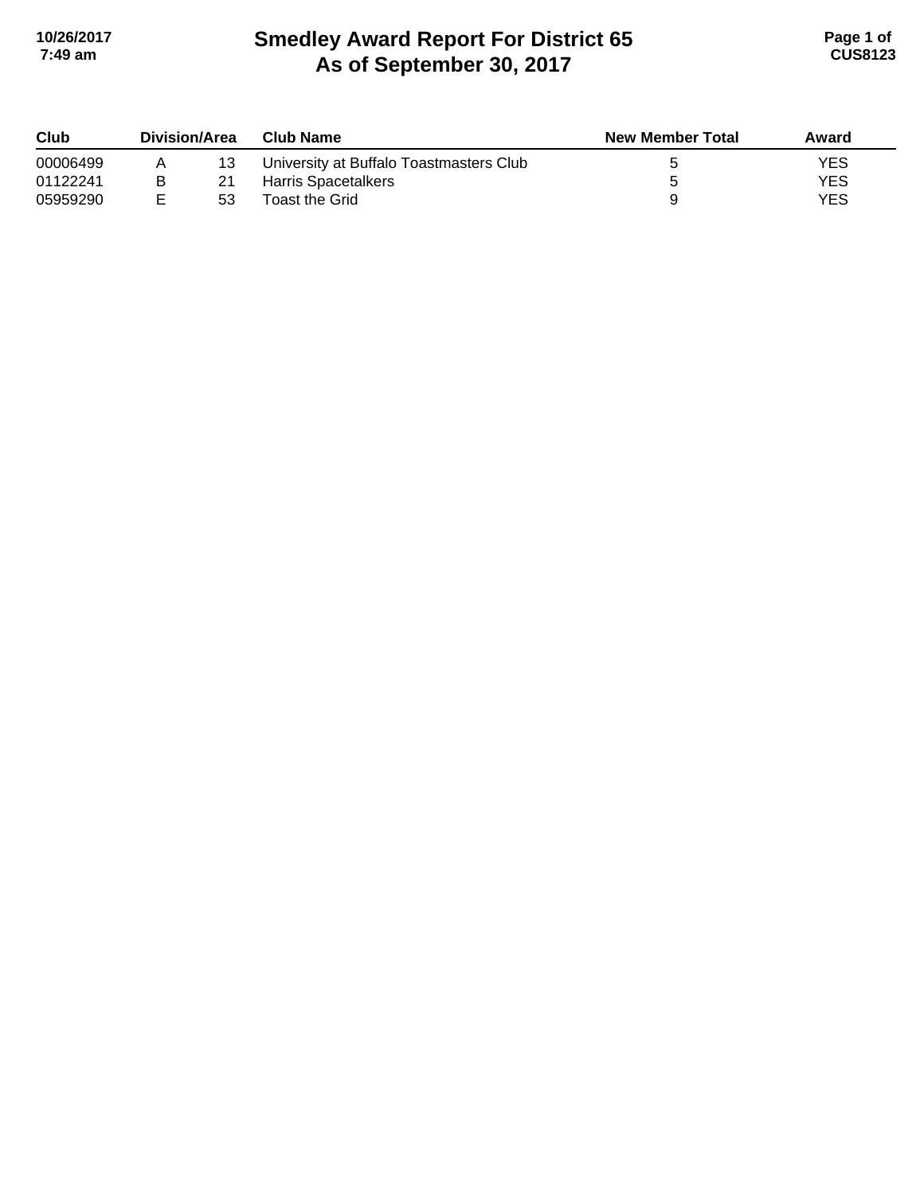# Smedley Award Report For District 65
# As of September 30, 2017

| Club | Division/Area | | Club Name | New Member Total | Award |
|---|---|---|---|---|---|
| 00006499 | A | 13 | University at Buffalo Toastmasters Club | 5 | YES |
| 01122241 | B | 21 | Harris Spacetalkers | 5 | YES |
| 05959290 | E | 53 | Toast the Grid | 9 | YES |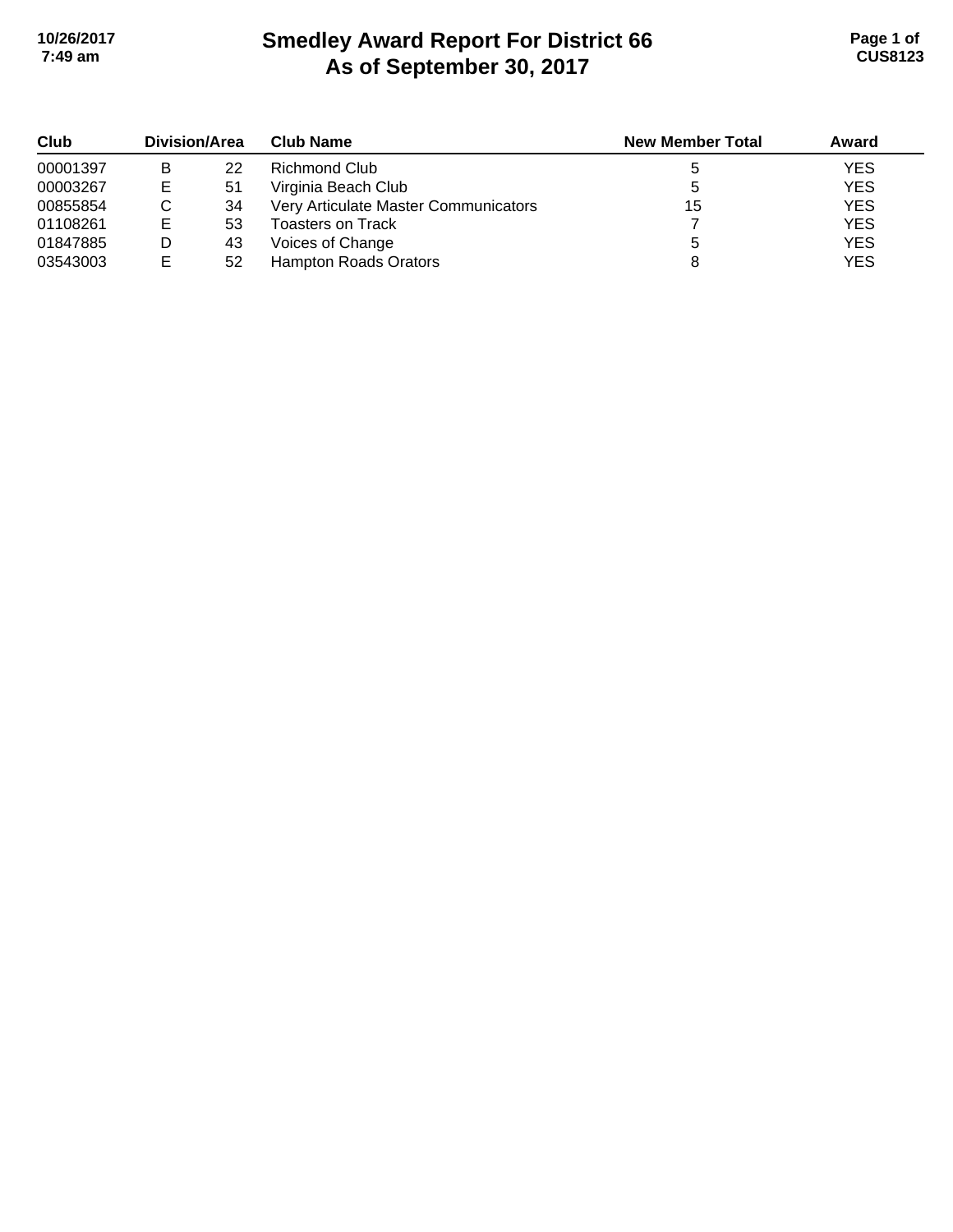# Smedley Award Report For District 66
## As of September 30, 2017

| Club | Division | Area | Club Name | New Member Total | Award |
|---|---|---|---|---|---|
| 00001397 | B | 22 | Richmond Club | 5 | YES |
| 00003267 | E | 51 | Virginia Beach Club | 5 | YES |
| 00855854 | C | 34 | Very Articulate Master Communicators | 15 | YES |
| 01108261 | E | 53 | Toasters on Track | 7 | YES |
| 01847885 | D | 43 | Voices of Change | 5 | YES |
| 03543003 | E | 52 | Hampton Roads Orators | 8 | YES |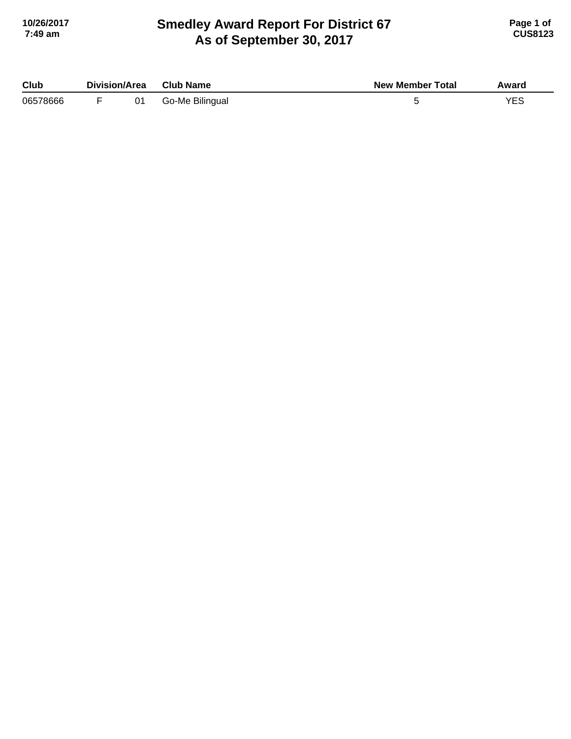# Smedley Award Report For District 67
## As of September 30, 2017

| Club | Division/Area | | Club Name | New Member Total | Award |
|---|---|---|---|---|---|
| 06578666 | F | 01 | Go-Me Bilingual | 5 | YES |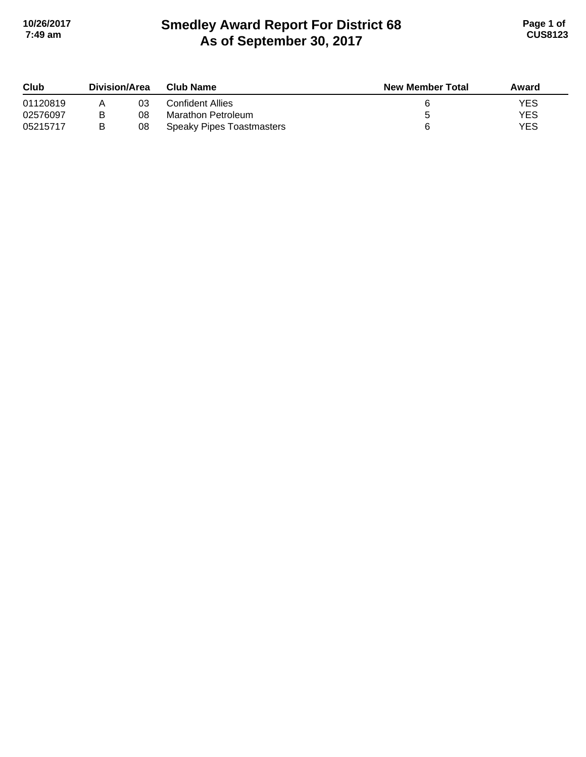# Smedley Award Report For District 68
# As of September 30, 2017

| Club | Division/Area | | Club Name | New Member Total | Award |
|---|---|---|---|---|---|
| 01120819 | A | 03 | Confident Allies | 6 | YES |
| 02576097 | B | 08 | Marathon Petroleum | 5 | YES |
| 05215717 | B | 08 | Speaky Pipes Toastmasters | 6 | YES |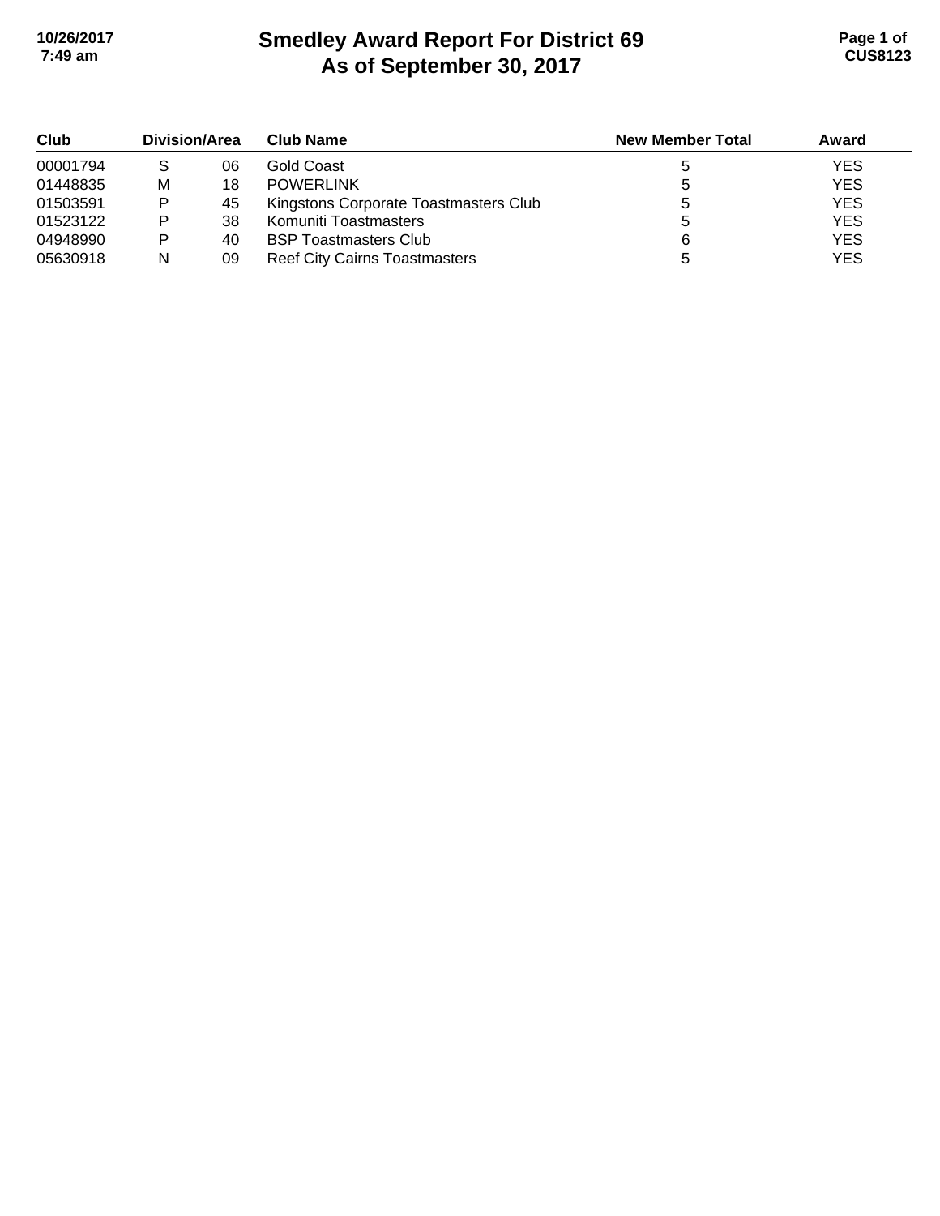# Smedley Award Report For District 69
## As of September 30, 2017

| Club | Division/Area | | Club Name | New Member Total | Award |
|---|---|---|---|---|---|
| 00001794 | S | 06 | Gold Coast | 5 | YES |
| 01448835 | M | 18 | POWERLINK | 5 | YES |
| 01503591 | P | 45 | Kingstons Corporate Toastmasters Club | 5 | YES |
| 01523122 | P | 38 | Komuniti Toastmasters | 5 | YES |
| 04948990 | P | 40 | BSP Toastmasters Club | 6 | YES |
| 05630918 | N | 09 | Reef City Cairns Toastmasters | 5 | YES |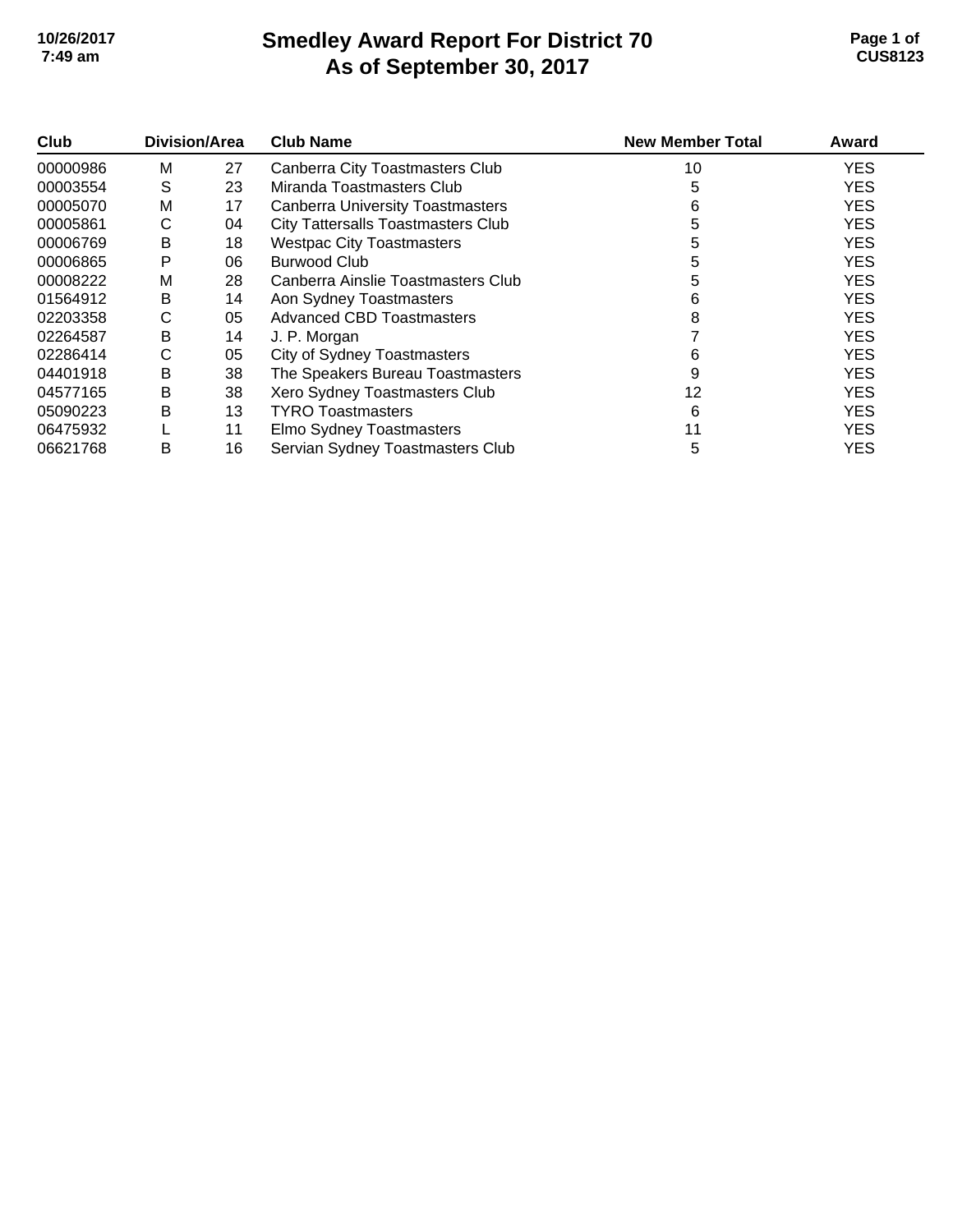# Smedley Award Report For District 70
## As of September 30, 2017

| Club | Division/Area | | Club Name | New Member Total | Award |
|---|---|---|---|---|---|
| 00000986 | M | 27 | Canberra City Toastmasters Club | 10 | YES |
| 00003554 | S | 23 | Miranda Toastmasters Club | 5 | YES |
| 00005070 | M | 17 | Canberra University Toastmasters | 6 | YES |
| 00005861 | C | 04 | City Tattersalls Toastmasters Club | 5 | YES |
| 00006769 | B | 18 | Westpac City Toastmasters | 5 | YES |
| 00006865 | P | 06 | Burwood Club | 5 | YES |
| 00008222 | M | 28 | Canberra Ainslie Toastmasters Club | 5 | YES |
| 01564912 | B | 14 | Aon Sydney Toastmasters | 6 | YES |
| 02203358 | C | 05 | Advanced CBD Toastmasters | 8 | YES |
| 02264587 | B | 14 | J. P. Morgan | 7 | YES |
| 02286414 | C | 05 | City of Sydney Toastmasters | 6 | YES |
| 04401918 | B | 38 | The Speakers Bureau Toastmasters | 9 | YES |
| 04577165 | B | 38 | Xero Sydney Toastmasters Club | 12 | YES |
| 05090223 | B | 13 | TYRO Toastmasters | 6 | YES |
| 06475932 | L | 11 | Elmo Sydney Toastmasters | 11 | YES |
| 06621768 | B | 16 | Servian Sydney Toastmasters Club | 5 | YES |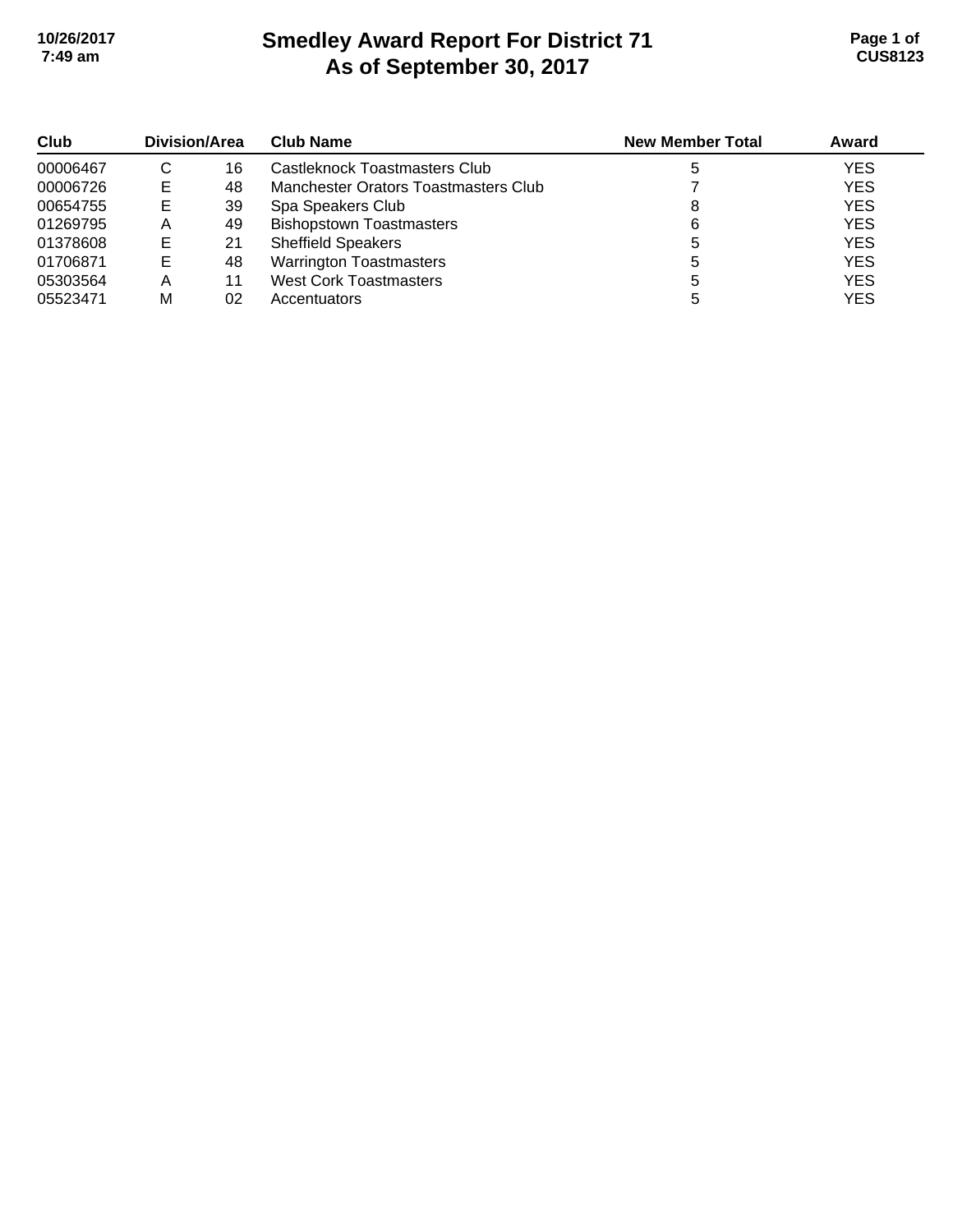# Smedley Award Report For District 71
# As of September 30, 2017

| Club | Division/Area | | Club Name | New Member Total | Award |
|---|---|---|---|---|---|
| 00006467 | C | 16 | Castleknock Toastmasters Club | 5 | YES |
| 00006726 | E | 48 | Manchester Orators Toastmasters Club | 7 | YES |
| 00654755 | E | 39 | Spa Speakers Club | 8 | YES |
| 01269795 | A | 49 | Bishopstown Toastmasters | 6 | YES |
| 01378608 | E | 21 | Sheffield Speakers | 5 | YES |
| 01706871 | E | 48 | Warrington Toastmasters | 5 | YES |
| 05303564 | A | 11 | West Cork Toastmasters | 5 | YES |
| 05523471 | M | 02 | Accentuators | 5 | YES |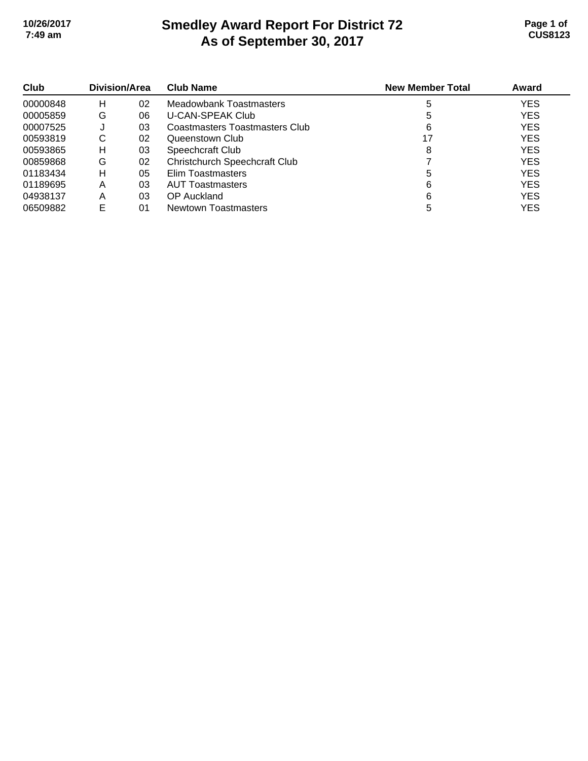# Smedley Award Report For District 72
## As of September 30, 2017

| Club | Division/Area | | Club Name | New Member Total | Award |
|---|---|---|---|---|---|
| 00000848 | H | 02 | Meadowbank Toastmasters | 5 | YES |
| 00005859 | G | 06 | U-CAN-SPEAK Club | 5 | YES |
| 00007525 | J | 03 | Coastmasters Toastmasters Club | 6 | YES |
| 00593819 | C | 02 | Queenstown Club | 17 | YES |
| 00593865 | H | 03 | Speechcraft Club | 8 | YES |
| 00859868 | G | 02 | Christchurch Speechcraft Club | 7 | YES |
| 01183434 | H | 05 | Elim Toastmasters | 5 | YES |
| 01189695 | A | 03 | AUT Toastmasters | 6 | YES |
| 04938137 | A | 03 | OP Auckland | 6 | YES |
| 06509882 | E | 01 | Newtown Toastmasters | 5 | YES |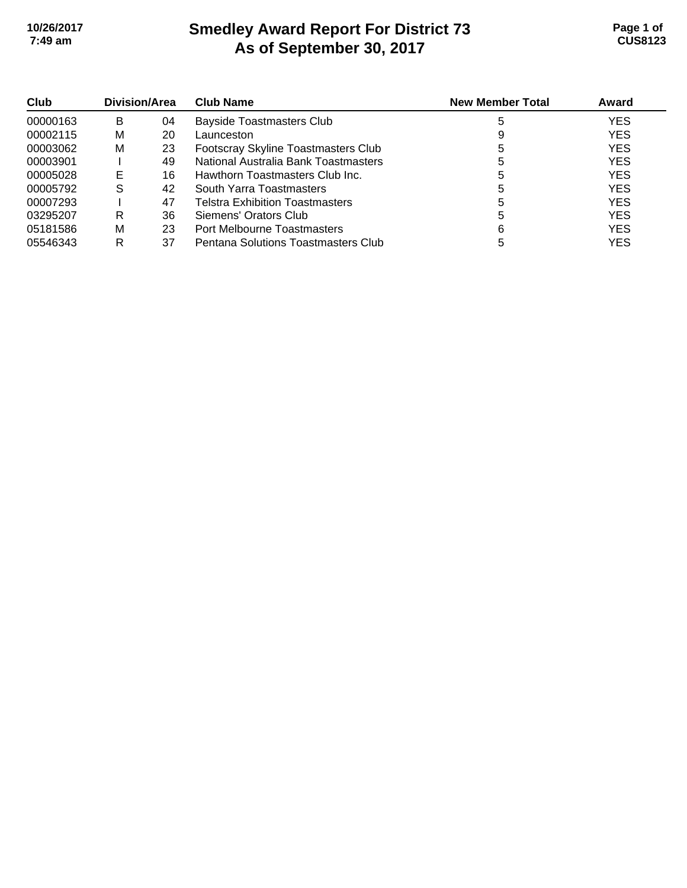# Smedley Award Report For District 73
## As of September 30, 2017

| Club | Division/Area | | Club Name | New Member Total | Award |
|---|---|---|---|---|---|
| 00000163 | B | 04 | Bayside Toastmasters Club | 5 | YES |
| 00002115 | M | 20 | Launceston | 9 | YES |
| 00003062 | M | 23 | Footscray Skyline Toastmasters Club | 5 | YES |
| 00003901 | I | 49 | National Australia Bank Toastmasters | 5 | YES |
| 00005028 | E | 16 | Hawthorn Toastmasters Club Inc. | 5 | YES |
| 00005792 | S | 42 | South Yarra Toastmasters | 5 | YES |
| 00007293 | I | 47 | Telstra Exhibition Toastmasters | 5 | YES |
| 03295207 | R | 36 | Siemens' Orators Club | 5 | YES |
| 05181586 | M | 23 | Port Melbourne Toastmasters | 6 | YES |
| 05546343 | R | 37 | Pentana Solutions Toastmasters Club | 5 | YES |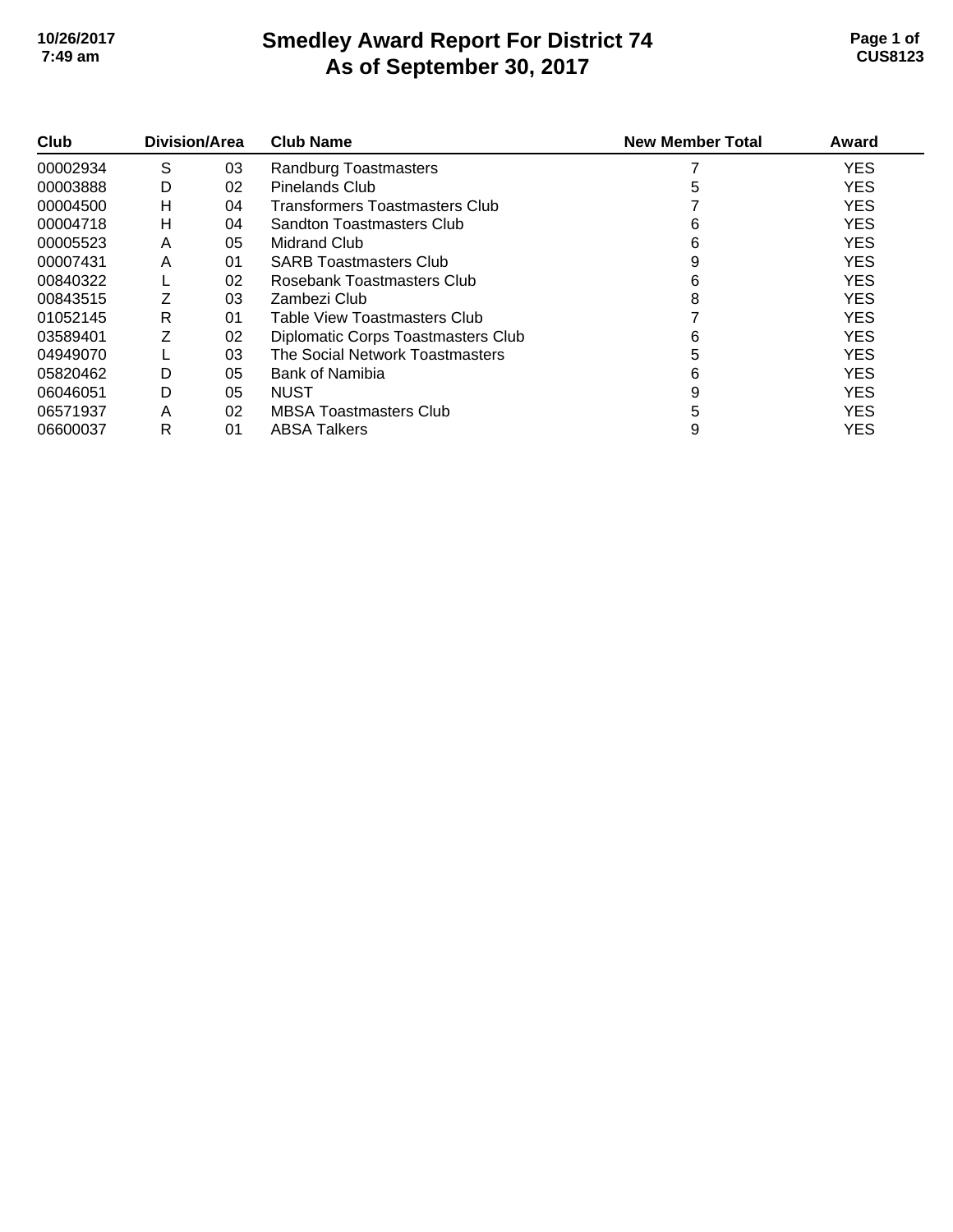# Smedley Award Report For District 74
# As of September 30, 2017

| Club | Division | Area | Club Name | New Member Total | Award |
|---|---|---|---|---|---|
| 00002934 | S | 03 | Randburg Toastmasters | 7 | YES |
| 00003888 | D | 02 | Pinelands Club | 5 | YES |
| 00004500 | H | 04 | Transformers Toastmasters Club | 7 | YES |
| 00004718 | H | 04 | Sandton Toastmasters Club | 6 | YES |
| 00005523 | A | 05 | Midrand Club | 6 | YES |
| 00007431 | A | 01 | SARB Toastmasters Club | 9 | YES |
| 00840322 | L | 02 | Rosebank Toastmasters Club | 6 | YES |
| 00843515 | Z | 03 | Zambezi Club | 8 | YES |
| 01052145 | R | 01 | Table View Toastmasters Club | 7 | YES |
| 03589401 | Z | 02 | Diplomatic Corps Toastmasters Club | 6 | YES |
| 04949070 | L | 03 | The Social Network Toastmasters | 5 | YES |
| 05820462 | D | 05 | Bank of Namibia | 6 | YES |
| 06046051 | D | 05 | NUST | 9 | YES |
| 06571937 | A | 02 | MBSA Toastmasters Club | 5 | YES |
| 06600037 | R | 01 | ABSA Talkers | 9 | YES |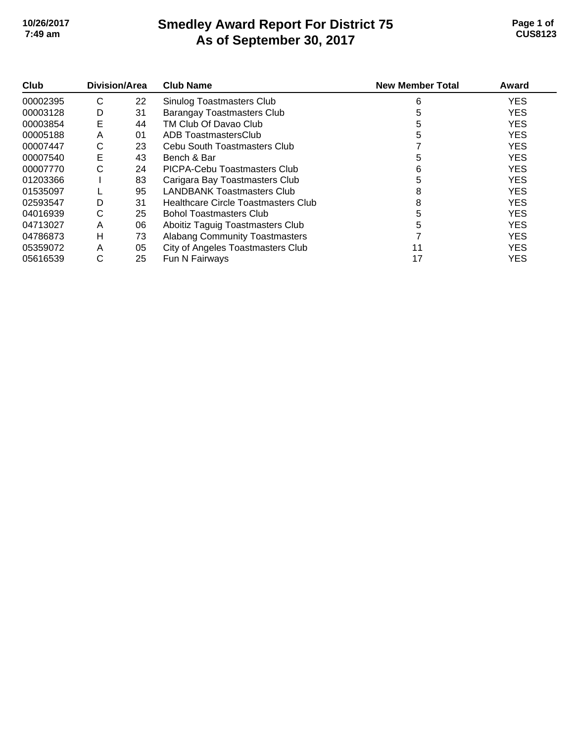# Smedley Award Report For District 75
## As of September 30, 2017

| Club | Division | Area | Club Name | New Member Total | Award |
|---|---|---|---|---|---|
| 00002395 | C | 22 | Sinulog Toastmasters Club | 6 | YES |
| 00003128 | D | 31 | Barangay Toastmasters Club | 5 | YES |
| 00003854 | E | 44 | TM Club Of Davao Club | 5 | YES |
| 00005188 | A | 01 | ADB ToastmastersClub | 5 | YES |
| 00007447 | C | 23 | Cebu South Toastmasters Club | 7 | YES |
| 00007540 | E | 43 | Bench & Bar | 5 | YES |
| 00007770 | C | 24 | PICPA-Cebu Toastmasters Club | 6 | YES |
| 01203366 | I | 83 | Carigara Bay Toastmasters Club | 5 | YES |
| 01535097 | L | 95 | LANDBANK Toastmasters Club | 8 | YES |
| 02593547 | D | 31 | Healthcare Circle Toastmasters Club | 8 | YES |
| 04016939 | C | 25 | Bohol Toastmasters Club | 5 | YES |
| 04713027 | A | 06 | Aboitiz Taguig Toastmasters Club | 5 | YES |
| 04786873 | H | 73 | Alabang Community Toastmasters | 7 | YES |
| 05359072 | A | 05 | City of Angeles Toastmasters Club | 11 | YES |
| 05616539 | C | 25 | Fun N Fairways | 17 | YES |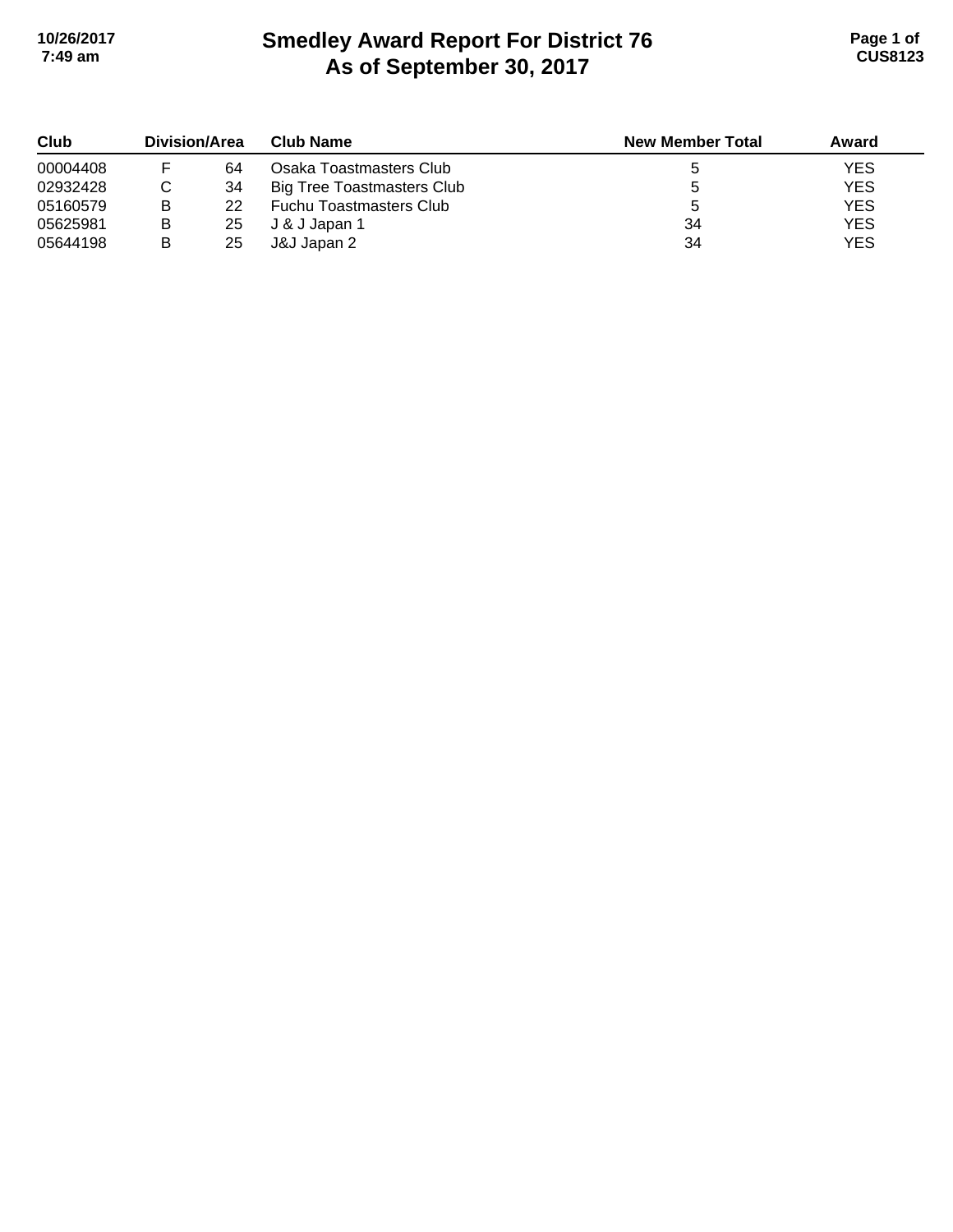# Smedley Award Report For District 76
## As of September 30, 2017

| Club | Division/Area | | Club Name | New Member Total | Award |
|---|---|---|---|---|---|
| 00004408 | F | 64 | Osaka Toastmasters Club | 5 | YES |
| 02932428 | C | 34 | Big Tree Toastmasters Club | 5 | YES |
| 05160579 | B | 22 | Fuchu Toastmasters Club | 5 | YES |
| 05625981 | B | 25 | J & J Japan 1 | 34 | YES |
| 05644198 | B | 25 | J&J Japan 2 | 34 | YES |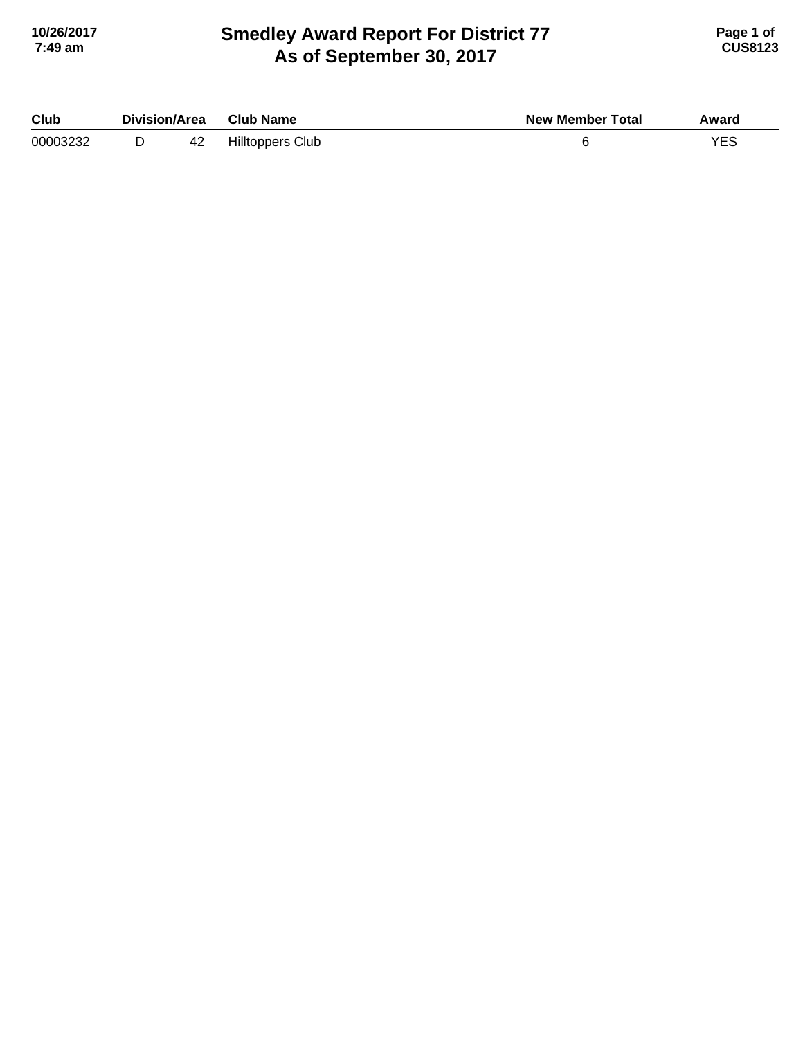# Smedley Award Report For District 77
## As of September 30, 2017

| Club | Division/Area | | Club Name | New Member Total | Award |
|---|---|---|---|---|---|
| 00003232 | D | 42 | Hilltoppers Club | 6 | YES |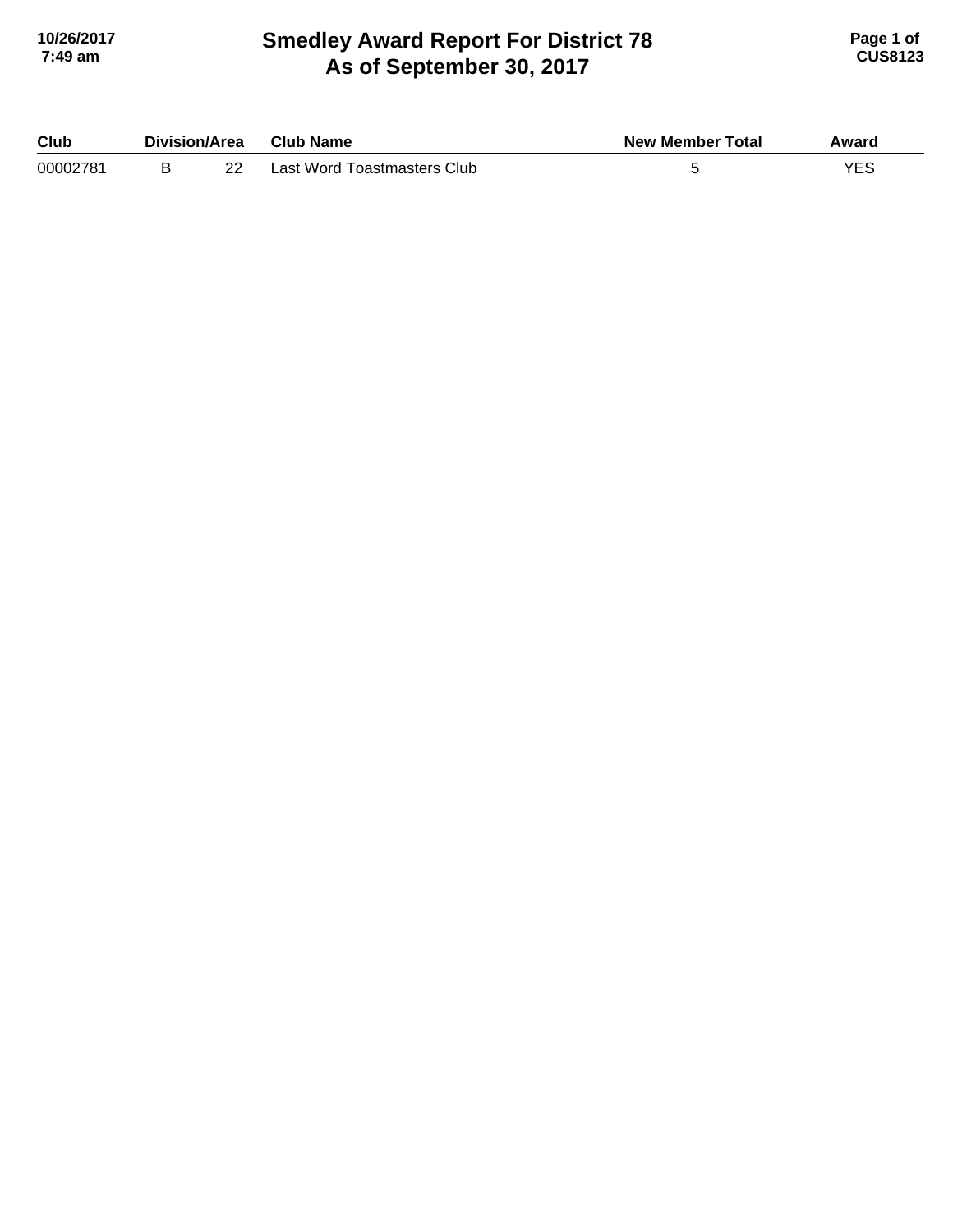# Smedley Award Report For District 78
## As of September 30, 2017

| Club | Division/Area | | Club Name | New Member Total | Award |
|---|---|---|---|---|---|
| 00002781 | B | 22 | Last Word Toastmasters Club | 5 | YES |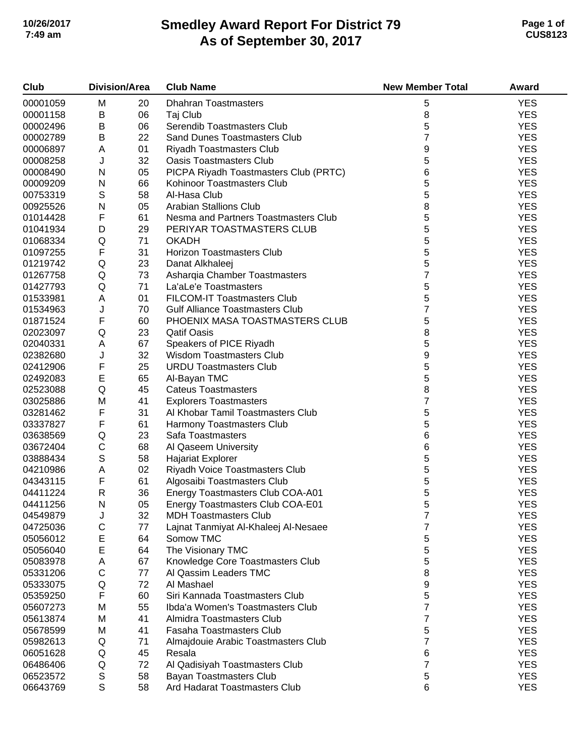# Smedley Award Report For District 79
# As of September 30, 2017

| Club | Division/Area | | Club Name | New Member Total | Award |
|---|---|---|---|---|---|
| 00001059 | M | 20 | Dhahran Toastmasters | 5 | YES |
| 00001158 | B | 06 | Taj Club | 8 | YES |
| 00002496 | B | 06 | Serendib Toastmasters Club | 5 | YES |
| 00002789 | B | 22 | Sand Dunes Toastmasters Club | 7 | YES |
| 00006897 | A | 01 | Riyadh Toastmasters Club | 9 | YES |
| 00008258 | J | 32 | Oasis Toastmasters Club | 5 | YES |
| 00008490 | N | 05 | PICPA Riyadh Toastmasters Club (PRTC) | 6 | YES |
| 00009209 | N | 66 | Kohinoor Toastmasters Club | 5 | YES |
| 00753319 | S | 58 | Al-Hasa Club | 5 | YES |
| 00925526 | N | 05 | Arabian Stallions Club | 8 | YES |
| 01014428 | F | 61 | Nesma and Partners Toastmasters Club | 5 | YES |
| 01041934 | D | 29 | PERIYAR TOASTMASTERS CLUB | 5 | YES |
| 01068334 | Q | 71 | OKADH | 5 | YES |
| 01097255 | F | 31 | Horizon Toastmasters Club | 5 | YES |
| 01219742 | Q | 23 | Danat Alkhaleej | 5 | YES |
| 01267758 | Q | 73 | Asharqia Chamber Toastmasters | 7 | YES |
| 01427793 | Q | 71 | La'aLe'e Toastmasters | 5 | YES |
| 01533981 | A | 01 | FILCOM-IT Toastmasters Club | 5 | YES |
| 01534963 | J | 70 | Gulf Alliance Toastmasters Club | 7 | YES |
| 01871524 | F | 60 | PHOENIX MASA TOASTMASTERS CLUB | 5 | YES |
| 02023097 | Q | 23 | Qatif Oasis | 8 | YES |
| 02040331 | A | 67 | Speakers of PICE Riyadh | 5 | YES |
| 02382680 | J | 32 | Wisdom Toastmasters Club | 9 | YES |
| 02412906 | F | 25 | URDU Toastmasters Club | 5 | YES |
| 02492083 | E | 65 | Al-Bayan TMC | 5 | YES |
| 02523088 | Q | 45 | Cateus Toastmasters | 8 | YES |
| 03025886 | M | 41 | Explorers Toastmasters | 7 | YES |
| 03281462 | F | 31 | Al Khobar Tamil Toastmasters Club | 5 | YES |
| 03337827 | F | 61 | Harmony Toastmasters Club | 5 | YES |
| 03638569 | Q | 23 | Safa Toastmasters | 6 | YES |
| 03672404 | C | 68 | Al Qaseem University | 6 | YES |
| 03888434 | S | 58 | Hajariat Explorer | 5 | YES |
| 04210986 | A | 02 | Riyadh Voice Toastmasters Club | 5 | YES |
| 04343115 | F | 61 | Algosaibi Toastmasters Club | 5 | YES |
| 04411224 | R | 36 | Energy Toastmasters Club COA-A01 | 5 | YES |
| 04411256 | N | 05 | Energy Toastmasters Club COA-E01 | 5 | YES |
| 04549879 | J | 32 | MDH Toastmasters Club | 7 | YES |
| 04725036 | C | 77 | Lajnat Tanmiyat Al-Khaleej Al-Nesaee | 7 | YES |
| 05056012 | E | 64 | Somow TMC | 5 | YES |
| 05056040 | E | 64 | The Visionary TMC | 5 | YES |
| 05083978 | A | 67 | Knowledge Core Toastmasters Club | 5 | YES |
| 05331206 | C | 77 | Al Qassim Leaders TMC | 8 | YES |
| 05333075 | Q | 72 | Al Mashael | 9 | YES |
| 05359250 | F | 60 | Siri Kannada Toastmasters Club | 5 | YES |
| 05607273 | M | 55 | Ibda'a Women's Toastmasters Club | 7 | YES |
| 05613874 | M | 41 | Almidra Toastmasters Club | 7 | YES |
| 05678599 | M | 41 | Fasaha Toastmasters Club | 5 | YES |
| 05982613 | Q | 71 | Almajdouie Arabic Toastmasters Club | 7 | YES |
| 06051628 | Q | 45 | Resala | 6 | YES |
| 06486406 | Q | 72 | Al Qadisiyah Toastmasters Club | 7 | YES |
| 06523572 | S | 58 | Bayan Toastmasters Club | 5 | YES |
| 06643769 | S | 58 | Ard Hadarat Toastmasters Club | 6 | YES |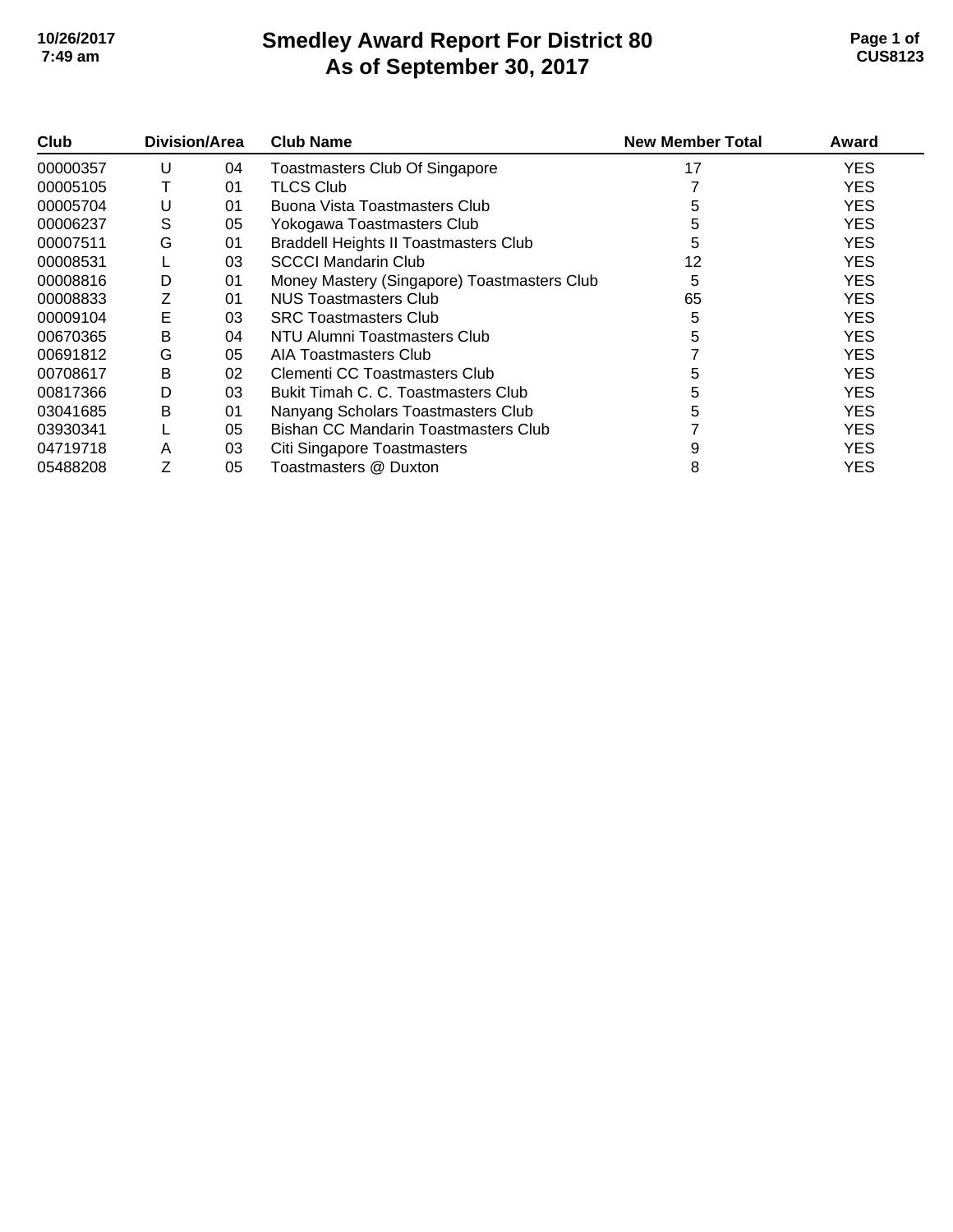# Smedley Award Report For District 80
# As of September 30, 2017

| Club | Division | Area | Club Name | New Member Total | Award |
|---|---|---|---|---|---|
| 00000357 | U | 04 | Toastmasters Club Of Singapore | 17 | YES |
| 00005105 | T | 01 | TLCS Club | 7 | YES |
| 00005704 | U | 01 | Buona Vista Toastmasters Club | 5 | YES |
| 00006237 | S | 05 | Yokogawa Toastmasters Club | 5 | YES |
| 00007511 | G | 01 | Braddell Heights II Toastmasters Club | 5 | YES |
| 00008531 | L | 03 | SCCCI Mandarin Club | 12 | YES |
| 00008816 | D | 01 | Money Mastery (Singapore) Toastmasters Club | 5 | YES |
| 00008833 | Z | 01 | NUS Toastmasters Club | 65 | YES |
| 00009104 | E | 03 | SRC Toastmasters Club | 5 | YES |
| 00670365 | B | 04 | NTU Alumni Toastmasters Club | 5 | YES |
| 00691812 | G | 05 | AIA Toastmasters Club | 7 | YES |
| 00708617 | B | 02 | Clementi CC Toastmasters Club | 5 | YES |
| 00817366 | D | 03 | Bukit Timah C. C. Toastmasters Club | 5 | YES |
| 03041685 | B | 01 | Nanyang Scholars Toastmasters Club | 5 | YES |
| 03930341 | L | 05 | Bishan CC Mandarin Toastmasters Club | 7 | YES |
| 04719718 | A | 03 | Citi Singapore Toastmasters | 9 | YES |
| 05488208 | Z | 05 | Toastmasters @ Duxton | 8 | YES |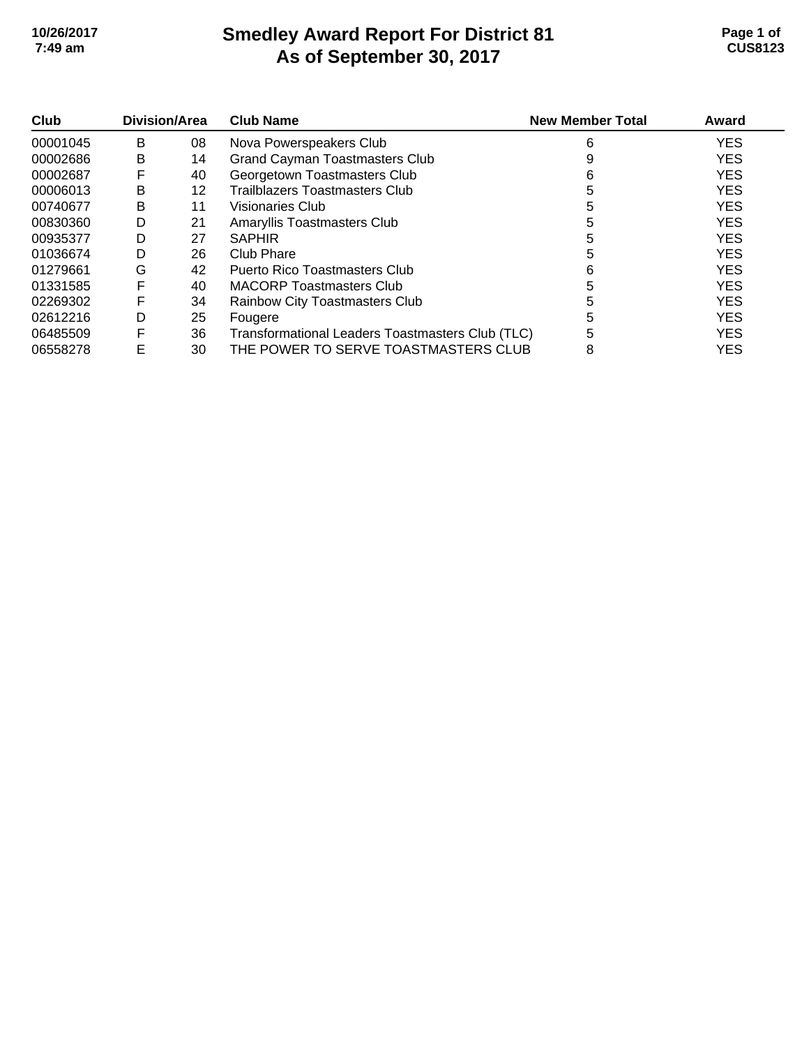# Smedley Award Report For District 81
# As of September 30, 2017

| Club | Division/Area | | Club Name | New Member Total | Award |
|---|---|---|---|---|---|
| 00001045 | B | 08 | Nova Powerspeakers Club | 6 | YES |
| 00002686 | B | 14 | Grand Cayman Toastmasters Club | 9 | YES |
| 00002687 | F | 40 | Georgetown Toastmasters Club | 6 | YES |
| 00006013 | B | 12 | Trailblazers Toastmasters Club | 5 | YES |
| 00740677 | B | 11 | Visionaries Club | 5 | YES |
| 00830360 | D | 21 | Amaryllis Toastmasters Club | 5 | YES |
| 00935377 | D | 27 | SAPHIR | 5 | YES |
| 01036674 | D | 26 | Club Phare | 5 | YES |
| 01279661 | G | 42 | Puerto Rico Toastmasters Club | 6 | YES |
| 01331585 | F | 40 | MACORP Toastmasters Club | 5 | YES |
| 02269302 | F | 34 | Rainbow City Toastmasters Club | 5 | YES |
| 02612216 | D | 25 | Fougere | 5 | YES |
| 06485509 | F | 36 | Transformational Leaders Toastmasters Club (TLC) | 5 | YES |
| 06558278 | E | 30 | THE POWER TO SERVE TOASTMASTERS CLUB | 8 | YES |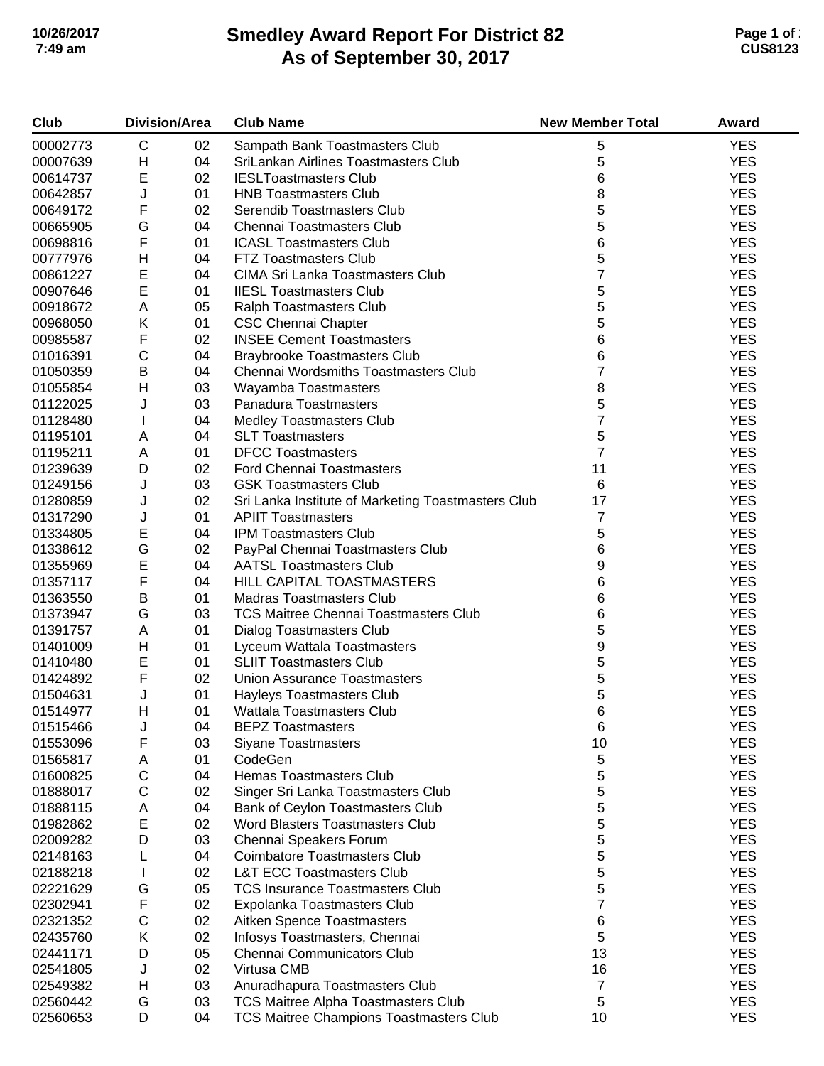# Smedley Award Report For District 82
## As of September 30, 2017

| Club | Division/Area | | Club Name | New Member Total | Award |
|---|---|---|---|---|---|
| 00002773 | C | 02 | Sampath Bank Toastmasters Club | 5 | YES |
| 00007639 | H | 04 | SriLankan Airlines Toastmasters Club | 5 | YES |
| 00614737 | E | 02 | IESLToastmasters Club | 6 | YES |
| 00642857 | J | 01 | HNB Toastmasters Club | 8 | YES |
| 00649172 | F | 02 | Serendib Toastmasters Club | 5 | YES |
| 00665905 | G | 04 | Chennai Toastmasters Club | 5 | YES |
| 00698816 | F | 01 | ICASL Toastmasters Club | 6 | YES |
| 00777976 | H | 04 | FTZ Toastmasters Club | 5 | YES |
| 00861227 | E | 04 | CIMA Sri Lanka Toastmasters Club | 7 | YES |
| 00907646 | E | 01 | IIESL Toastmasters Club | 5 | YES |
| 00918672 | A | 05 | Ralph Toastmasters Club | 5 | YES |
| 00968050 | K | 01 | CSC Chennai Chapter | 5 | YES |
| 00985587 | F | 02 | INSEE Cement Toastmasters | 6 | YES |
| 01016391 | C | 04 | Braybrooke Toastmasters Club | 6 | YES |
| 01050359 | B | 04 | Chennai Wordsmiths Toastmasters Club | 7 | YES |
| 01055854 | H | 03 | Wayamba Toastmasters | 8 | YES |
| 01122025 | J | 03 | Panadura Toastmasters | 5 | YES |
| 01128480 | I | 04 | Medley Toastmasters Club | 7 | YES |
| 01195101 | A | 04 | SLT Toastmasters | 5 | YES |
| 01195211 | A | 01 | DFCC Toastmasters | 7 | YES |
| 01239639 | D | 02 | Ford Chennai Toastmasters | 11 | YES |
| 01249156 | J | 03 | GSK Toastmasters Club | 6 | YES |
| 01280859 | J | 02 | Sri Lanka Institute of Marketing Toastmasters Club | 17 | YES |
| 01317290 | J | 01 | APIIT Toastmasters | 7 | YES |
| 01334805 | E | 04 | IPM Toastmasters Club | 5 | YES |
| 01338612 | G | 02 | PayPal Chennai Toastmasters Club | 6 | YES |
| 01355969 | E | 04 | AATSL Toastmasters Club | 9 | YES |
| 01357117 | F | 04 | HILL CAPITAL TOASTMASTERS | 6 | YES |
| 01363550 | B | 01 | Madras Toastmasters Club | 6 | YES |
| 01373947 | G | 03 | TCS Maitree Chennai Toastmasters Club | 6 | YES |
| 01391757 | A | 01 | Dialog Toastmasters Club | 5 | YES |
| 01401009 | H | 01 | Lyceum Wattala Toastmasters | 9 | YES |
| 01410480 | E | 01 | SLIIT Toastmasters Club | 5 | YES |
| 01424892 | F | 02 | Union Assurance Toastmasters | 5 | YES |
| 01504631 | J | 01 | Hayleys Toastmasters Club | 5 | YES |
| 01514977 | H | 01 | Wattala Toastmasters Club | 6 | YES |
| 01515466 | J | 04 | BEPZ Toastmasters | 6 | YES |
| 01553096 | F | 03 | Siyane Toastmasters | 10 | YES |
| 01565817 | A | 01 | CodeGen | 5 | YES |
| 01600825 | C | 04 | Hemas Toastmasters Club | 5 | YES |
| 01888017 | C | 02 | Singer Sri Lanka Toastmasters Club | 5 | YES |
| 01888115 | A | 04 | Bank of Ceylon Toastmasters Club | 5 | YES |
| 01982862 | E | 02 | Word Blasters Toastmasters Club | 5 | YES |
| 02009282 | D | 03 | Chennai Speakers Forum | 5 | YES |
| 02148163 | L | 04 | Coimbatore Toastmasters Club | 5 | YES |
| 02188218 | I | 02 | L&T ECC Toastmasters Club | 5 | YES |
| 02221629 | G | 05 | TCS Insurance Toastmasters Club | 5 | YES |
| 02302941 | F | 02 | Expolanka Toastmasters Club | 7 | YES |
| 02321352 | C | 02 | Aitken Spence Toastmasters | 6 | YES |
| 02435760 | K | 02 | Infosys Toastmasters, Chennai | 5 | YES |
| 02441171 | D | 05 | Chennai Communicators Club | 13 | YES |
| 02541805 | J | 02 | Virtusa CMB | 16 | YES |
| 02549382 | H | 03 | Anuradhapura Toastmasters Club | 7 | YES |
| 02560442 | G | 03 | TCS Maitree Alpha Toastmasters Club | 5 | YES |
| 02560653 | D | 04 | TCS Maitree Champions Toastmasters Club | 10 | YES |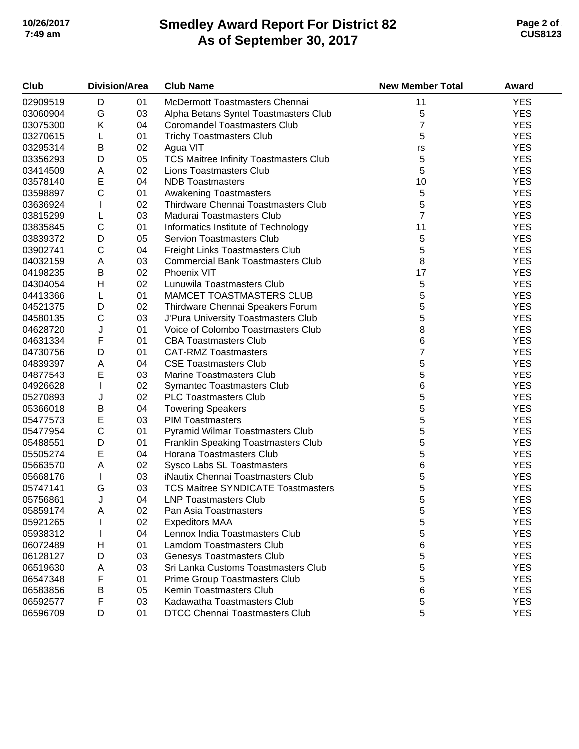# Smedley Award Report For District 82
## As of September 30, 2017

| Club | Division/Area | | Club Name | New Member Total | Award |
|---|---|---|---|---|---|
| 02909519 | D | 01 | McDermott Toastmasters Chennai | 11 | YES |
| 03060904 | G | 03 | Alpha Betans Syntel Toastmasters Club | 5 | YES |
| 03075300 | K | 04 | Coromandel Toastmasters Club | 7 | YES |
| 03270615 | L | 01 | Trichy Toastmasters Club | 5 | YES |
| 03295314 | B | 02 | Agua VIT | rs | YES |
| 03356293 | D | 05 | TCS Maitree Infinity Toastmasters Club | 5 | YES |
| 03414509 | A | 02 | Lions Toastmasters Club | 5 | YES |
| 03578140 | E | 04 | NDB Toastmasters | 10 | YES |
| 03598897 | C | 01 | Awakening Toastmasters | 5 | YES |
| 03636924 | I | 02 | Thirdware Chennai Toastmasters Club | 5 | YES |
| 03815299 | L | 03 | Madurai Toastmasters Club | 7 | YES |
| 03835845 | C | 01 | Informatics Institute of Technology | 11 | YES |
| 03839372 | D | 05 | Servion Toastmasters Club | 5 | YES |
| 03902741 | C | 04 | Freight Links Toastmasters Club | 5 | YES |
| 04032159 | A | 03 | Commercial Bank Toastmasters Club | 8 | YES |
| 04198235 | B | 02 | Phoenix VIT | 17 | YES |
| 04304054 | H | 02 | Lunuwila Toastmasters Club | 5 | YES |
| 04413366 | L | 01 | MAMCET TOASTMASTERS CLUB | 5 | YES |
| 04521375 | D | 02 | Thirdware Chennai Speakers Forum | 5 | YES |
| 04580135 | C | 03 | J'Pura University Toastmasters Club | 5 | YES |
| 04628720 | J | 01 | Voice of Colombo Toastmasters Club | 8 | YES |
| 04631334 | F | 01 | CBA Toastmasters Club | 6 | YES |
| 04730756 | D | 01 | CAT-RMZ Toastmasters | 7 | YES |
| 04839397 | A | 04 | CSE Toastmasters Club | 5 | YES |
| 04877543 | E | 03 | Marine Toastmasters Club | 5 | YES |
| 04926628 | I | 02 | Symantec Toastmasters Club | 6 | YES |
| 05270893 | J | 02 | PLC Toastmasters Club | 5 | YES |
| 05366018 | B | 04 | Towering Speakers | 5 | YES |
| 05477573 | E | 03 | PIM Toastmasters | 5 | YES |
| 05477954 | C | 01 | Pyramid Wilmar Toastmasters Club | 5 | YES |
| 05488551 | D | 01 | Franklin Speaking Toastmasters Club | 5 | YES |
| 05505274 | E | 04 | Horana Toastmasters Club | 5 | YES |
| 05663570 | A | 02 | Sysco Labs SL Toastmasters | 6 | YES |
| 05668176 | I | 03 | iNautix Chennai Toastmasters Club | 5 | YES |
| 05747141 | G | 03 | TCS Maitree SYNDICATE Toastmasters | 5 | YES |
| 05756861 | J | 04 | LNP Toastmasters Club | 5 | YES |
| 05859174 | A | 02 | Pan Asia Toastmasters | 5 | YES |
| 05921265 | I | 02 | Expeditors MAA | 5 | YES |
| 05938312 | I | 04 | Lennox India Toastmasters Club | 5 | YES |
| 06072489 | H | 01 | Lamdom Toastmasters Club | 6 | YES |
| 06128127 | D | 03 | Genesys Toastmasters Club | 5 | YES |
| 06519630 | A | 03 | Sri Lanka Customs Toastmasters Club | 5 | YES |
| 06547348 | F | 01 | Prime Group Toastmasters Club | 5 | YES |
| 06583856 | B | 05 | Kemin Toastmasters Club | 6 | YES |
| 06592577 | F | 03 | Kadawatha Toastmasters Club | 5 | YES |
| 06596709 | D | 01 | DTCC Chennai Toastmasters Club | 5 | YES |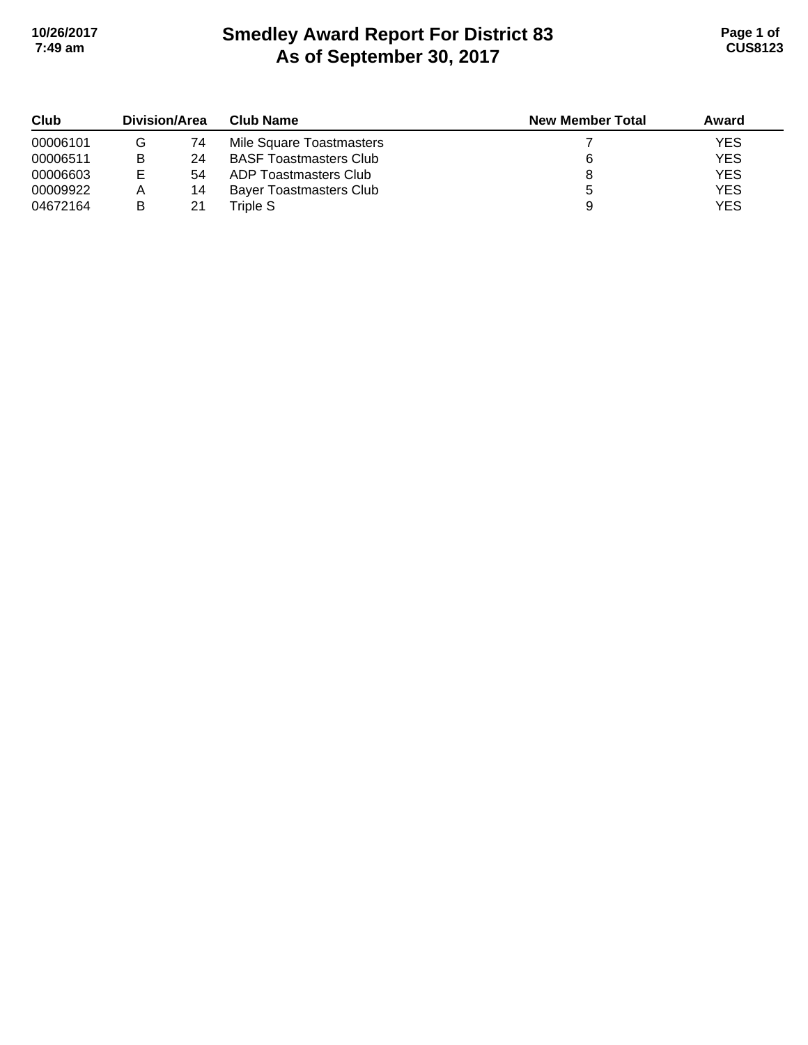# Smedley Award Report For District 83
# As of September 30, 2017

| Club | Division/Area | | Club Name | New Member Total | Award |
|---|---|---|---|---|---|
| 00006101 | G | 74 | Mile Square Toastmasters | 7 | YES |
| 00006511 | B | 24 | BASF Toastmasters Club | 6 | YES |
| 00006603 | E | 54 | ADP Toastmasters Club | 8 | YES |
| 00009922 | A | 14 | Bayer Toastmasters Club | 5 | YES |
| 04672164 | B | 21 | Triple S | 9 | YES |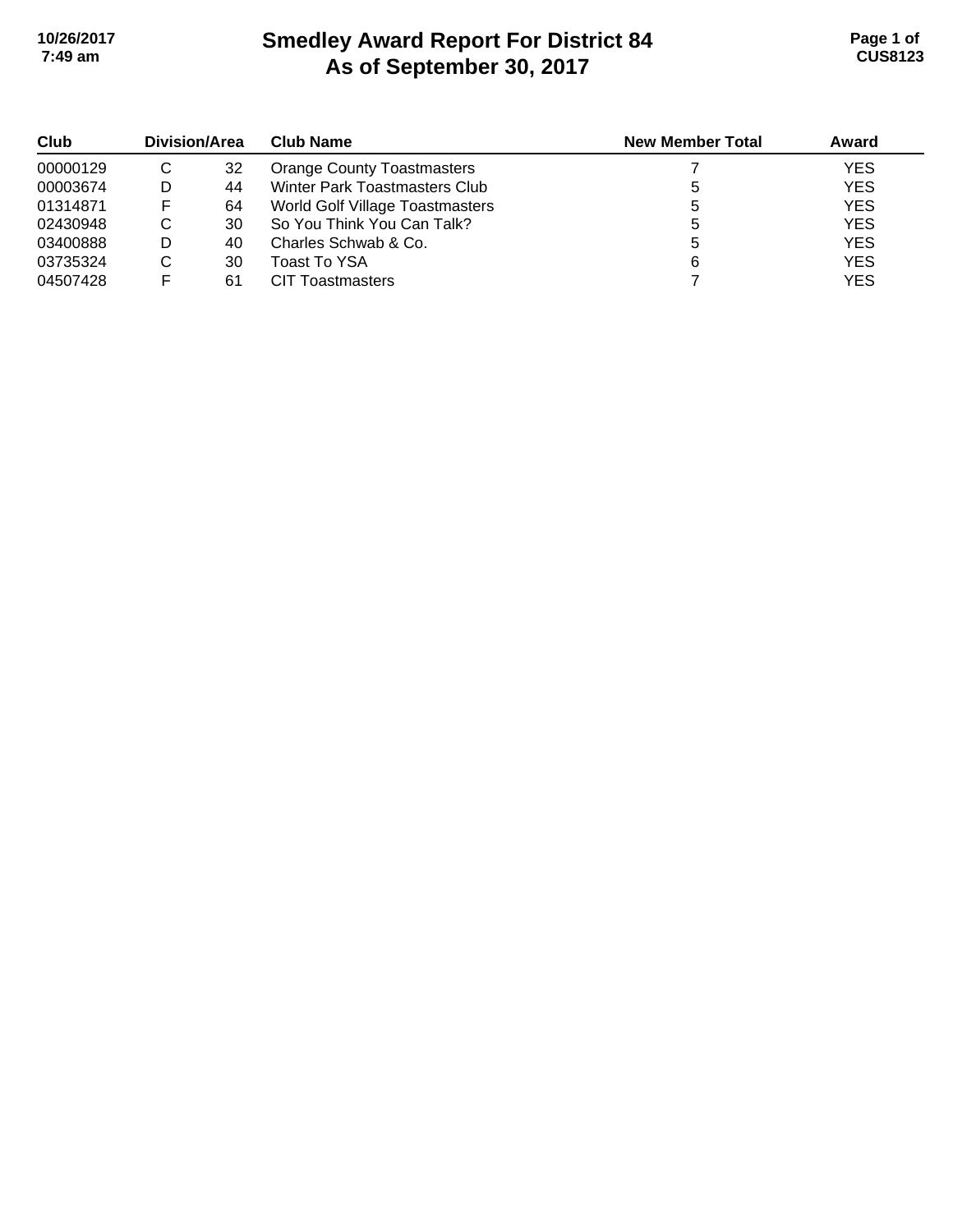# Smedley Award Report For District 84
## As of September 30, 2017

| Club | Division | Area | Club Name | New Member Total | Award |
|---|---|---|---|---|---|
| 00000129 | C | 32 | Orange County Toastmasters | 7 | YES |
| 00003674 | D | 44 | Winter Park Toastmasters Club | 5 | YES |
| 01314871 | F | 64 | World Golf Village Toastmasters | 5 | YES |
| 02430948 | C | 30 | So You Think You Can Talk? | 5 | YES |
| 03400888 | D | 40 | Charles Schwab & Co. | 5 | YES |
| 03735324 | C | 30 | Toast To YSA | 6 | YES |
| 04507428 | F | 61 | CIT Toastmasters | 7 | YES |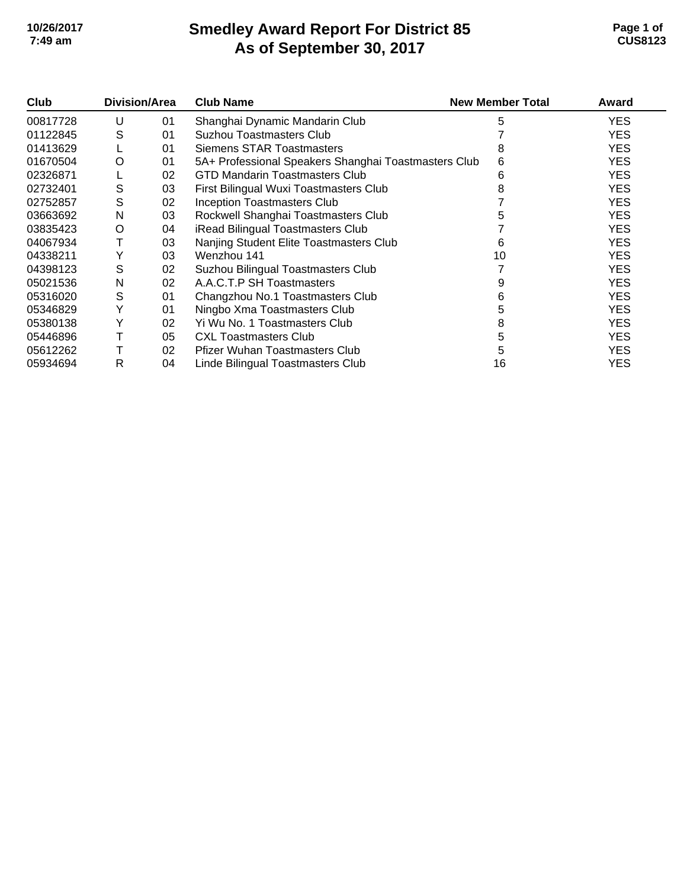# Smedley Award Report For District 85
## As of September 30, 2017

| Club | Division/Area | | Club Name | New Member Total | Award |
|---|---|---|---|---|---|
| 00817728 | U | 01 | Shanghai Dynamic Mandarin Club | 5 | YES |
| 01122845 | S | 01 | Suzhou Toastmasters Club | 7 | YES |
| 01413629 | L | 01 | Siemens STAR Toastmasters | 8 | YES |
| 01670504 | O | 01 | 5A+ Professional Speakers Shanghai Toastmasters Club | 6 | YES |
| 02326871 | L | 02 | GTD Mandarin Toastmasters Club | 6 | YES |
| 02732401 | S | 03 | First Bilingual Wuxi Toastmasters Club | 8 | YES |
| 02752857 | S | 02 | Inception Toastmasters Club | 7 | YES |
| 03663692 | N | 03 | Rockwell Shanghai Toastmasters Club | 5 | YES |
| 03835423 | O | 04 | iRead Bilingual Toastmasters Club | 7 | YES |
| 04067934 | T | 03 | Nanjing Student Elite Toastmasters Club | 6 | YES |
| 04338211 | Y | 03 | Wenzhou 141 | 10 | YES |
| 04398123 | S | 02 | Suzhou Bilingual Toastmasters Club | 7 | YES |
| 05021536 | N | 02 | A.A.C.T.P SH Toastmasters | 9 | YES |
| 05316020 | S | 01 | Changzhou No.1 Toastmasters Club | 6 | YES |
| 05346829 | Y | 01 | Ningbo Xma Toastmasters Club | 5 | YES |
| 05380138 | Y | 02 | Yi Wu No. 1 Toastmasters Club | 8 | YES |
| 05446896 | T | 05 | CXL Toastmasters Club | 5 | YES |
| 05612262 | T | 02 | Pfizer Wuhan Toastmasters Club | 5 | YES |
| 05934694 | R | 04 | Linde Bilingual Toastmasters Club | 16 | YES |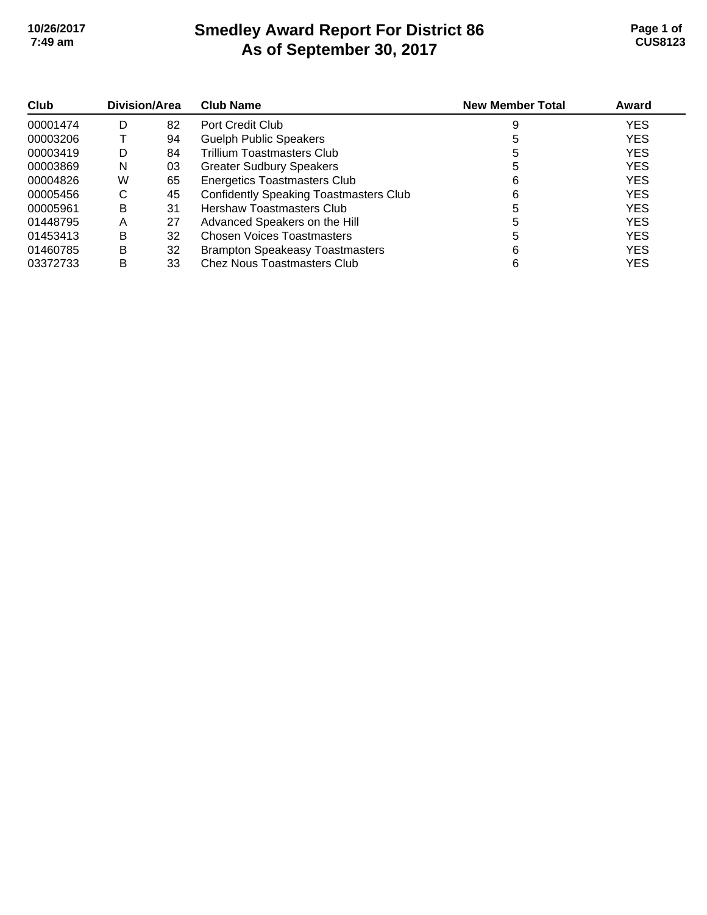# Smedley Award Report For District 86
## As of September 30, 2017

| Club | Division/Area | | Club Name | New Member Total | Award |
|---|---|---|---|---|---|
| 00001474 | D | 82 | Port Credit Club | 9 | YES |
| 00003206 | T | 94 | Guelph Public Speakers | 5 | YES |
| 00003419 | D | 84 | Trillium Toastmasters Club | 5 | YES |
| 00003869 | N | 03 | Greater Sudbury Speakers | 5 | YES |
| 00004826 | W | 65 | Energetics Toastmasters Club | 6 | YES |
| 00005456 | C | 45 | Confidently Speaking Toastmasters Club | 6 | YES |
| 00005961 | B | 31 | Hershaw Toastmasters Club | 5 | YES |
| 01448795 | A | 27 | Advanced Speakers on the Hill | 5 | YES |
| 01453413 | B | 32 | Chosen Voices Toastmasters | 5 | YES |
| 01460785 | B | 32 | Brampton Speakeasy Toastmasters | 6 | YES |
| 03372733 | B | 33 | Chez Nous Toastmasters Club | 6 | YES |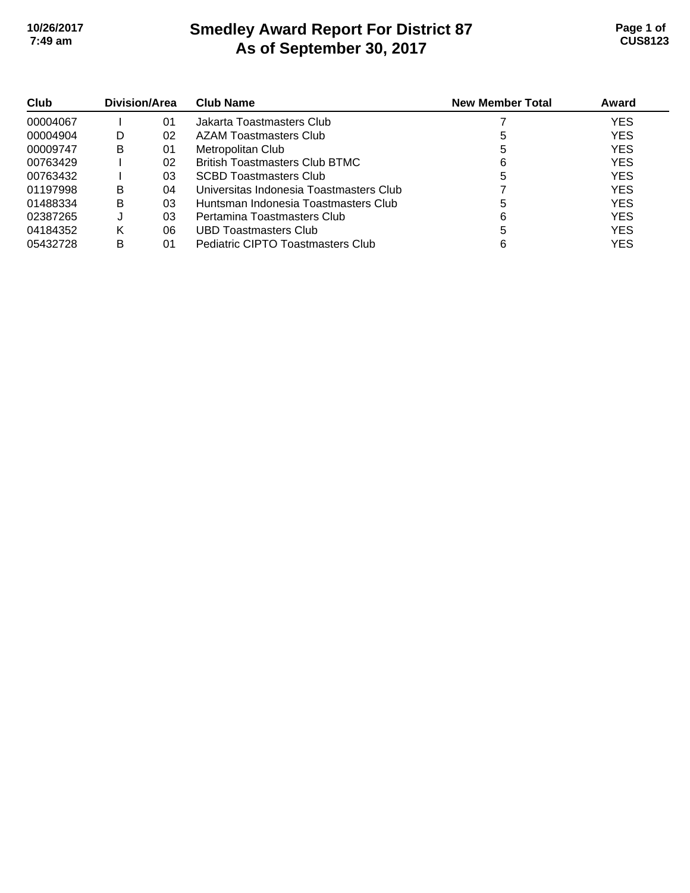# Smedley Award Report For District 87
## As of September 30, 2017

| Club | Division | Area | Club Name | New Member Total | Award |
|---|---|---|---|---|---|
| 00004067 | I | 01 | Jakarta Toastmasters Club | 7 | YES |
| 00004904 | D | 02 | AZAM Toastmasters Club | 5 | YES |
| 00009747 | B | 01 | Metropolitan Club | 5 | YES |
| 00763429 | I | 02 | British Toastmasters Club BTMC | 6 | YES |
| 00763432 | I | 03 | SCBD Toastmasters Club | 5 | YES |
| 01197998 | B | 04 | Universitas Indonesia Toastmasters Club | 7 | YES |
| 01488334 | B | 03 | Huntsman Indonesia Toastmasters Club | 5 | YES |
| 02387265 | J | 03 | Pertamina Toastmasters Club | 6 | YES |
| 04184352 | K | 06 | UBD Toastmasters Club | 5 | YES |
| 05432728 | B | 01 | Pediatric CIPTO Toastmasters Club | 6 | YES |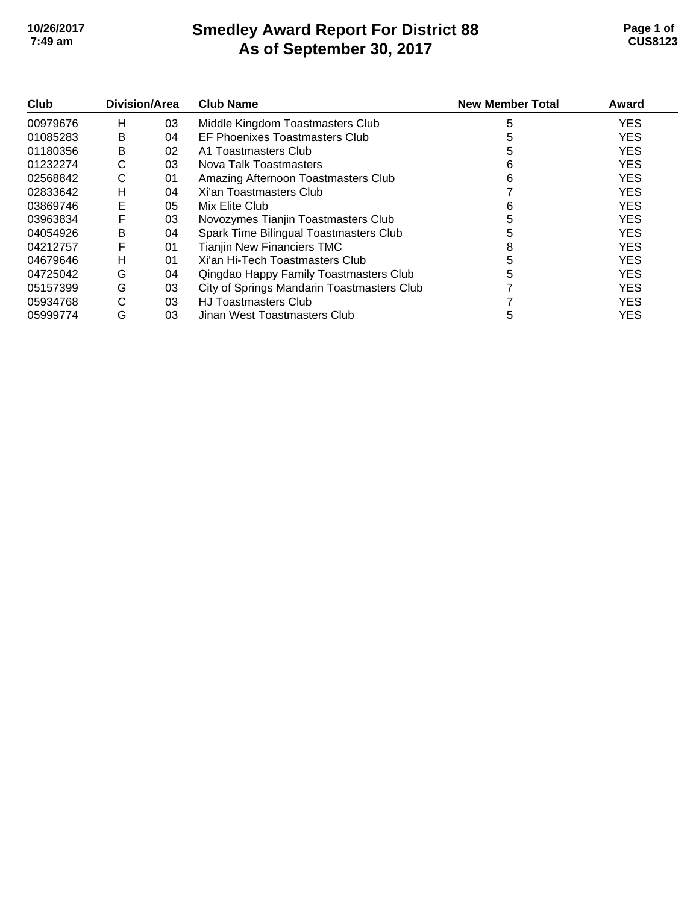# Smedley Award Report For District 88
## As of September 30, 2017

| Club | Division | Area | Club Name | New Member Total | Award |
|---|---|---|---|---|---|
| 00979676 | H | 03 | Middle Kingdom Toastmasters Club | 5 | YES |
| 01085283 | B | 04 | EF Phoenixes Toastmasters Club | 5 | YES |
| 01180356 | B | 02 | A1 Toastmasters Club | 5 | YES |
| 01232274 | C | 03 | Nova Talk Toastmasters | 6 | YES |
| 02568842 | C | 01 | Amazing Afternoon Toastmasters Club | 6 | YES |
| 02833642 | H | 04 | Xi'an Toastmasters Club | 7 | YES |
| 03869746 | E | 05 | Mix Elite Club | 6 | YES |
| 03963834 | F | 03 | Novozymes Tianjin Toastmasters Club | 5 | YES |
| 04054926 | B | 04 | Spark Time Bilingual Toastmasters Club | 5 | YES |
| 04212757 | F | 01 | Tianjin New Financiers TMC | 8 | YES |
| 04679646 | H | 01 | Xi'an Hi-Tech Toastmasters Club | 5 | YES |
| 04725042 | G | 04 | Qingdao Happy Family Toastmasters Club | 5 | YES |
| 05157399 | G | 03 | City of Springs Mandarin Toastmasters Club | 7 | YES |
| 05934768 | C | 03 | HJ Toastmasters Club | 7 | YES |
| 05999774 | G | 03 | Jinan West Toastmasters Club | 5 | YES |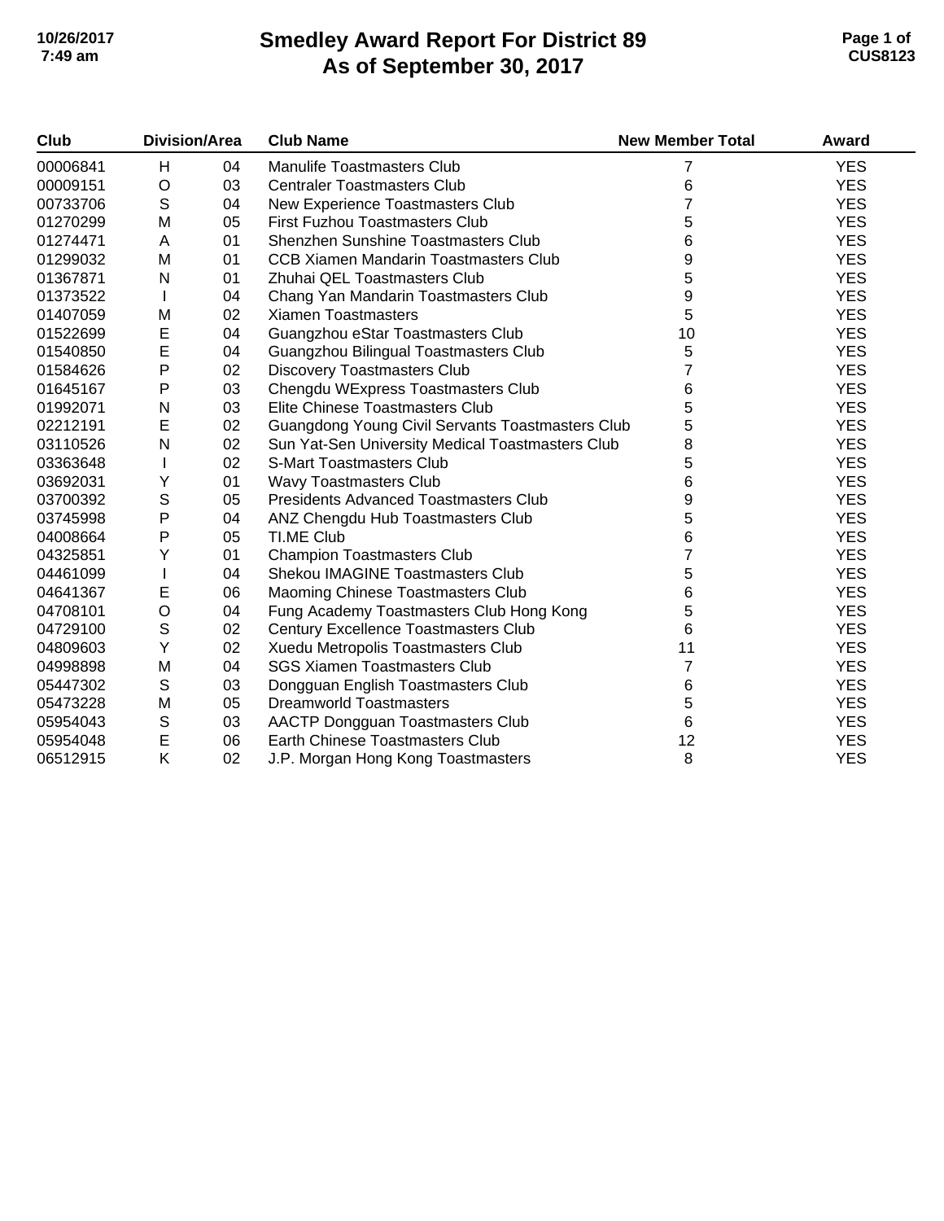# Smedley Award Report For District 89
# As of September 30, 2017

| Club | Division/Area | | Club Name | New Member Total | Award |
|---|---|---|---|---|---|
| 00006841 | H | 04 | Manulife Toastmasters Club | 7 | YES |
| 00009151 | O | 03 | Centraler Toastmasters Club | 6 | YES |
| 00733706 | S | 04 | New Experience Toastmasters Club | 7 | YES |
| 01270299 | M | 05 | First Fuzhou Toastmasters Club | 5 | YES |
| 01274471 | A | 01 | Shenzhen Sunshine Toastmasters Club | 6 | YES |
| 01299032 | M | 01 | CCB Xiamen Mandarin Toastmasters Club | 9 | YES |
| 01367871 | N | 01 | Zhuhai QEL Toastmasters Club | 5 | YES |
| 01373522 | I | 04 | Chang Yan Mandarin Toastmasters Club | 9 | YES |
| 01407059 | M | 02 | Xiamen Toastmasters | 5 | YES |
| 01522699 | E | 04 | Guangzhou eStar Toastmasters Club | 10 | YES |
| 01540850 | E | 04 | Guangzhou Bilingual Toastmasters Club | 5 | YES |
| 01584626 | P | 02 | Discovery Toastmasters Club | 7 | YES |
| 01645167 | P | 03 | Chengdu WExpress Toastmasters Club | 6 | YES |
| 01992071 | N | 03 | Elite Chinese Toastmasters Club | 5 | YES |
| 02212191 | E | 02 | Guangdong Young Civil Servants Toastmasters Club | 5 | YES |
| 03110526 | N | 02 | Sun Yat-Sen University Medical Toastmasters Club | 8 | YES |
| 03363648 | I | 02 | S-Mart Toastmasters Club | 5 | YES |
| 03692031 | Y | 01 | Wavy Toastmasters Club | 6 | YES |
| 03700392 | S | 05 | Presidents Advanced Toastmasters Club | 9 | YES |
| 03745998 | P | 04 | ANZ Chengdu Hub Toastmasters Club | 5 | YES |
| 04008664 | P | 05 | TI.ME Club | 6 | YES |
| 04325851 | Y | 01 | Champion Toastmasters Club | 7 | YES |
| 04461099 | I | 04 | Shekou IMAGINE Toastmasters Club | 5 | YES |
| 04641367 | E | 06 | Maoming Chinese Toastmasters Club | 6 | YES |
| 04708101 | O | 04 | Fung Academy Toastmasters Club Hong Kong | 5 | YES |
| 04729100 | S | 02 | Century Excellence Toastmasters Club | 6 | YES |
| 04809603 | Y | 02 | Xuedu Metropolis Toastmasters Club | 11 | YES |
| 04998898 | M | 04 | SGS Xiamen Toastmasters Club | 7 | YES |
| 05447302 | S | 03 | Dongguan English Toastmasters Club | 6 | YES |
| 05473228 | M | 05 | Dreamworld Toastmasters | 5 | YES |
| 05954043 | S | 03 | AACTP Dongguan Toastmasters Club | 6 | YES |
| 05954048 | E | 06 | Earth Chinese Toastmasters Club | 12 | YES |
| 06512915 | K | 02 | J.P. Morgan Hong Kong Toastmasters | 8 | YES |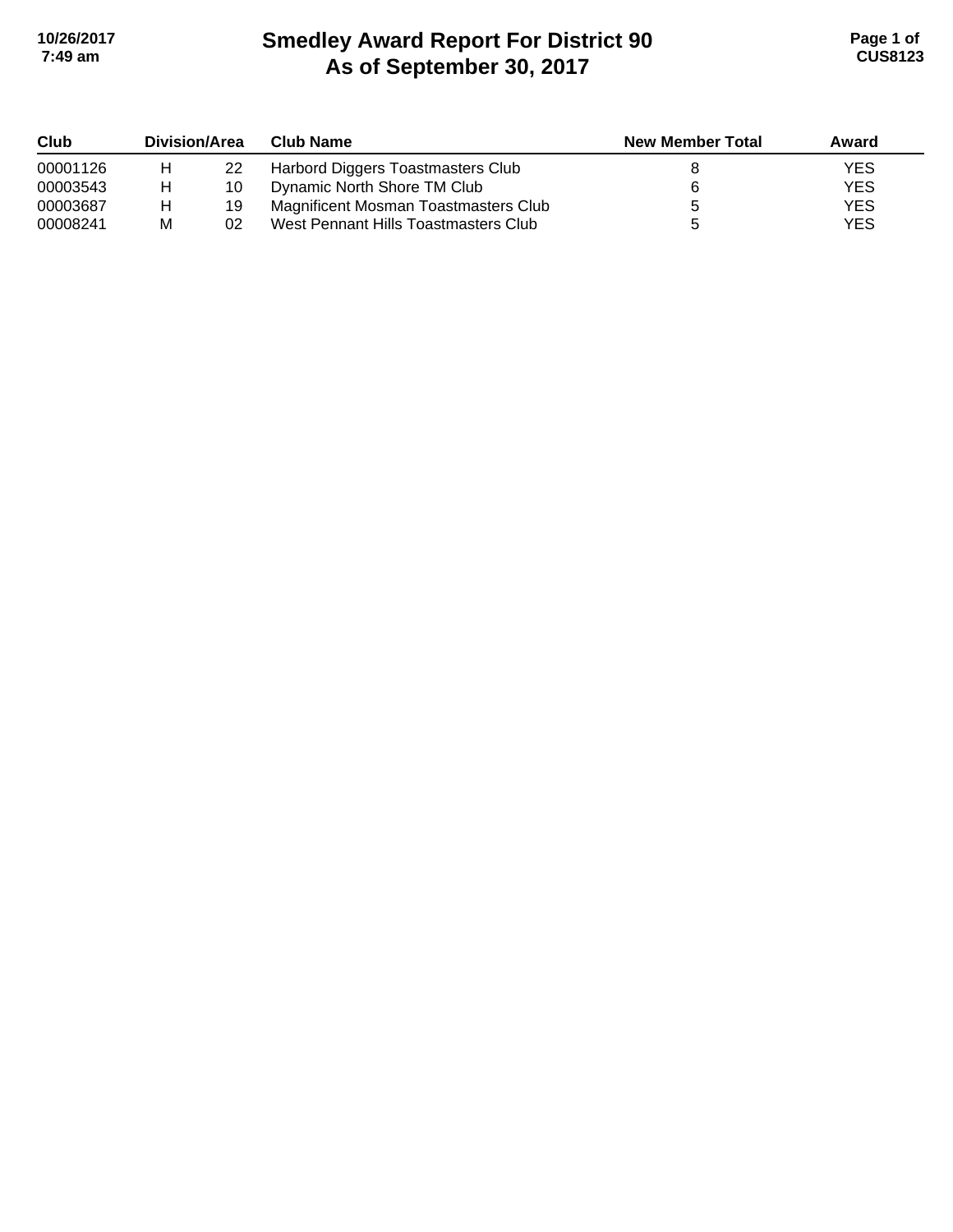# Smedley Award Report For District 90
# As of September 30, 2017

| Club | Division/Area | | Club Name | New Member Total | Award |
|---|---|---|---|---|---|
| 00001126 | H | 22 | Harbord Diggers Toastmasters Club | 8 | YES |
| 00003543 | H | 10 | Dynamic North Shore TM Club | 6 | YES |
| 00003687 | H | 19 | Magnificent Mosman Toastmasters Club | 5 | YES |
| 00008241 | M | 02 | West Pennant Hills Toastmasters Club | 5 | YES |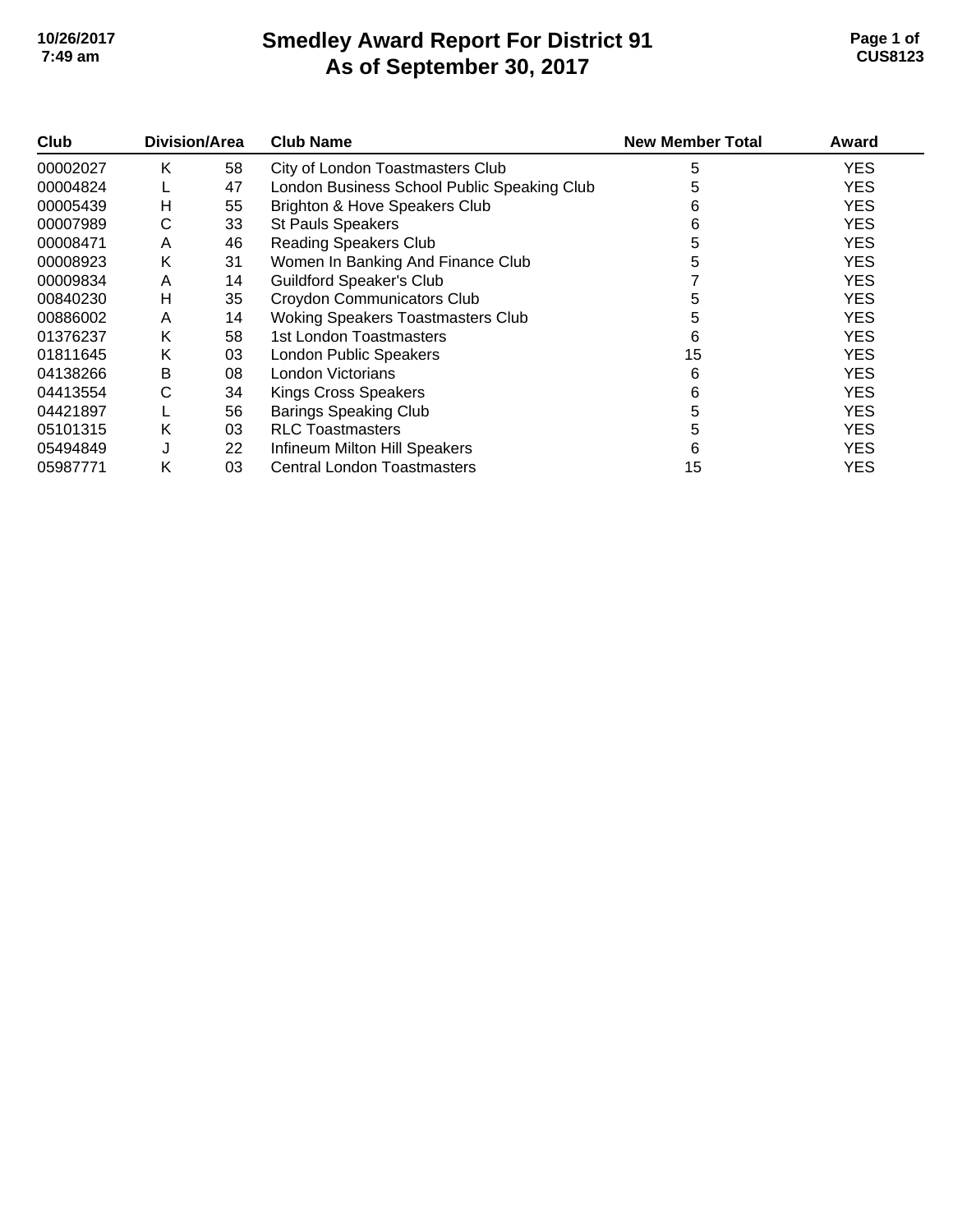# Smedley Award Report For District 91
## As of September 30, 2017

| Club | Division/Area | | Club Name | New Member Total | Award |
|---|---|---|---|---|---|
| 00002027 | K | 58 | City of London Toastmasters Club | 5 | YES |
| 00004824 | L | 47 | London Business School Public Speaking Club | 5 | YES |
| 00005439 | H | 55 | Brighton & Hove Speakers Club | 6 | YES |
| 00007989 | C | 33 | St Pauls Speakers | 6 | YES |
| 00008471 | A | 46 | Reading Speakers Club | 5 | YES |
| 00008923 | K | 31 | Women In Banking And Finance Club | 5 | YES |
| 00009834 | A | 14 | Guildford Speaker's Club | 7 | YES |
| 00840230 | H | 35 | Croydon Communicators Club | 5 | YES |
| 00886002 | A | 14 | Woking Speakers Toastmasters Club | 5 | YES |
| 01376237 | K | 58 | 1st London Toastmasters | 6 | YES |
| 01811645 | K | 03 | London Public Speakers | 15 | YES |
| 04138266 | B | 08 | London Victorians | 6 | YES |
| 04413554 | C | 34 | Kings Cross Speakers | 6 | YES |
| 04421897 | L | 56 | Barings Speaking Club | 5 | YES |
| 05101315 | K | 03 | RLC Toastmasters | 5 | YES |
| 05494849 | J | 22 | Infineum Milton Hill Speakers | 6 | YES |
| 05987771 | K | 03 | Central London Toastmasters | 15 | YES |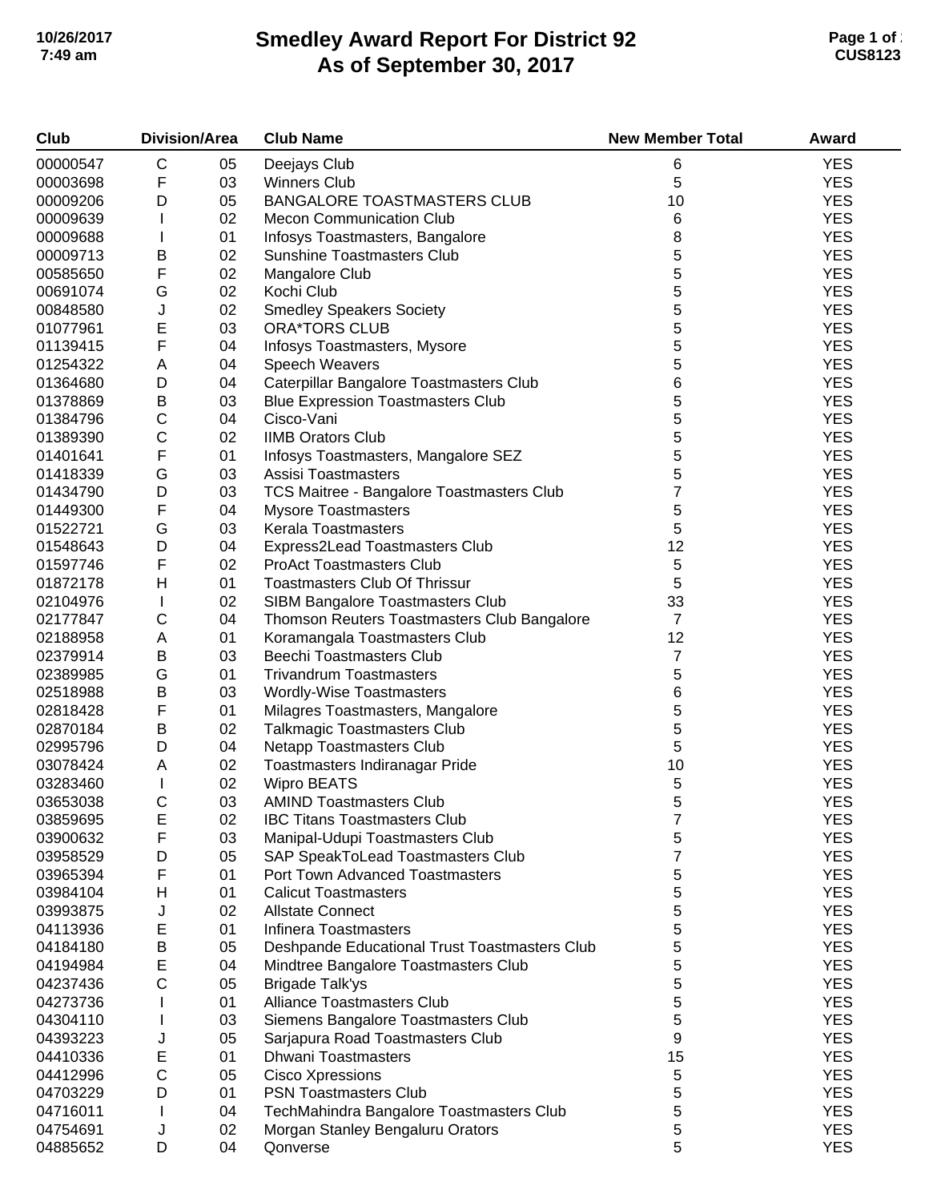# Smedley Award Report For District 92
## As of September 30, 2017

| Club | Division/Area | | Club Name | New Member Total | Award |
|---|---|---|---|---|---|
| 00000547 | C | 05 | Deejays Club | 6 | YES |
| 00003698 | F | 03 | Winners Club | 5 | YES |
| 00009206 | D | 05 | BANGALORE TOASTMASTERS CLUB | 10 | YES |
| 00009639 | I | 02 | Mecon Communication Club | 6 | YES |
| 00009688 | I | 01 | Infosys Toastmasters, Bangalore | 8 | YES |
| 00009713 | B | 02 | Sunshine Toastmasters Club | 5 | YES |
| 00585650 | F | 02 | Mangalore Club | 5 | YES |
| 00691074 | G | 02 | Kochi Club | 5 | YES |
| 00848580 | J | 02 | Smedley Speakers Society | 5 | YES |
| 01077961 | E | 03 | ORA*TORS CLUB | 5 | YES |
| 01139415 | F | 04 | Infosys Toastmasters, Mysore | 5 | YES |
| 01254322 | A | 04 | Speech Weavers | 5 | YES |
| 01364680 | D | 04 | Caterpillar Bangalore Toastmasters Club | 6 | YES |
| 01378869 | B | 03 | Blue Expression Toastmasters Club | 5 | YES |
| 01384796 | C | 04 | Cisco-Vani | 5 | YES |
| 01389390 | C | 02 | IIMB Orators Club | 5 | YES |
| 01401641 | F | 01 | Infosys Toastmasters, Mangalore SEZ | 5 | YES |
| 01418339 | G | 03 | Assisi Toastmasters | 5 | YES |
| 01434790 | D | 03 | TCS Maitree - Bangalore Toastmasters Club | 7 | YES |
| 01449300 | F | 04 | Mysore Toastmasters | 5 | YES |
| 01522721 | G | 03 | Kerala Toastmasters | 5 | YES |
| 01548643 | D | 04 | Express2Lead Toastmasters Club | 12 | YES |
| 01597746 | F | 02 | ProAct Toastmasters Club | 5 | YES |
| 01872178 | H | 01 | Toastmasters Club Of Thrissur | 5 | YES |
| 02104976 | I | 02 | SIBM Bangalore Toastmasters Club | 33 | YES |
| 02177847 | C | 04 | Thomson Reuters Toastmasters Club Bangalore | 7 | YES |
| 02188958 | A | 01 | Koramangala Toastmasters Club | 12 | YES |
| 02379914 | B | 03 | Beechi Toastmasters Club | 7 | YES |
| 02389985 | G | 01 | Trivandrum Toastmasters | 5 | YES |
| 02518988 | B | 03 | Wordly-Wise Toastmasters | 6 | YES |
| 02818428 | F | 01 | Milagres Toastmasters, Mangalore | 5 | YES |
| 02870184 | B | 02 | Talkmagic Toastmasters Club | 5 | YES |
| 02995796 | D | 04 | Netapp Toastmasters Club | 5 | YES |
| 03078424 | A | 02 | Toastmasters Indiranagar Pride | 10 | YES |
| 03283460 | I | 02 | Wipro BEATS | 5 | YES |
| 03653038 | C | 03 | AMIND Toastmasters Club | 5 | YES |
| 03859695 | E | 02 | IBC Titans Toastmasters Club | 7 | YES |
| 03900632 | F | 03 | Manipal-Udupi Toastmasters Club | 5 | YES |
| 03958529 | D | 05 | SAP SpeakToLead Toastmasters Club | 7 | YES |
| 03965394 | F | 01 | Port Town Advanced Toastmasters | 5 | YES |
| 03984104 | H | 01 | Calicut Toastmasters | 5 | YES |
| 03993875 | J | 02 | Allstate Connect | 5 | YES |
| 04113936 | E | 01 | Infinera Toastmasters | 5 | YES |
| 04184180 | B | 05 | Deshpande Educational Trust Toastmasters Club | 5 | YES |
| 04194984 | E | 04 | Mindtree Bangalore Toastmasters Club | 5 | YES |
| 04237436 | C | 05 | Brigade Talk'ys | 5 | YES |
| 04273736 | I | 01 | Alliance Toastmasters Club | 5 | YES |
| 04304110 | I | 03 | Siemens Bangalore Toastmasters Club | 5 | YES |
| 04393223 | J | 05 | Sarjapura Road Toastmasters Club | 9 | YES |
| 04410336 | E | 01 | Dhwani Toastmasters | 15 | YES |
| 04412996 | C | 05 | Cisco Xpressions | 5 | YES |
| 04703229 | D | 01 | PSN Toastmasters Club | 5 | YES |
| 04716011 | I | 04 | TechMahindra Bangalore Toastmasters Club | 5 | YES |
| 04754691 | J | 02 | Morgan Stanley Bengaluru Orators | 5 | YES |
| 04885652 | D | 04 | Qonverse | 5 | YES |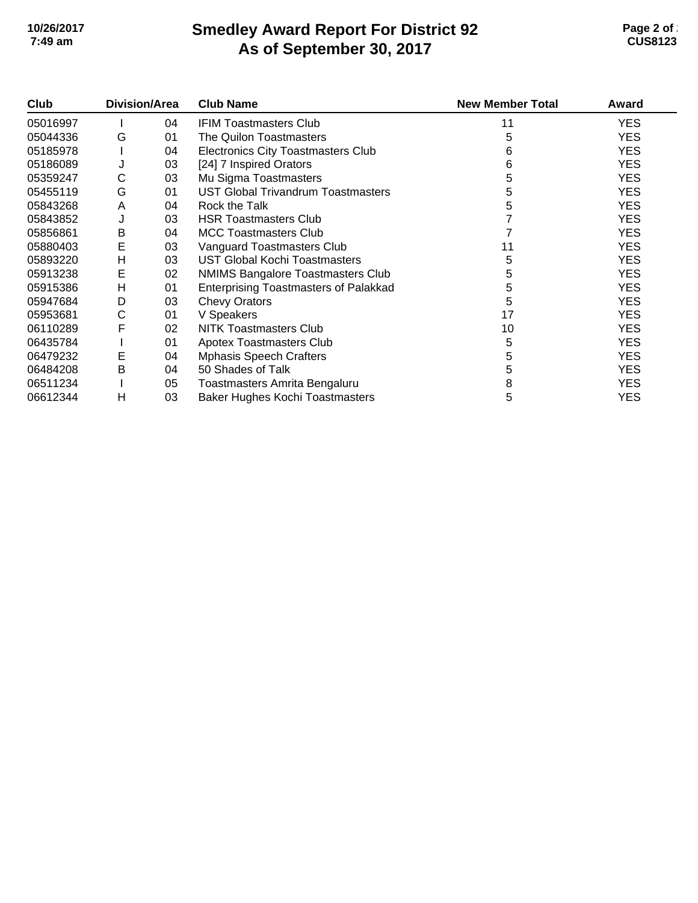# Smedley Award Report For District 92
# As of September 30, 2017

| Club | Division/Area | | Club Name | New Member Total | Award |
|---|---|---|---|---|---|
| 05016997 | I | 04 | IFIM Toastmasters Club | 11 | YES |
| 05044336 | G | 01 | The Quilon Toastmasters | 5 | YES |
| 05185978 | I | 04 | Electronics City Toastmasters Club | 6 | YES |
| 05186089 | J | 03 | [24] 7 Inspired Orators | 6 | YES |
| 05359247 | C | 03 | Mu Sigma Toastmasters | 5 | YES |
| 05455119 | G | 01 | UST Global Trivandrum Toastmasters | 5 | YES |
| 05843268 | A | 04 | Rock the Talk | 5 | YES |
| 05843852 | J | 03 | HSR Toastmasters Club | 7 | YES |
| 05856861 | B | 04 | MCC Toastmasters Club | 7 | YES |
| 05880403 | E | 03 | Vanguard Toastmasters Club | 11 | YES |
| 05893220 | H | 03 | UST Global Kochi Toastmasters | 5 | YES |
| 05913238 | E | 02 | NMIMS Bangalore Toastmasters Club | 5 | YES |
| 05915386 | H | 01 | Enterprising Toastmasters of Palakkad | 5 | YES |
| 05947684 | D | 03 | Chevy Orators | 5 | YES |
| 05953681 | C | 01 | V Speakers | 17 | YES |
| 06110289 | F | 02 | NITK Toastmasters Club | 10 | YES |
| 06435784 | I | 01 | Apotex Toastmasters Club | 5 | YES |
| 06479232 | E | 04 | Mphasis Speech Crafters | 5 | YES |
| 06484208 | B | 04 | 50 Shades of Talk | 5 | YES |
| 06511234 | I | 05 | Toastmasters Amrita Bengaluru | 8 | YES |
| 06612344 | H | 03 | Baker Hughes Kochi Toastmasters | 5 | YES |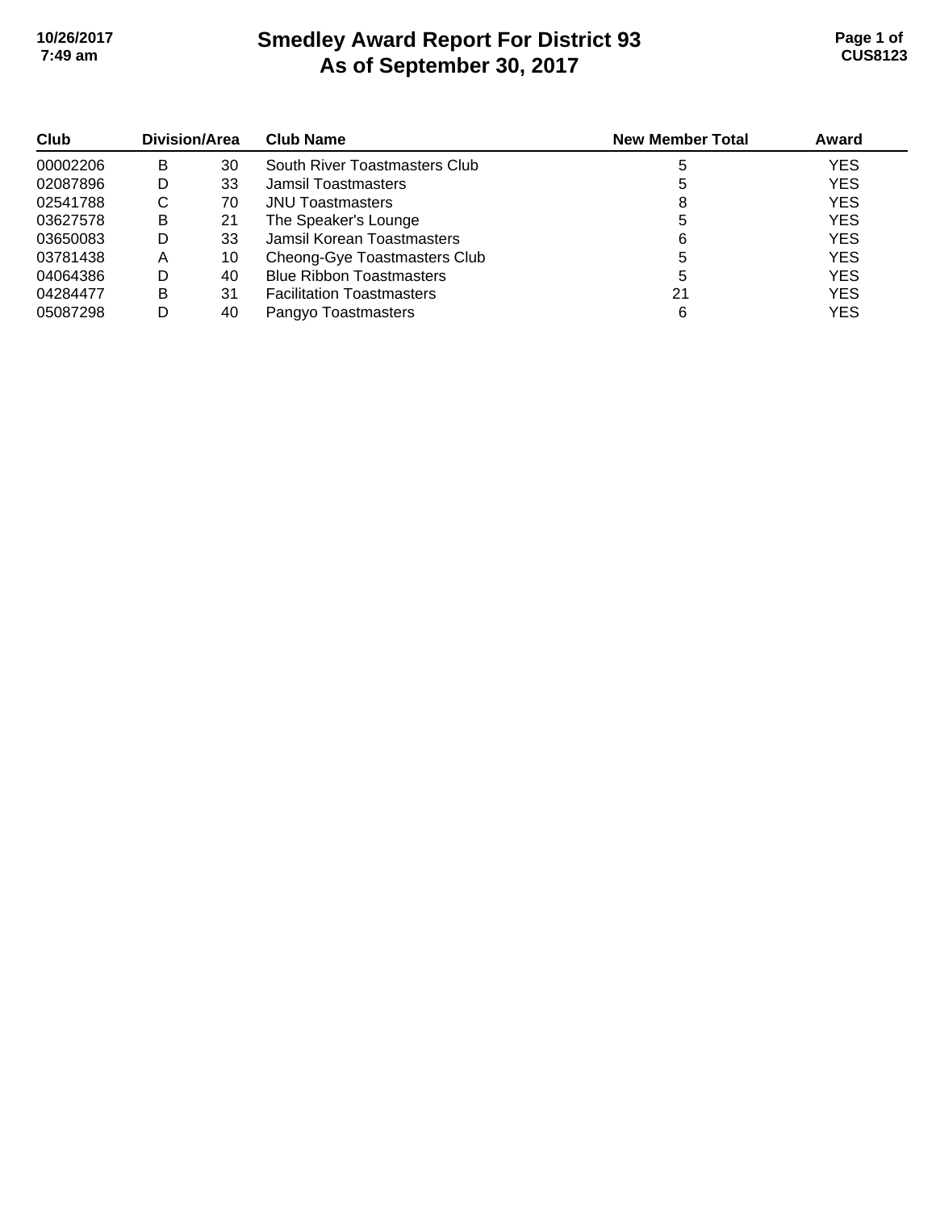# Smedley Award Report For District 93
# As of September 30, 2017

| Club | Division/Area | | Club Name | New Member Total | Award |
|---|---|---|---|---|---|
| 00002206 | B | 30 | South River Toastmasters Club | 5 | YES |
| 02087896 | D | 33 | Jamsil Toastmasters | 5 | YES |
| 02541788 | C | 70 | JNU Toastmasters | 8 | YES |
| 03627578 | B | 21 | The Speaker's Lounge | 5 | YES |
| 03650083 | D | 33 | Jamsil Korean Toastmasters | 6 | YES |
| 03781438 | A | 10 | Cheong-Gye Toastmasters Club | 5 | YES |
| 04064386 | D | 40 | Blue Ribbon Toastmasters | 5 | YES |
| 04284477 | B | 31 | Facilitation Toastmasters | 21 | YES |
| 05087298 | D | 40 | Pangyo Toastmasters | 6 | YES |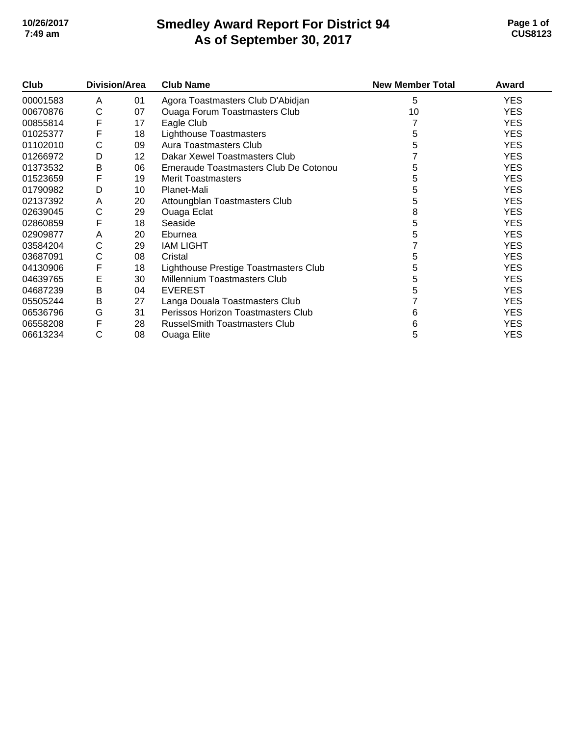# Smedley Award Report For District 94
## As of September 30, 2017

| Club | Division/Area | | Club Name | New Member Total | Award |
|---|---|---|---|---|---|
| 00001583 | A | 01 | Agora Toastmasters Club D'Abidjan | 5 | YES |
| 00670876 | C | 07 | Ouaga Forum Toastmasters Club | 10 | YES |
| 00855814 | F | 17 | Eagle Club | 7 | YES |
| 01025377 | F | 18 | Lighthouse Toastmasters | 5 | YES |
| 01102010 | C | 09 | Aura Toastmasters Club | 5 | YES |
| 01266972 | D | 12 | Dakar Xewel Toastmasters Club | 7 | YES |
| 01373532 | B | 06 | Emeraude Toastmasters Club De Cotonou | 5 | YES |
| 01523659 | F | 19 | Merit Toastmasters | 5 | YES |
| 01790982 | D | 10 | Planet-Mali | 5 | YES |
| 02137392 | A | 20 | Attoungblan Toastmasters Club | 5 | YES |
| 02639045 | C | 29 | Ouaga Eclat | 8 | YES |
| 02860859 | F | 18 | Seaside | 5 | YES |
| 02909877 | A | 20 | Eburnea | 5 | YES |
| 03584204 | C | 29 | IAM LIGHT | 7 | YES |
| 03687091 | C | 08 | Cristal | 5 | YES |
| 04130906 | F | 18 | Lighthouse Prestige Toastmasters Club | 5 | YES |
| 04639765 | E | 30 | Millennium Toastmasters Club | 5 | YES |
| 04687239 | B | 04 | EVEREST | 5 | YES |
| 05505244 | B | 27 | Langa Douala Toastmasters Club | 7 | YES |
| 06536796 | G | 31 | Perissos Horizon Toastmasters Club | 6 | YES |
| 06558208 | F | 28 | RusselSmith Toastmasters Club | 6 | YES |
| 06613234 | C | 08 | Ouaga Elite | 5 | YES |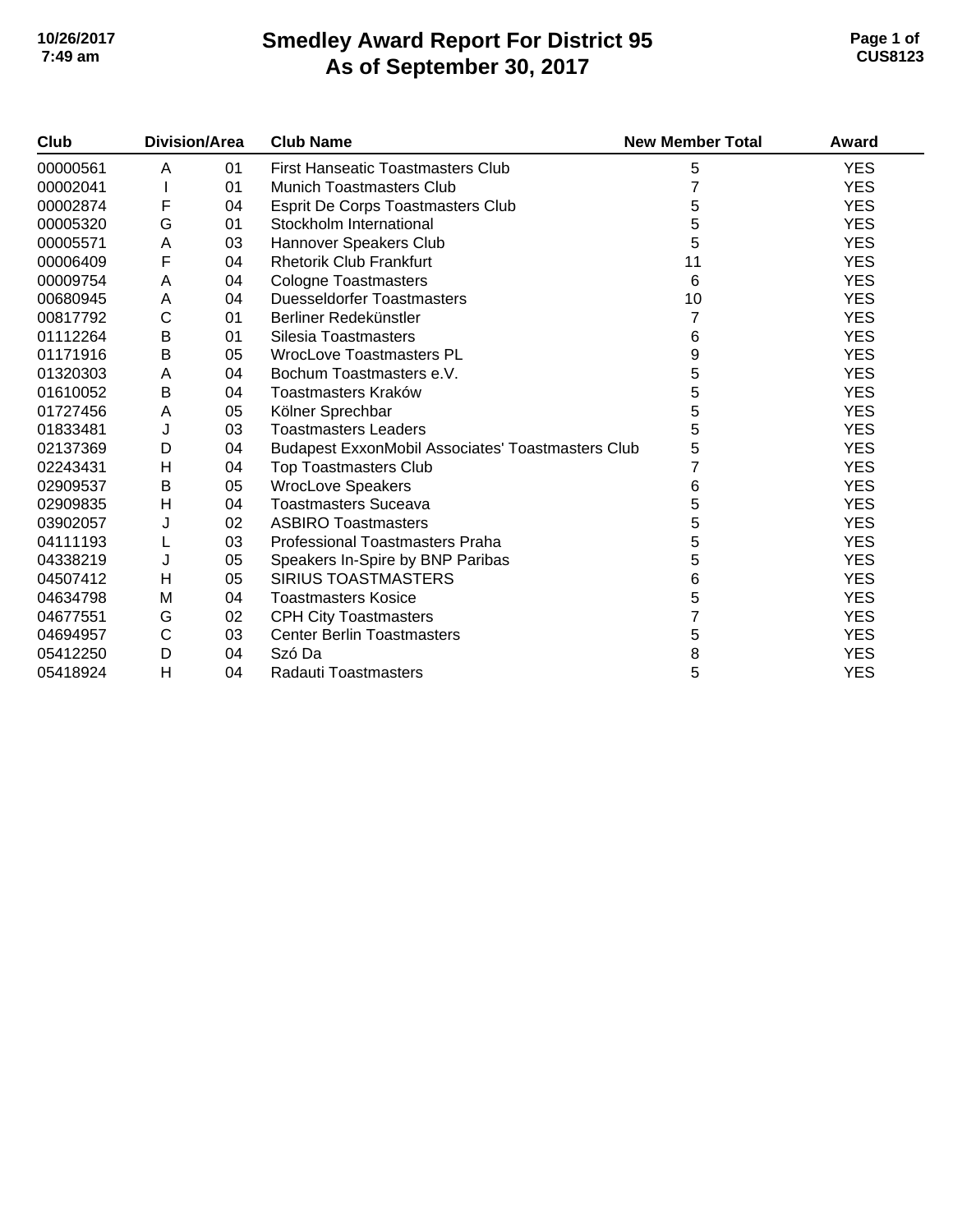# Smedley Award Report For District 95
## As of September 30, 2017

| Club | Division | Area | Club Name | New Member Total | Award |
|---|---|---|---|---|---|
| 00000561 | A | 01 | First Hanseatic Toastmasters Club | 5 | YES |
| 00002041 | I | 01 | Munich Toastmasters Club | 7 | YES |
| 00002874 | F | 04 | Esprit De Corps Toastmasters Club | 5 | YES |
| 00005320 | G | 01 | Stockholm International | 5 | YES |
| 00005571 | A | 03 | Hannover Speakers Club | 5 | YES |
| 00006409 | F | 04 | Rhetorik Club Frankfurt | 11 | YES |
| 00009754 | A | 04 | Cologne Toastmasters | 6 | YES |
| 00680945 | A | 04 | Duesseldorfer Toastmasters | 10 | YES |
| 00817792 | C | 01 | Berliner Redekünstler | 7 | YES |
| 01112264 | B | 01 | Silesia Toastmasters | 6 | YES |
| 01171916 | B | 05 | WrocLove Toastmasters PL | 9 | YES |
| 01320303 | A | 04 | Bochum Toastmasters e.V. | 5 | YES |
| 01610052 | B | 04 | Toastmasters Kraków | 5 | YES |
| 01727456 | A | 05 | Kölner Sprechbar | 5 | YES |
| 01833481 | J | 03 | Toastmasters Leaders | 5 | YES |
| 02137369 | D | 04 | Budapest ExxonMobil Associates' Toastmasters Club | 5 | YES |
| 02243431 | H | 04 | Top Toastmasters Club | 7 | YES |
| 02909537 | B | 05 | WrocLove Speakers | 6 | YES |
| 02909835 | H | 04 | Toastmasters Suceava | 5 | YES |
| 03902057 | J | 02 | ASBIRO Toastmasters | 5 | YES |
| 04111193 | L | 03 | Professional Toastmasters Praha | 5 | YES |
| 04338219 | J | 05 | Speakers In-Spire by BNP Paribas | 5 | YES |
| 04507412 | H | 05 | SIRIUS TOASTMASTERS | 6 | YES |
| 04634798 | M | 04 | Toastmasters Kosice | 5 | YES |
| 04677551 | G | 02 | CPH City Toastmasters | 7 | YES |
| 04694957 | C | 03 | Center Berlin Toastmasters | 5 | YES |
| 05412250 | D | 04 | Szó Da | 8 | YES |
| 05418924 | H | 04 | Radauti Toastmasters | 5 | YES |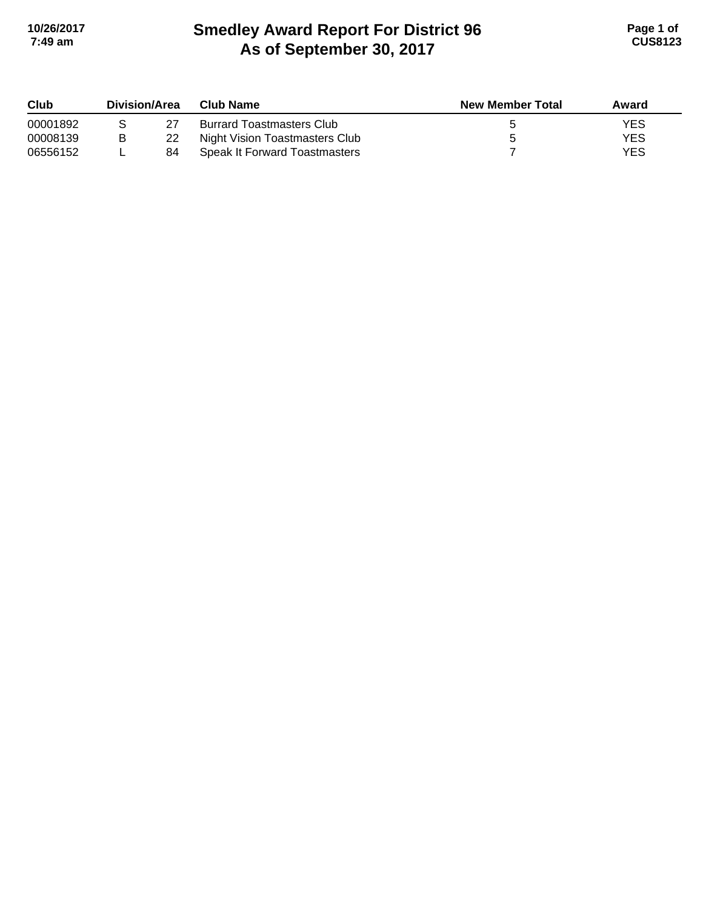# Smedley Award Report For District 96
# As of September 30, 2017

| Club | Division | Area | Club Name | New Member Total | Award |
|---|---|---|---|---|---|
| 00001892 | S | 27 | Burrard Toastmasters Club | 5 | YES |
| 00008139 | B | 22 | Night Vision Toastmasters Club | 5 | YES |
| 06556152 | L | 84 | Speak It Forward Toastmasters | 7 | YES |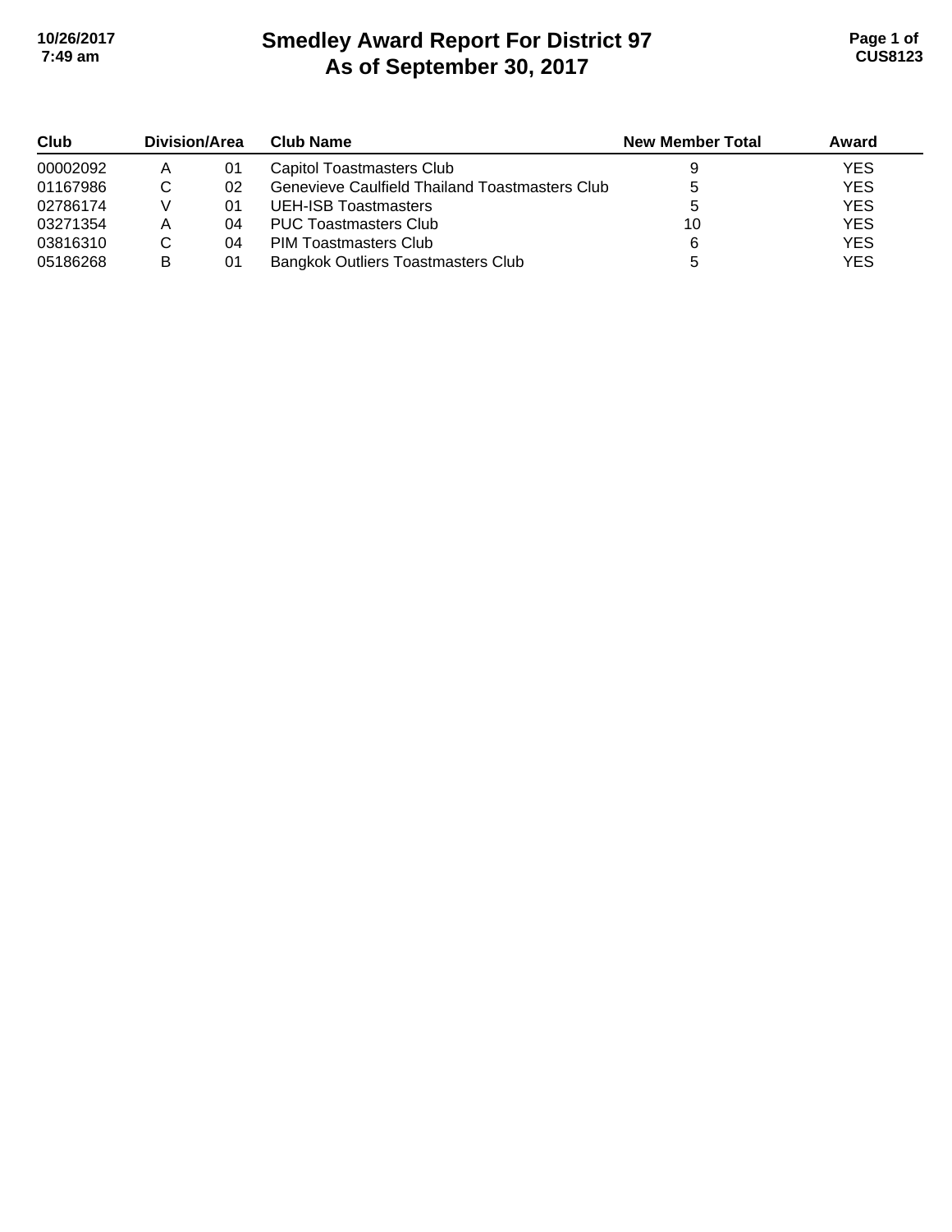# Smedley Award Report For District 97
## As of September 30, 2017

| Club | Division/Area | | Club Name | New Member Total | Award |
|---|---|---|---|---|---|
| 00002092 | A | 01 | Capitol Toastmasters Club | 9 | YES |
| 01167986 | C | 02 | Genevieve Caulfield Thailand Toastmasters Club | 5 | YES |
| 02786174 | V | 01 | UEH-ISB Toastmasters | 5 | YES |
| 03271354 | A | 04 | PUC Toastmasters Club | 10 | YES |
| 03816310 | C | 04 | PIM Toastmasters Club | 6 | YES |
| 05186268 | B | 01 | Bangkok Outliers Toastmasters Club | 5 | YES |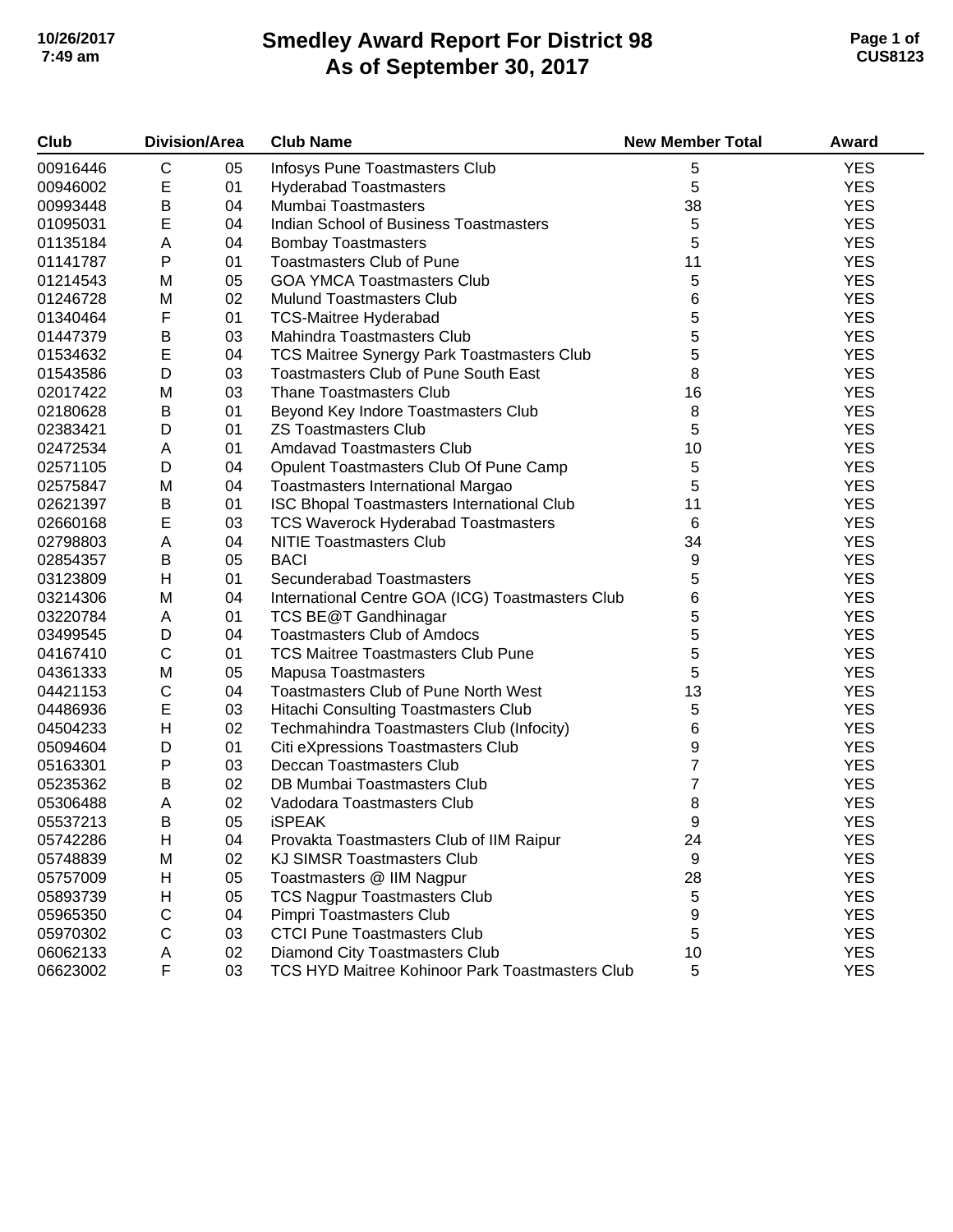# Smedley Award Report For District 98
## As of September 30, 2017

| Club | Division/Area | | Club Name | New Member Total | Award |
|---|---|---|---|---|---|
| 00916446 | C | 05 | Infosys Pune Toastmasters Club | 5 | YES |
| 00946002 | E | 01 | Hyderabad Toastmasters | 5 | YES |
| 00993448 | B | 04 | Mumbai Toastmasters | 38 | YES |
| 01095031 | E | 04 | Indian School of Business Toastmasters | 5 | YES |
| 01135184 | A | 04 | Bombay Toastmasters | 5 | YES |
| 01141787 | P | 01 | Toastmasters Club of Pune | 11 | YES |
| 01214543 | M | 05 | GOA YMCA Toastmasters Club | 5 | YES |
| 01246728 | M | 02 | Mulund Toastmasters Club | 6 | YES |
| 01340464 | F | 01 | TCS-Maitree Hyderabad | 5 | YES |
| 01447379 | B | 03 | Mahindra Toastmasters Club | 5 | YES |
| 01534632 | E | 04 | TCS Maitree Synergy Park Toastmasters Club | 5 | YES |
| 01543586 | D | 03 | Toastmasters Club of Pune South East | 8 | YES |
| 02017422 | M | 03 | Thane Toastmasters Club | 16 | YES |
| 02180628 | B | 01 | Beyond Key Indore Toastmasters Club | 8 | YES |
| 02383421 | D | 01 | ZS Toastmasters Club | 5 | YES |
| 02472534 | A | 01 | Amdavad Toastmasters Club | 10 | YES |
| 02571105 | D | 04 | Opulent Toastmasters Club Of Pune Camp | 5 | YES |
| 02575847 | M | 04 | Toastmasters International Margao | 5 | YES |
| 02621397 | B | 01 | ISC Bhopal Toastmasters International Club | 11 | YES |
| 02660168 | E | 03 | TCS Waverock Hyderabad Toastmasters | 6 | YES |
| 02798803 | A | 04 | NITIE Toastmasters Club | 34 | YES |
| 02854357 | B | 05 | BACI | 9 | YES |
| 03123809 | H | 01 | Secunderabad Toastmasters | 5 | YES |
| 03214306 | M | 04 | International Centre GOA (ICG) Toastmasters Club | 6 | YES |
| 03220784 | A | 01 | TCS BE@T Gandhinagar | 5 | YES |
| 03499545 | D | 04 | Toastmasters Club of Amdocs | 5 | YES |
| 04167410 | C | 01 | TCS Maitree Toastmasters Club Pune | 5 | YES |
| 04361333 | M | 05 | Mapusa Toastmasters | 5 | YES |
| 04421153 | C | 04 | Toastmasters Club of Pune North West | 13 | YES |
| 04486936 | E | 03 | Hitachi Consulting Toastmasters Club | 5 | YES |
| 04504233 | H | 02 | Techmahindra Toastmasters Club (Infocity) | 6 | YES |
| 05094604 | D | 01 | Citi eXpressions Toastmasters Club | 9 | YES |
| 05163301 | P | 03 | Deccan Toastmasters Club | 7 | YES |
| 05235362 | B | 02 | DB Mumbai Toastmasters Club | 7 | YES |
| 05306488 | A | 02 | Vadodara Toastmasters Club | 8 | YES |
| 05537213 | B | 05 | iSPEAK | 9 | YES |
| 05742286 | H | 04 | Provakta Toastmasters Club of IIM Raipur | 24 | YES |
| 05748839 | M | 02 | KJ SIMSR Toastmasters Club | 9 | YES |
| 05757009 | H | 05 | Toastmasters @ IIM Nagpur | 28 | YES |
| 05893739 | H | 05 | TCS Nagpur Toastmasters Club | 5 | YES |
| 05965350 | C | 04 | Pimpri Toastmasters Club | 9 | YES |
| 05970302 | C | 03 | CTCI Pune Toastmasters Club | 5 | YES |
| 06062133 | A | 02 | Diamond City Toastmasters Club | 10 | YES |
| 06623002 | F | 03 | TCS HYD Maitree Kohinoor Park Toastmasters Club | 5 | YES |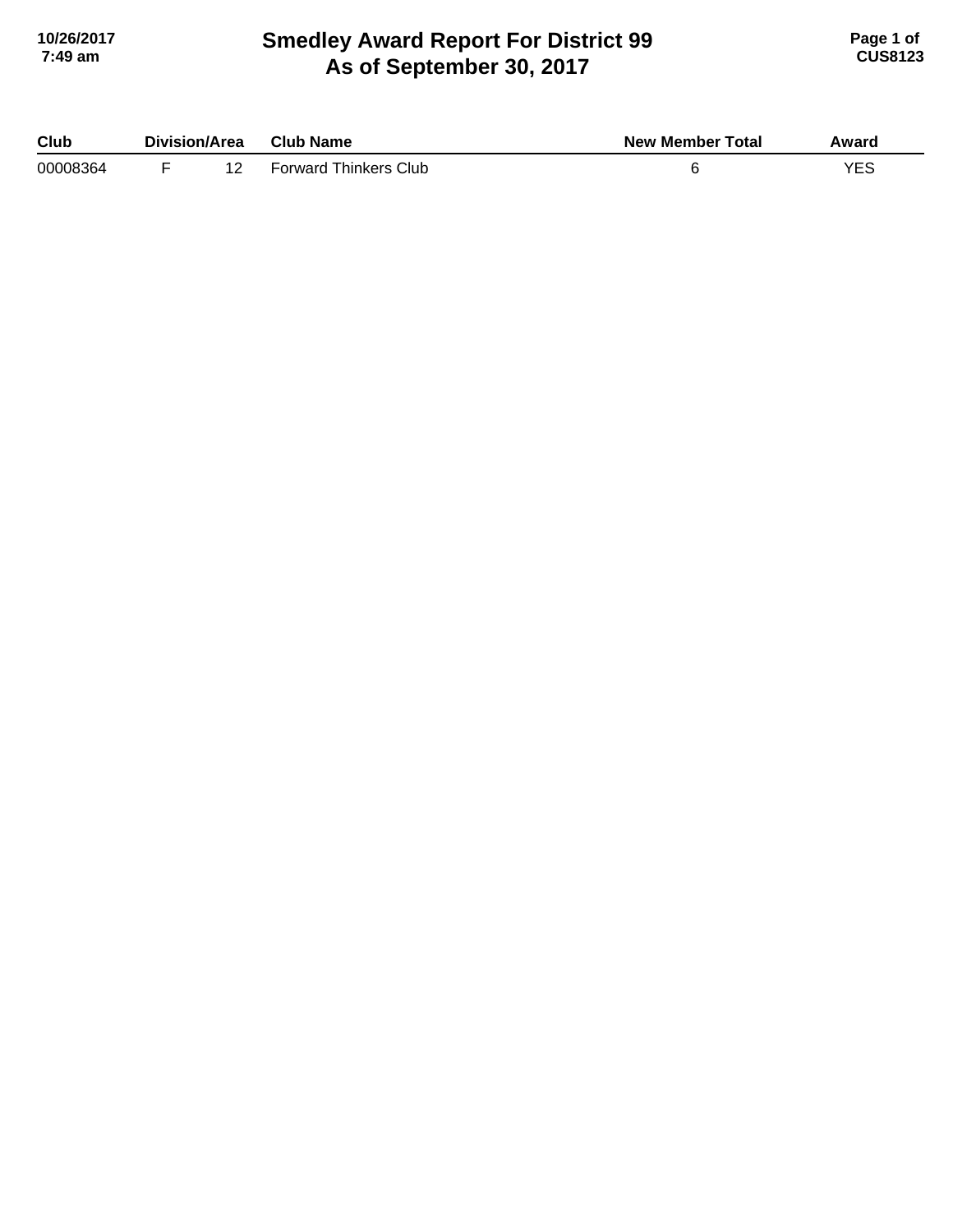# Smedley Award Report For District 99
## As of September 30, 2017

| Club | Division/Area | | Club Name | New Member Total | Award |
|---|---|---|---|---|---|
| 00008364 | F | 12 | Forward Thinkers Club | 6 | YES |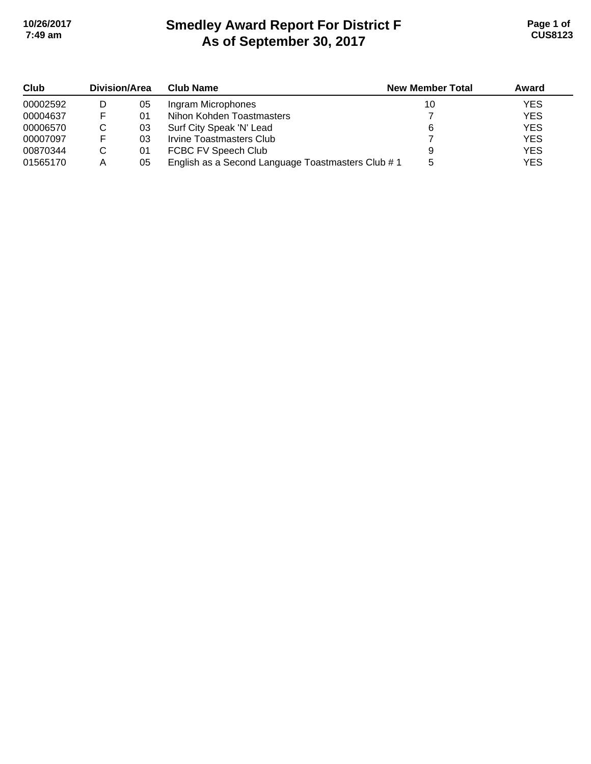# Smedley Award Report For District F
## As of September 30, 2017

| Club | Division/Area | | Club Name | New Member Total | Award |
|---|---|---|---|---|---|
| 00002592 | D | 05 | Ingram Microphones | 10 | YES |
| 00004637 | F | 01 | Nihon Kohden Toastmasters | 7 | YES |
| 00006570 | C | 03 | Surf City Speak 'N' Lead | 6 | YES |
| 00007097 | F | 03 | Irvine Toastmasters Club | 7 | YES |
| 00870344 | C | 01 | FCBC FV Speech Club | 9 | YES |
| 01565170 | A | 05 | English as a Second Language Toastmasters Club # 1 | 5 | YES |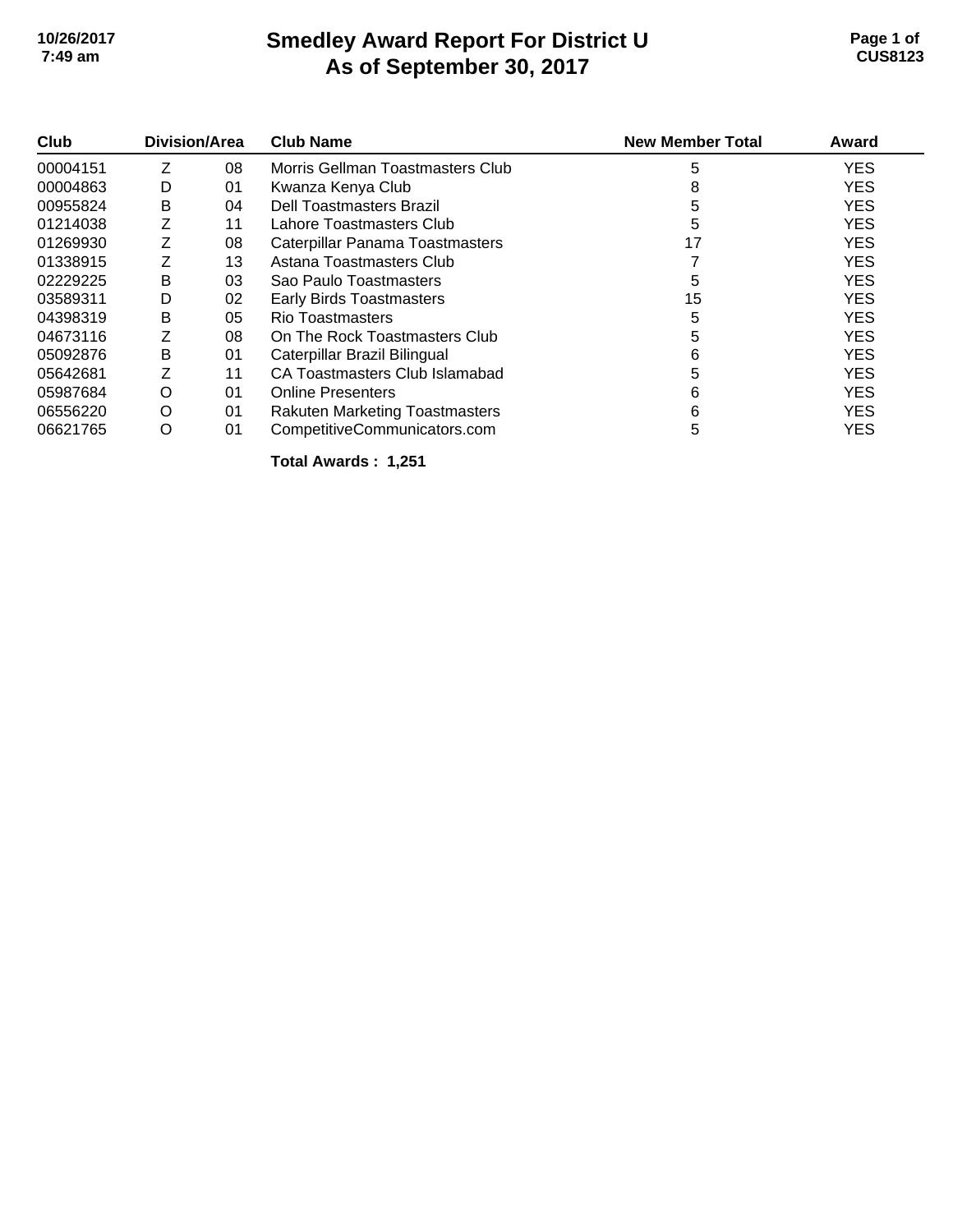# Smedley Award Report For District U
## As of September 30, 2017

| Club | Division/Area | | Club Name | New Member Total | Award |
|---|---|---|---|---|---|
| 00004151 | Z | 08 | Morris Gellman Toastmasters Club | 5 | YES |
| 00004863 | D | 01 | Kwanza Kenya Club | 8 | YES |
| 00955824 | B | 04 | Dell Toastmasters Brazil | 5 | YES |
| 01214038 | Z | 11 | Lahore Toastmasters Club | 5 | YES |
| 01269930 | Z | 08 | Caterpillar Panama Toastmasters | 17 | YES |
| 01338915 | Z | 13 | Astana Toastmasters Club | 7 | YES |
| 02229225 | B | 03 | Sao Paulo Toastmasters | 5 | YES |
| 03589311 | D | 02 | Early Birds Toastmasters | 15 | YES |
| 04398319 | B | 05 | Rio Toastmasters | 5 | YES |
| 04673116 | Z | 08 | On The Rock Toastmasters Club | 5 | YES |
| 05092876 | B | 01 | Caterpillar Brazil Bilingual | 6 | YES |
| 05642681 | Z | 11 | CA Toastmasters Club Islamabad | 5 | YES |
| 05987684 | O | 01 | Online Presenters | 6 | YES |
| 06556220 | O | 01 | Rakuten Marketing Toastmasters | 6 | YES |
| 06621765 | O | 01 | CompetitiveCommunicators.com | 5 | YES |

**Total Awards : 1,251**